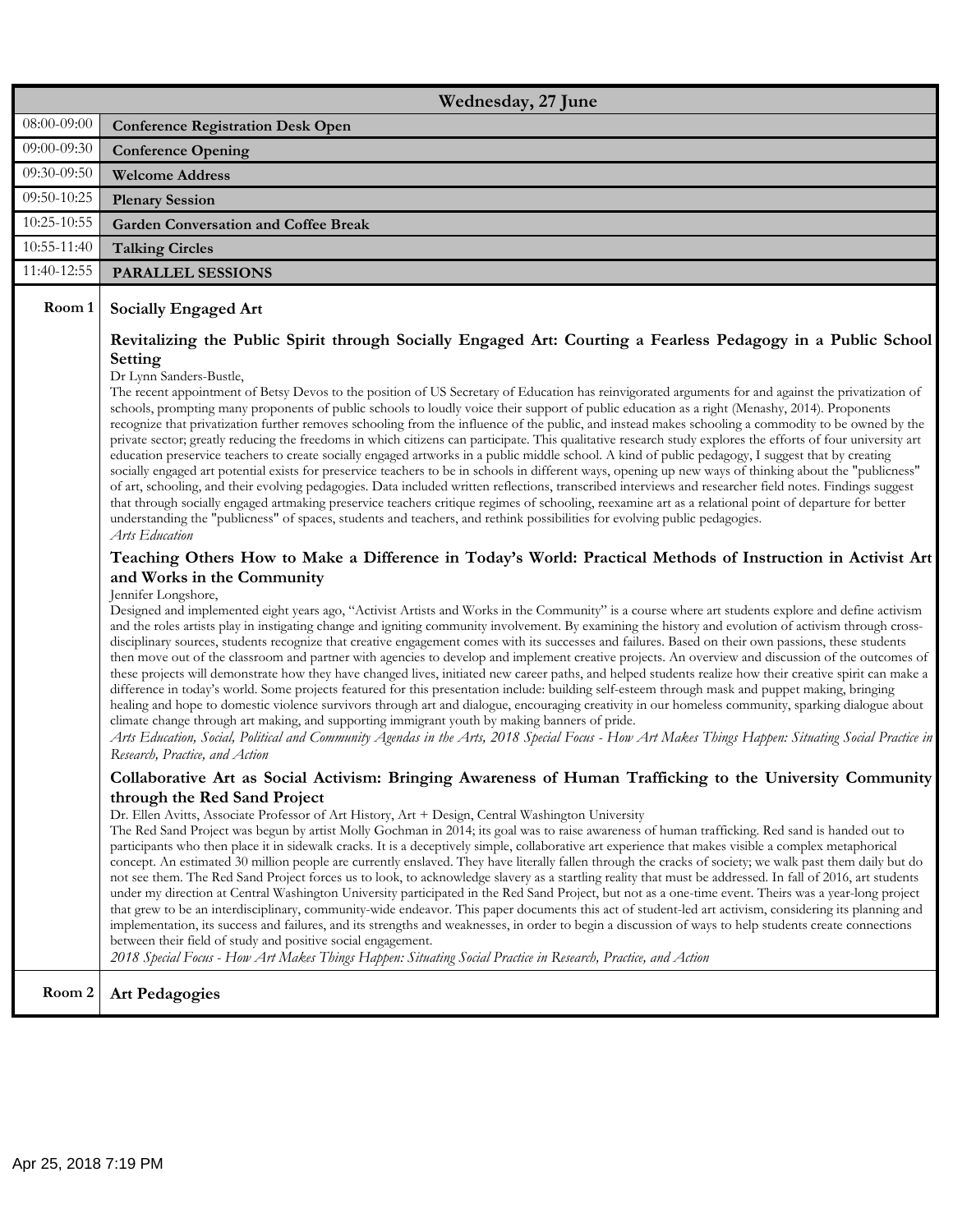## Wednesday, 27 June

| Time | Event |
|---|---|
| 08:00-09:00 | **Conference Registration Desk Open** |
| 09:00-09:30 | **Conference Opening** |
| 09:30-09:50 | **Welcome Address** |
| 09:50-10:25 | **Plenary Session** |
| 10:25-10:55 | **Garden Conversation and Coffee Break** |
| 10:55-11:40 | **Talking Circles** |
| 11:40-12:55 | **PARALLEL SESSIONS** |

### Room 1 — Socially Engaged Art

#### Revitalizing the Public Spirit through Socially Engaged Art: Courting a Fearless Pedagogy in a Public School Setting

Dr Lynn Sanders-Bustle,

The recent appointment of Betsy Devos to the position of US Secretary of Education has reinvigorated arguments for and against the privatization of schools, prompting many proponents of public schools to loudly voice their support of public education as a right (Menashy, 2014). Proponents recognize that privatization further removes schooling from the influence of the public, and instead makes schooling a commodity to be owned by the private sector; greatly reducing the freedoms in which citizens can participate. This qualitative research study explores the efforts of four university art education preservice teachers to create socially engaged artworks in a public middle school. A kind of public pedagogy, I suggest that by creating socially engaged art potential exists for preservice teachers to be in schools in different ways, opening up new ways of thinking about the "publicness" of art, schooling, and their evolving pedagogies. Data included written reflections, transcribed interviews and researcher field notes. Findings suggest that through socially engaged artmaking preservice teachers critique regimes of schooling, reexamine art as a relational point of departure for better understanding the "publicness" of spaces, students and teachers, and rethink possibilities for evolving public pedagogies.

*Arts Education*

#### Teaching Others How to Make a Difference in Today's World: Practical Methods of Instruction in Activist Art and Works in the Community

Jennifer Longshore,

Designed and implemented eight years ago, "Activist Artists and Works in the Community" is a course where art students explore and define activism and the roles artists play in instigating change and igniting community involvement. By examining the history and evolution of activism through cross-disciplinary sources, students recognize that creative engagement comes with its successes and failures. Based on their own passions, these students then move out of the classroom and partner with agencies to develop and implement creative projects. An overview and discussion of the outcomes of these projects will demonstrate how they have changed lives, initiated new career paths, and helped students realize how their creative spirit can make a difference in today's world. Some projects featured for this presentation include: building self-esteem through mask and puppet making, bringing healing and hope to domestic violence survivors through art and dialogue, encouraging creativity in our homeless community, sparking dialogue about climate change through art making, and supporting immigrant youth by making banners of pride.

*Arts Education, Social, Political and Community Agendas in the Arts, 2018 Special Focus - How Art Makes Things Happen: Situating Social Practice in Research, Practice, and Action*

#### Collaborative Art as Social Activism: Bringing Awareness of Human Trafficking to the University Community through the Red Sand Project

Dr. Ellen Avitts, Associate Professor of Art History, Art + Design, Central Washington University

The Red Sand Project was begun by artist Molly Gochman in 2014; its goal was to raise awareness of human trafficking. Red sand is handed out to participants who then place it in sidewalk cracks. It is a deceptively simple, collaborative art experience that makes visible a complex metaphorical concept. An estimated 30 million people are currently enslaved. They have literally fallen through the cracks of society; we walk past them daily but do not see them. The Red Sand Project forces us to look, to acknowledge slavery as a startling reality that must be addressed. In fall of 2016, art students under my direction at Central Washington University participated in the Red Sand Project, but not as a one-time event. Theirs was a year-long project that grew to be an interdisciplinary, community-wide endeavor. This paper documents this act of student-led art activism, considering its planning and implementation, its success and failures, and its strengths and weaknesses, in order to begin a discussion of ways to help students create connections between their field of study and positive social engagement.

*2018 Special Focus - How Art Makes Things Happen: Situating Social Practice in Research, Practice, and Action*

### Room 2 — Art Pedagogies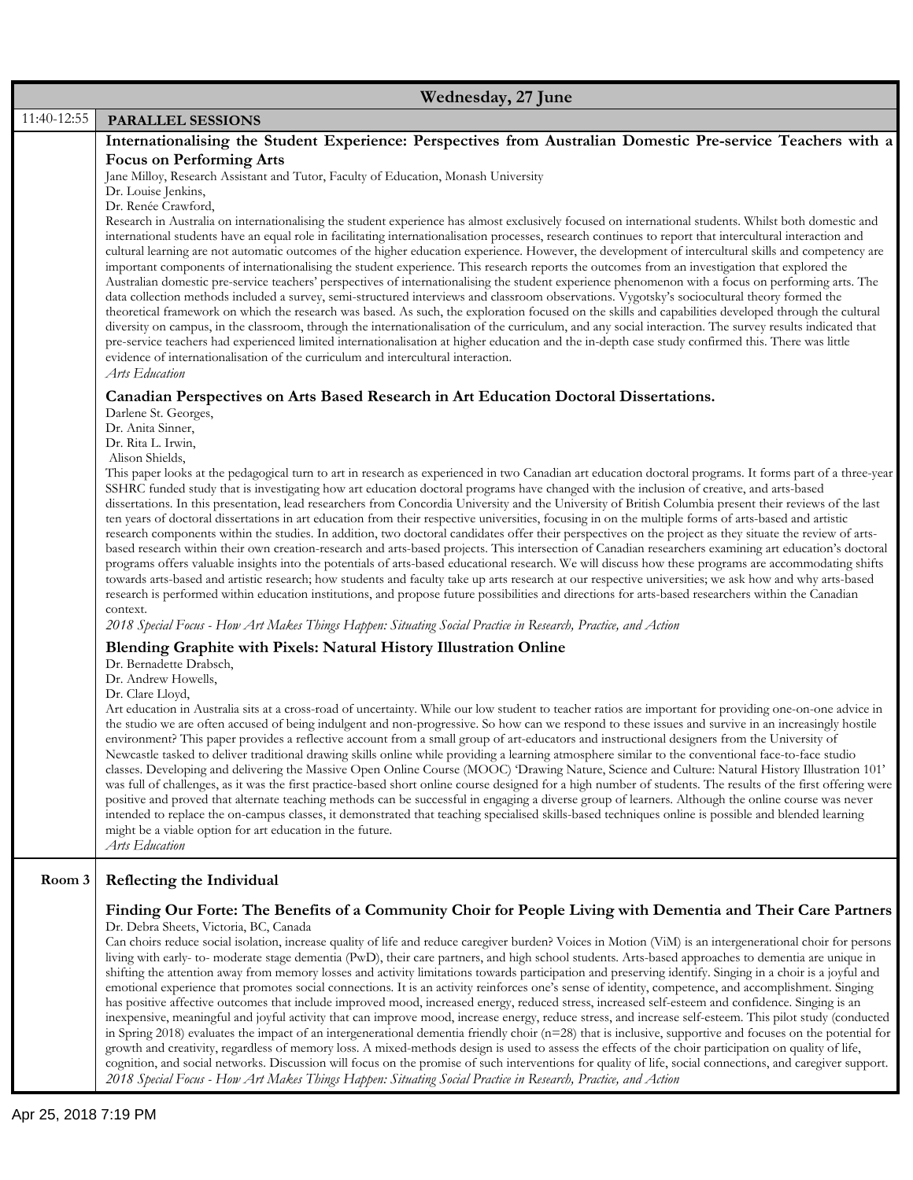## Wednesday, 27 June

**11:40-12:55 PARALLEL SESSIONS**

### Internationalising the Student Experience: Perspectives from Australian Domestic Pre-service Teachers with a Focus on Performing Arts

Jane Milloy, Research Assistant and Tutor, Faculty of Education, Monash University
Dr. Louise Jenkins,
Dr. Renée Crawford,

Research in Australia on internationalising the student experience has almost exclusively focused on international students. Whilst both domestic and international students have an equal role in facilitating internationalisation processes, research continues to report that intercultural interaction and cultural learning are not automatic outcomes of the higher education experience. However, the development of intercultural skills and competency are important components of internationalising the student experience. This research reports the outcomes from an investigation that explored the Australian domestic pre-service teachers' perspectives of internationalising the student experience phenomenon with a focus on performing arts. The data collection methods included a survey, semi-structured interviews and classroom observations. Vygotsky's sociocultural theory formed the theoretical framework on which the research was based. As such, the exploration focused on the skills and capabilities developed through the cultural diversity on campus, in the classroom, through the internationalisation of the curriculum, and any social interaction. The survey results indicated that pre-service teachers had experienced limited internationalisation at higher education and the in-depth case study confirmed this. There was little evidence of internationalisation of the curriculum and intercultural interaction.

*Arts Education*

### Canadian Perspectives on Arts Based Research in Art Education Doctoral Dissertations.

Darlene St. Georges,
Dr. Anita Sinner,
Dr. Rita L. Irwin,
Alison Shields,

This paper looks at the pedagogical turn to art in research as experienced in two Canadian art education doctoral programs. It forms part of a three-year SSHRC funded study that is investigating how art education doctoral programs have changed with the inclusion of creative, and arts-based dissertations. In this presentation, lead researchers from Concordia University and the University of British Columbia present their reviews of the last ten years of doctoral dissertations in art education from their respective universities, focusing in on the multiple forms of arts-based and artistic research components within the studies. In addition, two doctoral candidates offer their perspectives on the project as they situate the review of arts-based research within their own creation-research and arts-based projects. This intersection of Canadian researchers examining art education's doctoral programs offers valuable insights into the potentials of arts-based educational research. We will discuss how these programs are accommodating shifts towards arts-based and artistic research; how students and faculty take up arts research at our respective universities; we ask how and why arts-based research is performed within education institutions, and propose future possibilities and directions for arts-based researchers within the Canadian context.

*2018 Special Focus - How Art Makes Things Happen: Situating Social Practice in Research, Practice, and Action*

### Blending Graphite with Pixels: Natural History Illustration Online

Dr. Bernadette Drabsch,
Dr. Andrew Howells,
Dr. Clare Lloyd,

Art education in Australia sits at a cross-road of uncertainty. While our low student to teacher ratios are important for providing one-on-one advice in the studio we are often accused of being indulgent and non-progressive. So how can we respond to these issues and survive in an increasingly hostile environment? This paper provides a reflective account from a small group of art-educators and instructional designers from the University of Newcastle tasked to deliver traditional drawing skills online while providing a learning atmosphere similar to the conventional face-to-face studio classes. Developing and delivering the Massive Open Online Course (MOOC) 'Drawing Nature, Science and Culture: Natural History Illustration 101' was full of challenges, as it was the first practice-based short online course designed for a high number of students. The results of the first offering were positive and proved that alternate teaching methods can be successful in engaging a diverse group of learners. Although the online course was never intended to replace the on-campus classes, it demonstrated that teaching specialised skills-based techniques online is possible and blended learning might be a viable option for art education in the future.

*Arts Education*

**Room 3 — Reflecting the Individual**

### Finding Our Forte: The Benefits of a Community Choir for People Living with Dementia and Their Care Partners

Dr. Debra Sheets, Victoria, BC, Canada

Can choirs reduce social isolation, increase quality of life and reduce caregiver burden? Voices in Motion (ViM) is an intergenerational choir for persons living with early- to- moderate stage dementia (PwD), their care partners, and high school students. Arts-based approaches to dementia are unique in shifting the attention away from memory losses and activity limitations towards participation and preserving identify. Singing in a choir is a joyful and emotional experience that promotes social connections. It is an activity reinforces one's sense of identity, competence, and accomplishment. Singing has positive affective outcomes that include improved mood, increased energy, reduced stress, increased self-esteem and confidence. Singing is an inexpensive, meaningful and joyful activity that can improve mood, increase energy, reduce stress, and increase self-esteem. This pilot study (conducted in Spring 2018) evaluates the impact of an intergenerational dementia friendly choir (n=28) that is inclusive, supportive and focuses on the potential for growth and creativity, regardless of memory loss. A mixed-methods design is used to assess the effects of the choir participation on quality of life, cognition, and social networks. Discussion will focus on the promise of such interventions for quality of life, social connections, and caregiver support.

*2018 Special Focus - How Art Makes Things Happen: Situating Social Practice in Research, Practice, and Action*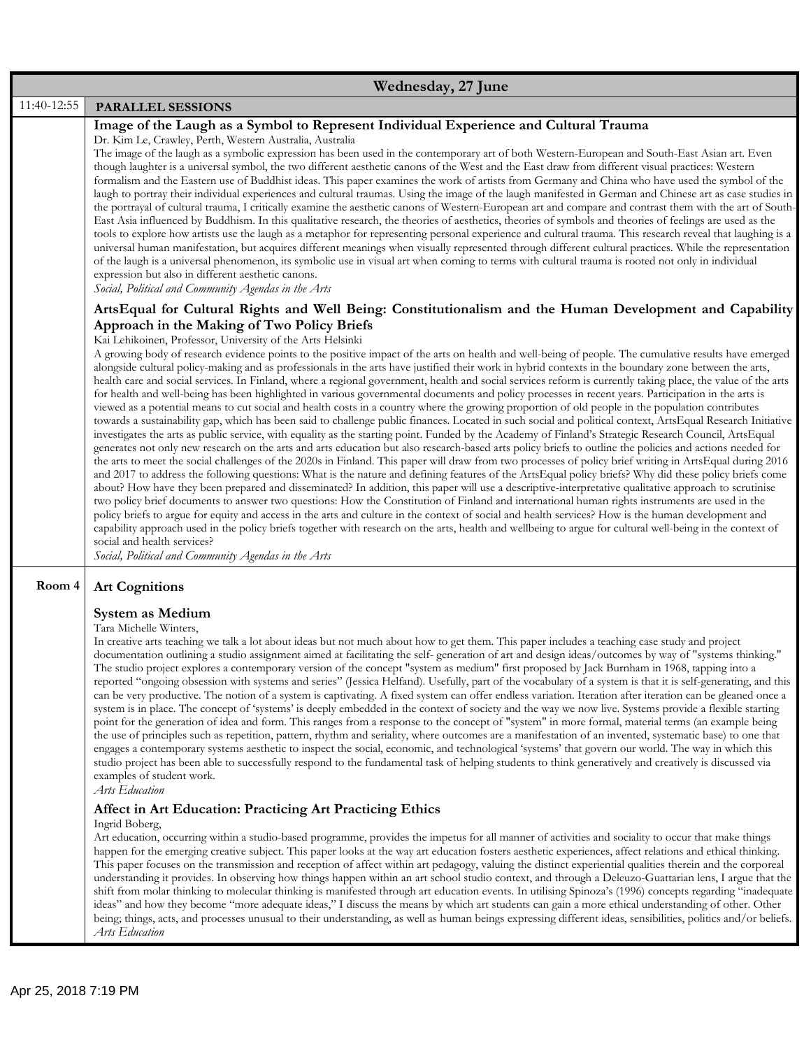## Wednesday, 27 June

**11:40-12:55 PARALLEL SESSIONS**

### Image of the Laugh as a Symbol to Represent Individual Experience and Cultural Trauma

Dr. Kim Le, Crawley, Perth, Western Australia, Australia

The image of the laugh as a symbolic expression has been used in the contemporary art of both Western-European and South-East Asian art. Even though laughter is a universal symbol, the two different aesthetic canons of the West and the East draw from different visual practices: Western formalism and the Eastern use of Buddhist ideas. This paper examines the work of artists from Germany and China who have used the symbol of the laugh to portray their individual experiences and cultural traumas. Using the image of the laugh manifested in German and Chinese art as case studies in the portrayal of cultural trauma, I critically examine the aesthetic canons of Western-European art and compare and contrast them with the art of South-East Asia influenced by Buddhism. In this qualitative research, the theories of aesthetics, theories of symbols and theories of feelings are used as the tools to explore how artists use the laugh as a metaphor for representing personal experience and cultural trauma. This research reveal that laughing is a universal human manifestation, but acquires different meanings when visually represented through different cultural practices. While the representation of the laugh is a universal phenomenon, its symbolic use in visual art when coming to terms with cultural trauma is rooted not only in individual expression but also in different aesthetic canons.

*Social, Political and Community Agendas in the Arts*

### ArtsEqual for Cultural Rights and Well Being: Constitutionalism and the Human Development and Capability Approach in the Making of Two Policy Briefs

Kai Lehikoinen, Professor, University of the Arts Helsinki

A growing body of research evidence points to the positive impact of the arts on health and well-being of people. The cumulative results have emerged alongside cultural policy-making and as professionals in the arts have justified their work in hybrid contexts in the boundary zone between the arts, health care and social services. In Finland, where a regional government, health and social services reform is currently taking place, the value of the arts for health and well-being has been highlighted in various governmental documents and policy processes in recent years. Participation in the arts is viewed as a potential means to cut social and health costs in a country where the growing proportion of old people in the population contributes towards a sustainability gap, which has been said to challenge public finances. Located in such social and political context, ArtsEqual Research Initiative investigates the arts as public service, with equality as the starting point. Funded by the Academy of Finland's Strategic Research Council, ArtsEqual generates not only new research on the arts and arts education but also research-based arts policy briefs to outline the policies and actions needed for the arts to meet the social challenges of the 2020s in Finland. This paper will draw from two processes of policy brief writing in ArtsEqual during 2016 and 2017 to address the following questions: What is the nature and defining features of the ArtsEqual policy briefs? Why did these policy briefs come about? How have they been prepared and disseminated? In addition, this paper will use a descriptive-interpretative qualitative approach to scrutinise two policy brief documents to answer two questions: How the Constitution of Finland and international human rights instruments are used in the policy briefs to argue for equity and access in the arts and culture in the context of social and health services? How is the human development and capability approach used in the policy briefs together with research on the arts, health and wellbeing to argue for cultural well-being in the context of social and health services?

*Social, Political and Community Agendas in the Arts*

**Room 4**

## Art Cognitions

### System as Medium

Tara Michelle Winters,

In creative arts teaching we talk a lot about ideas but not much about how to get them. This paper includes a teaching case study and project documentation outlining a studio assignment aimed at facilitating the self- generation of art and design ideas/outcomes by way of "systems thinking." The studio project explores a contemporary version of the concept "system as medium" first proposed by Jack Burnham in 1968, tapping into a reported "ongoing obsession with systems and series" (Jessica Helfand). Usefully, part of the vocabulary of a system is that it is self-generating, and this can be very productive. The notion of a system is captivating. A fixed system can offer endless variation. Iteration after iteration can be gleaned once a system is in place. The concept of 'systems' is deeply embedded in the context of society and the way we now live. Systems provide a flexible starting point for the generation of idea and form. This ranges from a response to the concept of "system" in more formal, material terms (an example being the use of principles such as repetition, pattern, rhythm and seriality, where outcomes are a manifestation of an invented, systematic base) to one that engages a contemporary systems aesthetic to inspect the social, economic, and technological 'systems' that govern our world. The way in which this studio project has been able to successfully respond to the fundamental task of helping students to think generatively and creatively is discussed via examples of student work.

*Arts Education*

### Affect in Art Education: Practicing Art Practicing Ethics

Ingrid Boberg,

Art education, occurring within a studio-based programme, provides the impetus for all manner of activities and sociality to occur that make things happen for the emerging creative subject. This paper looks at the way art education fosters aesthetic experiences, affect relations and ethical thinking. This paper focuses on the transmission and reception of affect within art pedagogy, valuing the distinct experiential qualities therein and the corporeal understanding it provides. In observing how things happen within an art school studio context, and through a Deleuzo-Guattarian lens, I argue that the shift from molar thinking to molecular thinking is manifested through art education events. In utilising Spinoza's (1996) concepts regarding "inadequate ideas" and how they become "more adequate ideas," I discuss the means by which art students can gain a more ethical understanding of other. Other being; things, acts, and processes unusual to their understanding, as well as human beings expressing different ideas, sensibilities, politics and/or beliefs.

*Arts Education*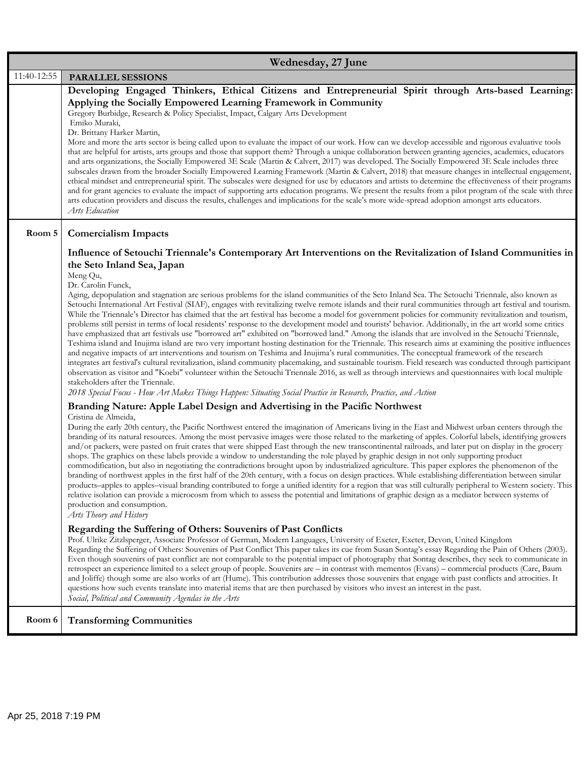## Wednesday, 27 June

**11:40-12:55 PARALLEL SESSIONS**

### Developing Engaged Thinkers, Ethical Citizens and Entrepreneurial Spirit through Arts-based Learning: Applying the Socially Empowered Learning Framework in Community

Gregory Burbidge, Research & Policy Specialist, Impact, Calgary Arts Development
Emiko Muraki,
Dr. Brittany Harker Martin,

More and more the arts sector is being called upon to evaluate the impact of our work. How can we develop accessible and rigorous evaluative tools that are helpful for artists, arts groups and those that support them? Through a unique collaboration between granting agencies, academics, educators and arts organizations, the Socially Empowered 3E Scale (Martin & Calvert, 2017) was developed. The Socially Empowered 3E Scale includes three subscales drawn from the broader Socially Empowered Learning Framework (Martin & Calvert, 2018) that measure changes in intellectual engagement, ethical mindset and entrepreneurial spirit. The subscales were designed for use by educators and artists to determine the effectiveness of their programs and for grant agencies to evaluate the impact of supporting arts education programs. We present the results from a pilot program of the scale with three arts education providers and discuss the results, challenges and implications for the scale's more wide-spread adoption amongst arts educators.

*Arts Education*

**Room 5**

## Comercialism Impacts

### Influence of Setouchi Triennale's Contemporary Art Interventions on the Revitalization of Island Communities in the Seto Inland Sea, Japan

Meng Qu,
Dr. Carolin Funck,

Aging, depopulation and stagnation are serious problems for the island communities of the Seto Inland Sea. The Setouchi Triennale, also known as Setouchi International Art Festival (SIAF), engages with revitalizing twelve remote islands and their rural communities through art festival and tourism. While the Triennale's Director has claimed that the art festival has become a model for government policies for community revitalization and tourism, problems still persist in terms of local residents' response to the development model and tourists' behavior. Additionally, in the art world some critics have emphasized that art festivals use "borrowed art" exhibited on "borrowed land." Among the islands that are involved in the Setouchi Triennale, Teshima island and Inujima island are two very important hosting destination for the Triennale. This research aims at examining the positive influences and negative impacts of art interventions and tourism on Teshima and Inujima's rural communities. The conceptual framework of the research integrates art festival's cultural revitalization, island community placemaking, and sustainable tourism. Field research was conducted through participant observation as visitor and "Koebi" volunteer within the Setouchi Triennale 2016, as well as through interviews and questionnaires with local multiple stakeholders after the Triennale.

*2018 Special Focus - How Art Makes Things Happen: Situating Social Practice in Research, Practice, and Action*

### Branding Nature: Apple Label Design and Advertising in the Pacific Northwest

Cristina de Almeida,

During the early 20th century, the Pacific Northwest entered the imagination of Americans living in the East and Midwest urban centers through the branding of its natural resources. Among the most pervasive images were those related to the marketing of apples. Colorful labels, identifying growers and/or packers, were pasted on fruit crates that were shipped East through the new transcontinental railroads, and later put on display in the grocery shops. The graphics on these labels provide a window to understanding the role played by graphic design in not only supporting product commodification, but also in negotiating the contradictions brought upon by industrialized agriculture. This paper explores the phenomenon of the branding of northwest apples in the first half of the 20th century, with a focus on design practices. While establishing differentiation between similar products–apples to apples–visual branding contributed to forge a unified identity for a region that was still culturally peripheral to Western society. This relative isolation can provide a microcosm from which to assess the potential and limitations of graphic design as a mediator between systems of production and consumption.

*Arts Theory and History*

### Regarding the Suffering of Others: Souvenirs of Past Conflicts

Prof. Ulrike Zitzlsperger, Associate Professor of German, Modern Languages, University of Exeter, Exeter, Devon, United Kingdom

Regarding the Suffering of Others: Souvenirs of Past Conflict This paper takes its cue from Susan Sontag's essay Regarding the Pain of Others (2003). Even though souvenirs of past conflict are not comparable to the potential impact of photography that Sontag describes, they seek to communicate in retrospect an experience limited to a select group of people. Souvenirs are – in contrast with mementos (Evans) – commercial products (Care, Baum and Joliffe) though some are also works of art (Hume). This contribution addresses those souvenirs that engage with past conflicts and atrocities. It questions how such events translate into material items that are then purchased by visitors who invest an interest in the past.

*Social, Political and Community Agendas in the Arts*

**Room 6**

## Transforming Communities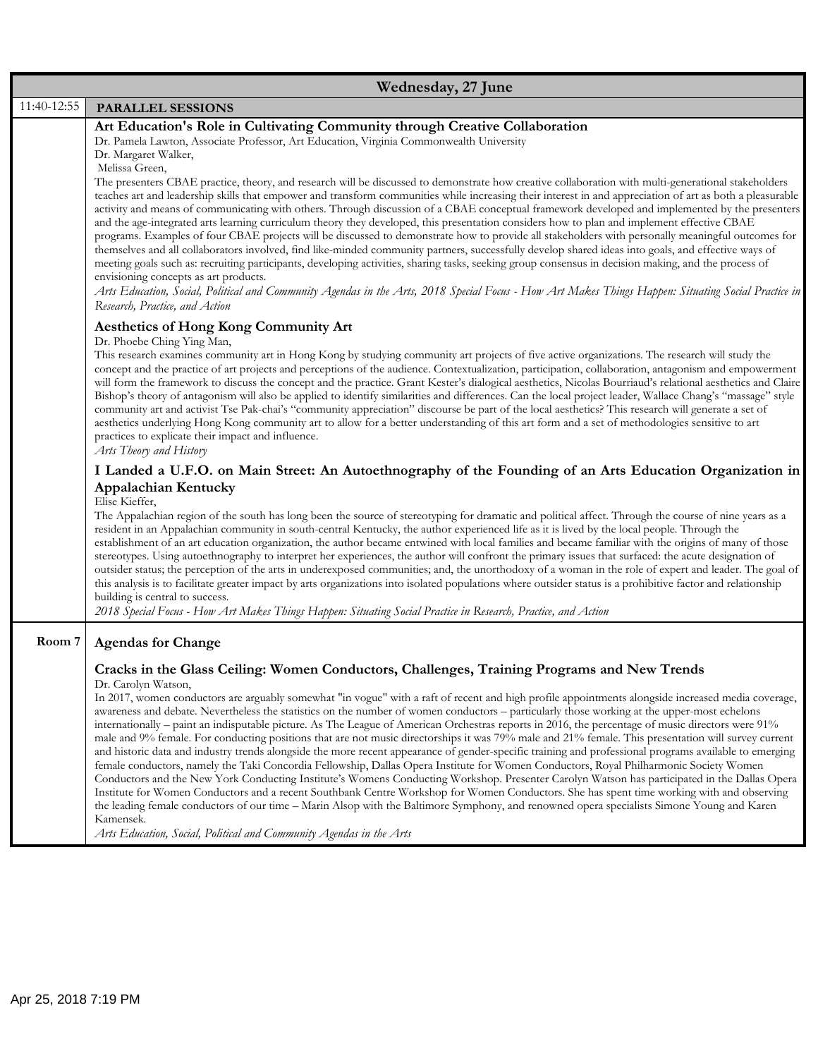## Wednesday, 27 June

**11:40-12:55** **PARALLEL SESSIONS**

### Art Education's Role in Cultivating Community through Creative Collaboration

Dr. Pamela Lawton, Associate Professor, Art Education, Virginia Commonwealth University
Dr. Margaret Walker,
Melissa Green,

The presenters CBAE practice, theory, and research will be discussed to demonstrate how creative collaboration with multi-generational stakeholders teaches art and leadership skills that empower and transform communities while increasing their interest in and appreciation of art as both a pleasurable activity and means of communicating with others. Through discussion of a CBAE conceptual framework developed and implemented by the presenters and the age-integrated arts learning curriculum theory they developed, this presentation considers how to plan and implement effective CBAE programs. Examples of four CBAE projects will be discussed to demonstrate how to provide all stakeholders with personally meaningful outcomes for themselves and all collaborators involved, find like-minded community partners, successfully develop shared ideas into goals, and effective ways of meeting goals such as: recruiting participants, developing activities, sharing tasks, seeking group consensus in decision making, and the process of envisioning concepts as art products.

*Arts Education, Social, Political and Community Agendas in the Arts, 2018 Special Focus - How Art Makes Things Happen: Situating Social Practice in Research, Practice, and Action*

### Aesthetics of Hong Kong Community Art

Dr. Phoebe Ching Ying Man,

This research examines community art in Hong Kong by studying community art projects of five active organizations. The research will study the concept and the practice of art projects and perceptions of the audience. Contextualization, participation, collaboration, antagonism and empowerment will form the framework to discuss the concept and the practice. Grant Kester's dialogical aesthetics, Nicolas Bourriaud's relational aesthetics and Claire Bishop's theory of antagonism will also be applied to identify similarities and differences. Can the local project leader, Wallace Chang's "massage" style community art and activist Tse Pak-chai's "community appreciation" discourse be part of the local aesthetics? This research will generate a set of aesthetics underlying Hong Kong community art to allow for a better understanding of this art form and a set of methodologies sensitive to art practices to explicate their impact and influence.

*Arts Theory and History*

### I Landed a U.F.O. on Main Street: An Autoethnography of the Founding of an Arts Education Organization in Appalachian Kentucky

Elise Kieffer,

The Appalachian region of the south has long been the source of stereotyping for dramatic and political affect. Through the course of nine years as a resident in an Appalachian community in south-central Kentucky, the author experienced life as it is lived by the local people. Through the establishment of an art education organization, the author became entwined with local families and became familiar with the origins of many of those stereotypes. Using autoethnography to interpret her experiences, the author will confront the primary issues that surfaced: the acute designation of outsider status; the perception of the arts in underexposed communities; and, the unorthodoxy of a woman in the role of expert and leader. The goal of this analysis is to facilitate greater impact by arts organizations into isolated populations where outsider status is a prohibitive factor and relationship building is central to success.

*2018 Special Focus - How Art Makes Things Happen: Situating Social Practice in Research, Practice, and Action*

**Room 7** **Agendas for Change**

### Cracks in the Glass Ceiling: Women Conductors, Challenges, Training Programs and New Trends

Dr. Carolyn Watson,

In 2017, women conductors are arguably somewhat "in vogue" with a raft of recent and high profile appointments alongside increased media coverage, awareness and debate. Nevertheless the statistics on the number of women conductors – particularly those working at the upper-most echelons internationally – paint an indisputable picture. As The League of American Orchestras reports in 2016, the percentage of music directors were 91% male and 9% female. For conducting positions that are not music directorships it was 79% male and 21% female. This presentation will survey current and historic data and industry trends alongside the more recent appearance of gender-specific training and professional programs available to emerging female conductors, namely the Taki Concordia Fellowship, Dallas Opera Institute for Women Conductors, Royal Philharmonic Society Women Conductors and the New York Conducting Institute's Womens Conducting Workshop. Presenter Carolyn Watson has participated in the Dallas Opera Institute for Women Conductors and a recent Southbank Centre Workshop for Women Conductors. She has spent time working with and observing the leading female conductors of our time – Marin Alsop with the Baltimore Symphony, and renowned opera specialists Simone Young and Karen Kamensek.

*Arts Education, Social, Political and Community Agendas in the Arts*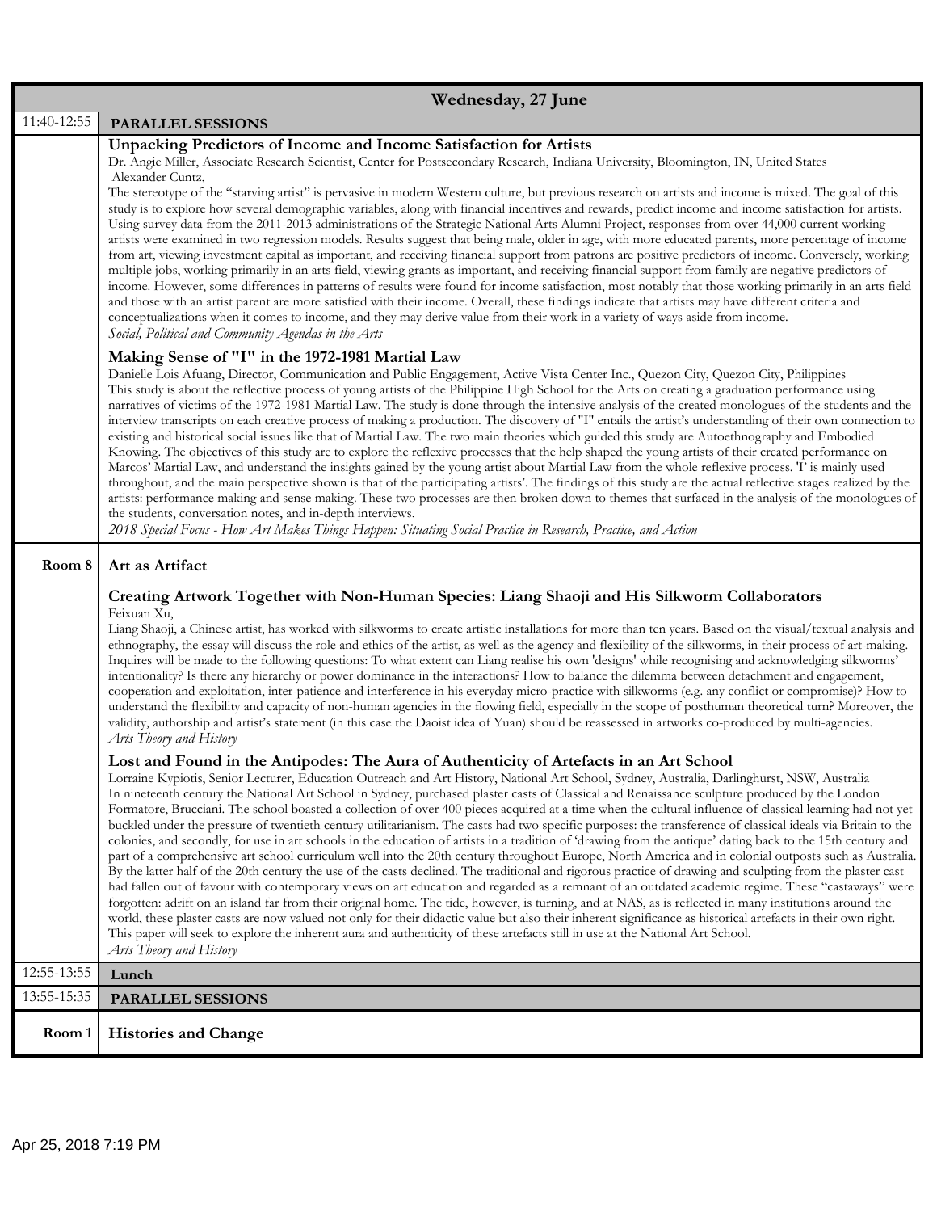## Wednesday, 27 June

**11:40-12:55** **PARALLEL SESSIONS**

### Unpacking Predictors of Income and Income Satisfaction for Artists

Dr. Angie Miller, Associate Research Scientist, Center for Postsecondary Research, Indiana University, Bloomington, IN, United States
Alexander Cuntz,

The stereotype of the "starving artist" is pervasive in modern Western culture, but previous research on artists and income is mixed. The goal of this study is to explore how several demographic variables, along with financial incentives and rewards, predict income and income satisfaction for artists. Using survey data from the 2011-2013 administrations of the Strategic National Arts Alumni Project, responses from over 44,000 current working artists were examined in two regression models. Results suggest that being male, older in age, with more educated parents, more percentage of income from art, viewing investment capital as important, and receiving financial support from patrons are positive predictors of income. Conversely, working multiple jobs, working primarily in an arts field, viewing grants as important, and receiving financial support from family are negative predictors of income. However, some differences in patterns of results were found for income satisfaction, most notably that those working primarily in an arts field and those with an artist parent are more satisfied with their income. Overall, these findings indicate that artists may have different criteria and conceptualizations when it comes to income, and they may derive value from their work in a variety of ways aside from income.

*Social, Political and Community Agendas in the Arts*

### Making Sense of "I" in the 1972-1981 Martial Law

Danielle Lois Afuang, Director, Communication and Public Engagement, Active Vista Center Inc., Quezon City, Quezon City, Philippines

This study is about the reflective process of young artists of the Philippine High School for the Arts on creating a graduation performance using narratives of victims of the 1972-1981 Martial Law. The study is done through the intensive analysis of the created monologues of the students and the interview transcripts on each creative process of making a production. The discovery of "I" entails the artist's understanding of their own connection to existing and historical social issues like that of Martial Law. The two main theories which guided this study are Autoethnography and Embodied Knowing. The objectives of this study are to explore the reflexive processes that the help shaped the young artists of their created performance on Marcos' Martial Law, and understand the insights gained by the young artist about Martial Law from the whole reflexive process. 'I' is mainly used throughout, and the main perspective shown is that of the participating artists'. The findings of this study are the actual reflective stages realized by the artists: performance making and sense making. These two processes are then broken down to themes that surfaced in the analysis of the monologues of the students, conversation notes, and in-depth interviews.

*2018 Special Focus - How Art Makes Things Happen: Situating Social Practice in Research, Practice, and Action*

**Room 8** **Art as Artifact**

### Creating Artwork Together with Non-Human Species: Liang Shaoji and His Silkworm Collaborators

Feixuan Xu,

Liang Shaoji, a Chinese artist, has worked with silkworms to create artistic installations for more than ten years. Based on the visual/textual analysis and ethnography, the essay will discuss the role and ethics of the artist, as well as the agency and flexibility of the silkworms, in their process of art-making. Inquires will be made to the following questions: To what extent can Liang realise his own 'designs' while recognising and acknowledging silkworms' intentionality? Is there any hierarchy or power dominance in the interactions? How to balance the dilemma between detachment and engagement, cooperation and exploitation, inter-patience and interference in his everyday micro-practice with silkworms (e.g. any conflict or compromise)? How to understand the flexibility and capacity of non-human agencies in the flowing field, especially in the scope of posthuman theoretical turn? Moreover, the validity, authorship and artist's statement (in this case the Daoist idea of Yuan) should be reassessed in artworks co-produced by multi-agencies.

*Arts Theory and History*

### Lost and Found in the Antipodes: The Aura of Authenticity of Artefacts in an Art School

Lorraine Kypiotis, Senior Lecturer, Education Outreach and Art History, National Art School, Sydney, Australia, Darlinghurst, NSW, Australia

In nineteenth century the National Art School in Sydney, purchased plaster casts of Classical and Renaissance sculpture produced by the London Formatore, Brucciani. The school boasted a collection of over 400 pieces acquired at a time when the cultural influence of classical learning had not yet buckled under the pressure of twentieth century utilitarianism. The casts had two specific purposes: the transference of classical ideals via Britain to the colonies, and secondly, for use in art schools in the education of artists in a tradition of 'drawing from the antique' dating back to the 15th century and part of a comprehensive art school curriculum well into the 20th century throughout Europe, North America and in colonial outposts such as Australia. By the latter half of the 20th century the use of the casts declined. The traditional and rigorous practice of drawing and sculpting from the plaster cast had fallen out of favour with contemporary views on art education and regarded as a remnant of an outdated academic regime. These "castaways" were forgotten: adrift on an island far from their original home. The tide, however, is turning, and at NAS, as is reflected in many institutions around the world, these plaster casts are now valued not only for their didactic value but also their inherent significance as historical artefacts in their own right. This paper will seek to explore the inherent aura and authenticity of these artefacts still in use at the National Art School.

*Arts Theory and History*

**12:55-13:55** **Lunch**

**13:55-15:35** **PARALLEL SESSIONS**

**Room 1** **Histories and Change**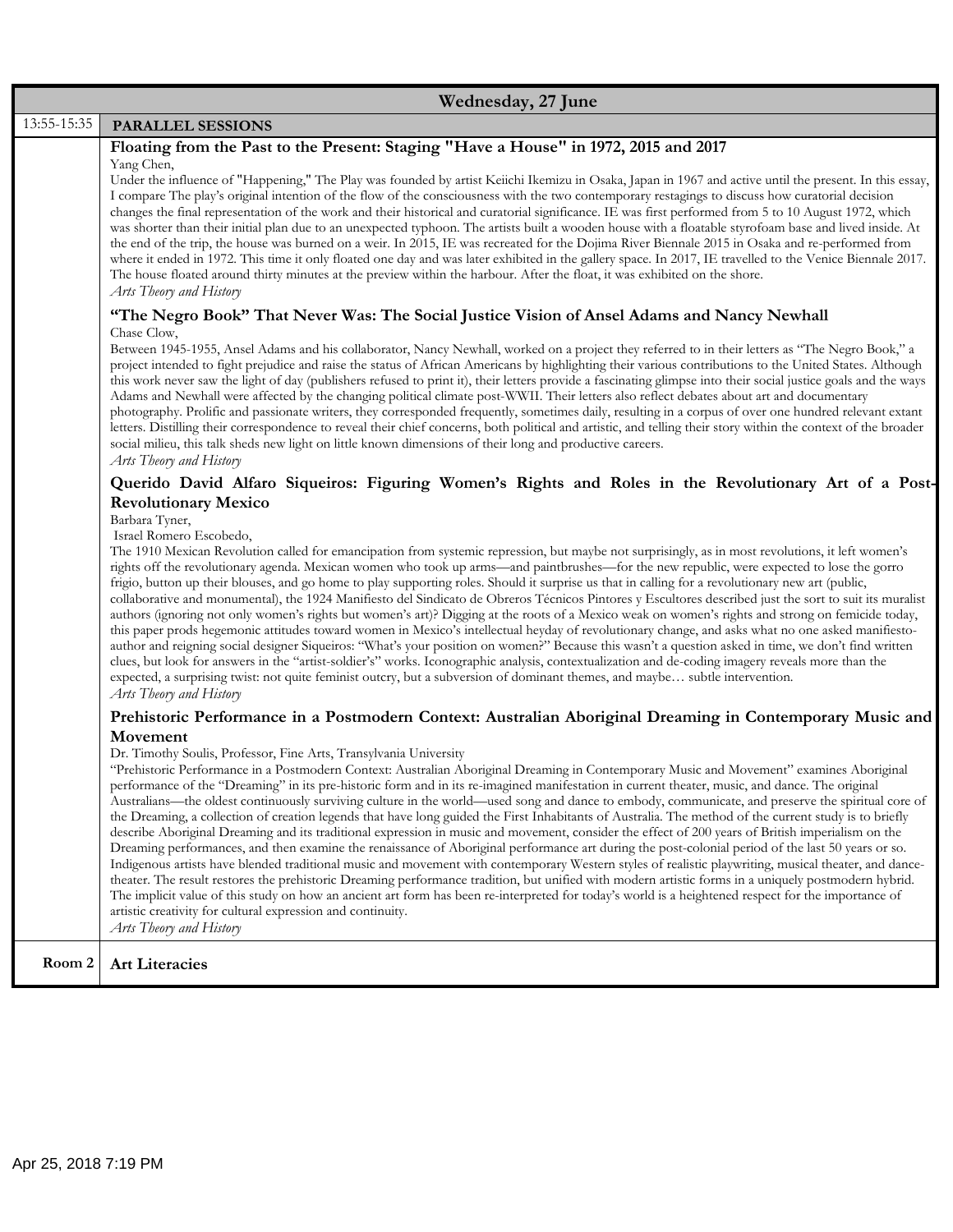## Wednesday, 27 June

**13:55-15:35** **PARALLEL SESSIONS**

### Floating from the Past to the Present: Staging "Have a House" in 1972, 2015 and 2017

Yang Chen,

Under the influence of "Happening," The Play was founded by artist Keiichi Ikemizu in Osaka, Japan in 1967 and active until the present. In this essay, I compare The play's original intention of the flow of the consciousness with the two contemporary restagings to discuss how curatorial decision changes the final representation of the work and their historical and curatorial significance. IE was first performed from 5 to 10 August 1972, which was shorter than their initial plan due to an unexpected typhoon. The artists built a wooden house with a floatable styrofoam base and lived inside. At the end of the trip, the house was burned on a weir. In 2015, IE was recreated for the Dojima River Biennale 2015 in Osaka and re-performed from where it ended in 1972. This time it only floated one day and was later exhibited in the gallery space. In 2017, IE travelled to the Venice Biennale 2017. The house floated around thirty minutes at the preview within the harbour. After the float, it was exhibited on the shore.

*Arts Theory and History*

### "The Negro Book" That Never Was: The Social Justice Vision of Ansel Adams and Nancy Newhall

Chase Clow,

Between 1945-1955, Ansel Adams and his collaborator, Nancy Newhall, worked on a project they referred to in their letters as "The Negro Book," a project intended to fight prejudice and raise the status of African Americans by highlighting their various contributions to the United States. Although this work never saw the light of day (publishers refused to print it), their letters provide a fascinating glimpse into their social justice goals and the ways Adams and Newhall were affected by the changing political climate post-WWII. Their letters also reflect debates about art and documentary photography. Prolific and passionate writers, they corresponded frequently, sometimes daily, resulting in a corpus of over one hundred relevant extant letters. Distilling their correspondence to reveal their chief concerns, both political and artistic, and telling their story within the context of the broader social milieu, this talk sheds new light on little known dimensions of their long and productive careers.

*Arts Theory and History*

### Querido David Alfaro Siqueiros: Figuring Women's Rights and Roles in the Revolutionary Art of a Post-Revolutionary Mexico

Barbara Tyner,

Israel Romero Escobedo,

The 1910 Mexican Revolution called for emancipation from systemic repression, but maybe not surprisingly, as in most revolutions, it left women's rights off the revolutionary agenda. Mexican women who took up arms—and paintbrushes—for the new republic, were expected to lose the gorro frigio, button up their blouses, and go home to play supporting roles. Should it surprise us that in calling for a revolutionary new art (public, collaborative and monumental), the 1924 Manifiesto del Sindicato de Obreros Técnicos Pintores y Escultores described just the sort to suit its muralist authors (ignoring not only women's rights but women's art)? Digging at the roots of a Mexico weak on women's rights and strong on femicide today, this paper prods hegemonic attitudes toward women in Mexico's intellectual heyday of revolutionary change, and asks what no one asked manifesto-author and reigning social designer Siqueiros: "What's your position on women?" Because this wasn't a question asked in time, we don't find written clues, but look for answers in the "artist-soldier's" works. Iconographic analysis, contextualization and de-coding imagery reveals more than the expected, a surprising twist: not quite feminist outcry, but a subversion of dominant themes, and maybe… subtle intervention.

*Arts Theory and History*

### Prehistoric Performance in a Postmodern Context: Australian Aboriginal Dreaming in Contemporary Music and Movement

Dr. Timothy Soulis, Professor, Fine Arts, Transylvania University

"Prehistoric Performance in a Postmodern Context: Australian Aboriginal Dreaming in Contemporary Music and Movement" examines Aboriginal performance of the "Dreaming" in its pre-historic form and in its re-imagined manifestation in current theater, music, and dance. The original Australians—the oldest continuously surviving culture in the world—used song and dance to embody, communicate, and preserve the spiritual core of the Dreaming, a collection of creation legends that have long guided the First Inhabitants of Australia. The method of the current study is to briefly describe Aboriginal Dreaming and its traditional expression in music and movement, consider the effect of 200 years of British imperialism on the Dreaming performances, and then examine the renaissance of Aboriginal performance art during the post-colonial period of the last 50 years or so. Indigenous artists have blended traditional music and movement with contemporary Western styles of realistic playwriting, musical theater, and dance-theater. The result restores the prehistoric Dreaming performance tradition, but unified with modern artistic forms in a uniquely postmodern hybrid. The implicit value of this study on how an ancient art form has been re-interpreted for today's world is a heightened respect for the importance of artistic creativity for cultural expression and continuity.

*Arts Theory and History*

**Room 2** **Art Literacies**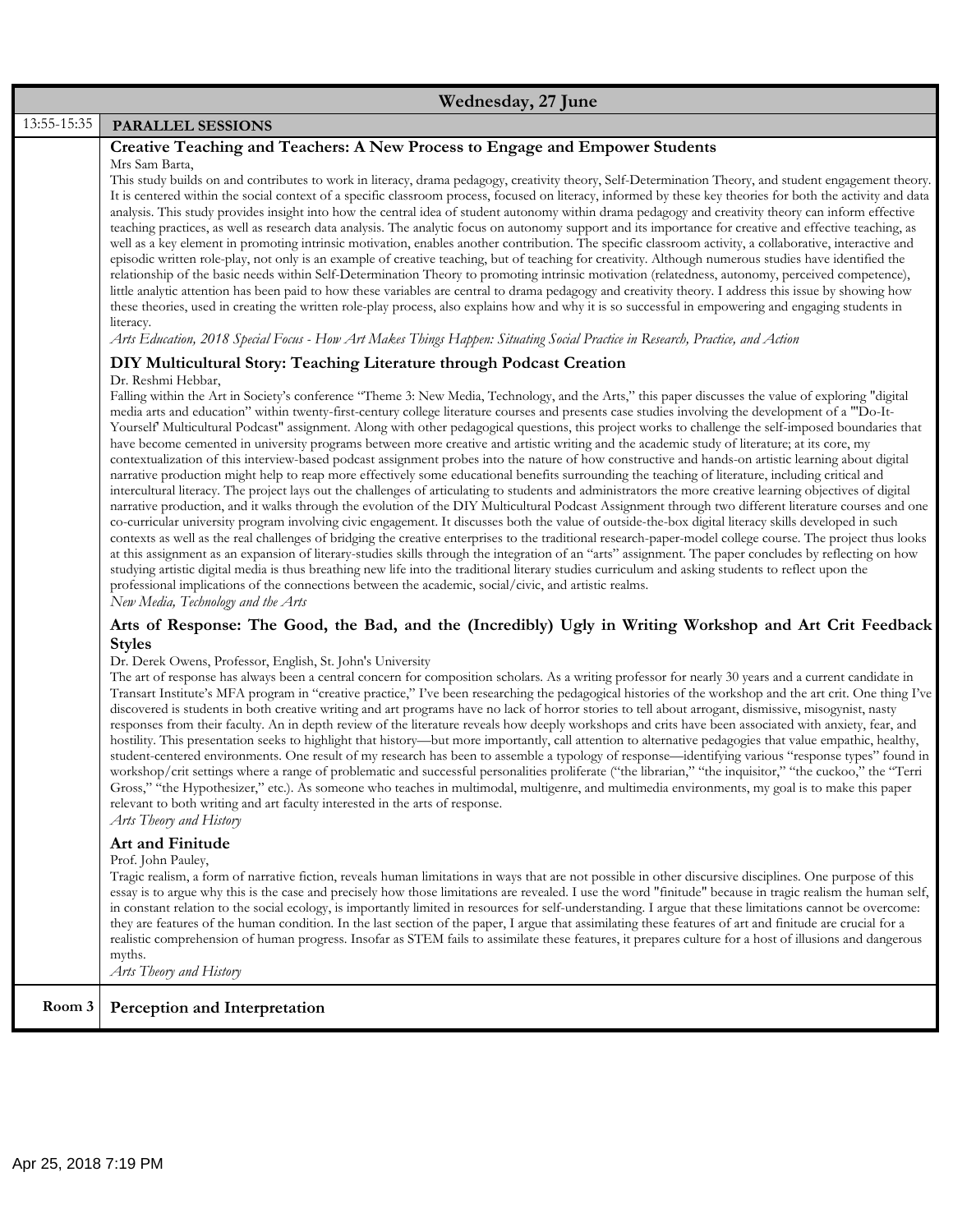## Wednesday, 27 June

**13:55-15:35 PARALLEL SESSIONS**

### Creative Teaching and Teachers: A New Process to Engage and Empower Students

Mrs Sam Barta,

This study builds on and contributes to work in literacy, drama pedagogy, creativity theory, Self-Determination Theory, and student engagement theory. It is centered within the social context of a specific classroom process, focused on literacy, informed by these key theories for both the activity and data analysis. This study provides insight into how the central idea of student autonomy within drama pedagogy and creativity theory can inform effective teaching practices, as well as research data analysis. The analytic focus on autonomy support and its importance for creative and effective teaching, as well as a key element in promoting intrinsic motivation, enables another contribution. The specific classroom activity, a collaborative, interactive and episodic written role-play, not only is an example of creative teaching, but of teaching for creativity. Although numerous studies have identified the relationship of the basic needs within Self-Determination Theory to promoting intrinsic motivation (relatedness, autonomy, perceived competence), little analytic attention has been paid to how these variables are central to drama pedagogy and creativity theory. I address this issue by showing how these theories, used in creating the written role-play process, also explains how and why it is so successful in empowering and engaging students in literacy.

*Arts Education, 2018 Special Focus - How Art Makes Things Happen: Situating Social Practice in Research, Practice, and Action*

### DIY Multicultural Story: Teaching Literature through Podcast Creation

Dr. Reshmi Hebbar,

Falling within the Art in Society's conference "Theme 3: New Media, Technology, and the Arts," this paper discusses the value of exploring "digital media arts and education" within twenty-first-century college literature courses and presents case studies involving the development of a "'Do-It-Yourself' Multicultural Podcast" assignment. Along with other pedagogical questions, this project works to challenge the self-imposed boundaries that have become cemented in university programs between more creative and artistic writing and the academic study of literature; at its core, my contextualization of this interview-based podcast assignment probes into the nature of how constructive and hands-on artistic learning about digital narrative production might help to reap more effectively some educational benefits surrounding the teaching of literature, including critical and intercultural literacy. The project lays out the challenges of articulating to students and administrators the more creative learning objectives of digital narrative production, and it walks through the evolution of the DIY Multicultural Podcast Assignment through two different literature courses and one co-curricular university program involving civic engagement. It discusses both the value of outside-the-box digital literacy skills developed in such contexts as well as the real challenges of bridging the creative enterprises to the traditional research-paper-model college course. The project thus looks at this assignment as an expansion of literary-studies skills through the integration of an "arts" assignment. The paper concludes by reflecting on how studying artistic digital media is thus breathing new life into the traditional literary studies curriculum and asking students to reflect upon the professional implications of the connections between the academic, social/civic, and artistic realms.

*New Media, Technology and the Arts*

### Arts of Response: The Good, the Bad, and the (Incredibly) Ugly in Writing Workshop and Art Crit Feedback Styles

Dr. Derek Owens, Professor, English, St. John's University

The art of response has always been a central concern for composition scholars. As a writing professor for nearly 30 years and a current candidate in Transart Institute's MFA program in "creative practice," I've been researching the pedagogical histories of the workshop and the art crit. One thing I've discovered is students in both creative writing and art programs have no lack of horror stories to tell about arrogant, dismissive, misogynist, nasty responses from their faculty. An in depth review of the literature reveals how deeply workshops and crits have been associated with anxiety, fear, and hostility. This presentation seeks to highlight that history—but more importantly, call attention to alternative pedagogies that value empathic, healthy, student-centered environments. One result of my research has been to assemble a typology of response—identifying various "response types" found in workshop/crit settings where a range of problematic and successful personalities proliferate ("the librarian," "the inquisitor," "the cuckoo," the "Terri Gross," "the Hypothesizer," etc.). As someone who teaches in multimodal, multigenre, and multimedia environments, my goal is to make this paper relevant to both writing and art faculty interested in the arts of response.

*Arts Theory and History*

### Art and Finitude

Prof. John Pauley,

Tragic realism, a form of narrative fiction, reveals human limitations in ways that are not possible in other discursive disciplines. One purpose of this essay is to argue why this is the case and precisely how those limitations are revealed. I use the word "finitude" because in tragic realism the human self, in constant relation to the social ecology, is importantly limited in resources for self-understanding. I argue that these limitations cannot be overcome: they are features of the human condition. In the last section of the paper, I argue that assimilating these features of art and finitude are crucial for a realistic comprehension of human progress. Insofar as STEM fails to assimilate these features, it prepares culture for a host of illusions and dangerous myths.

*Arts Theory and History*

**Room 3 Perception and Interpretation**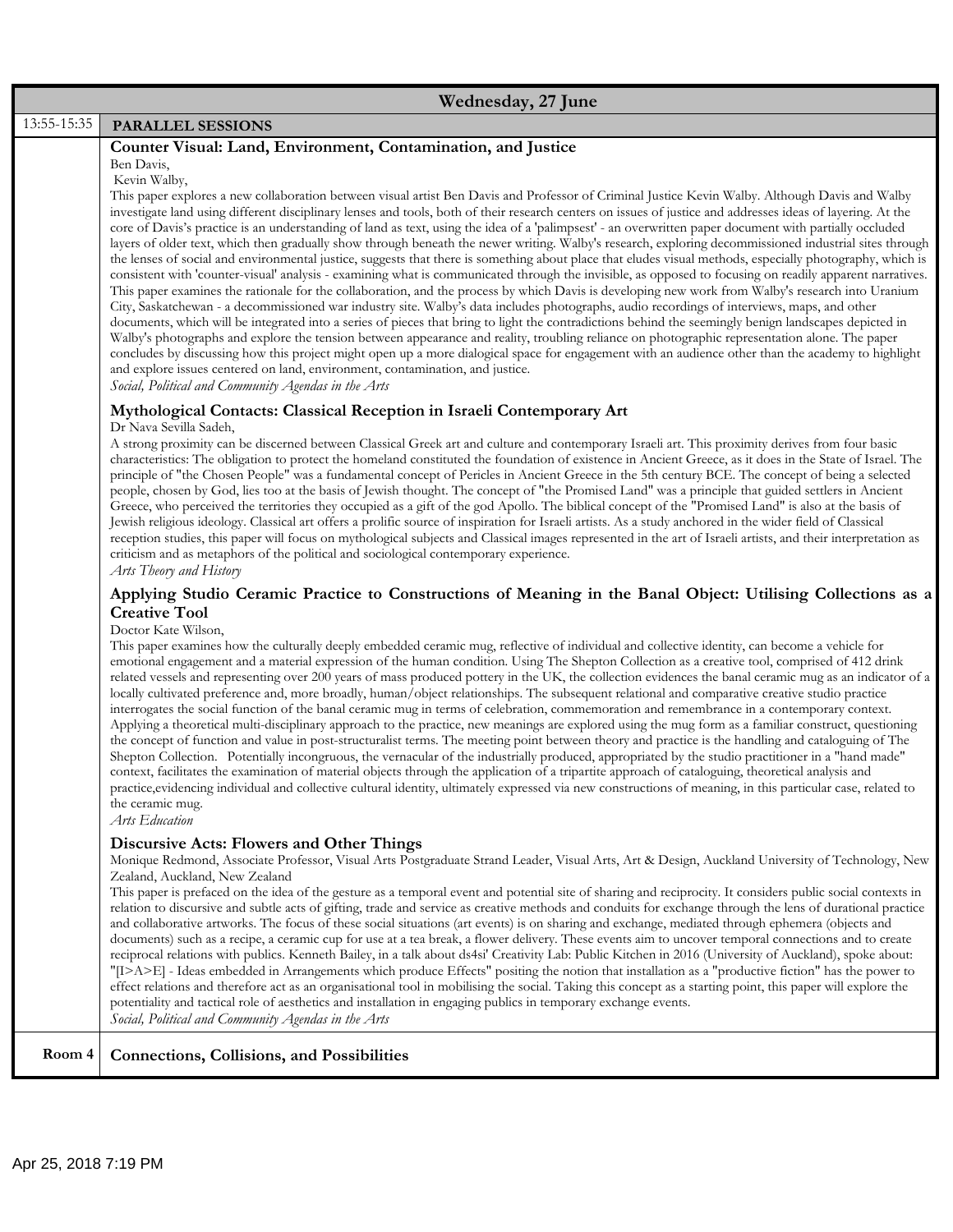**Wednesday, 27 June**

| 13:55-15:35 | **PARALLEL SESSIONS** |
|---|---|

### Counter Visual: Land, Environment, Contamination, and Justice

Ben Davis,
Kevin Walby,

This paper explores a new collaboration between visual artist Ben Davis and Professor of Criminal Justice Kevin Walby. Although Davis and Walby investigate land using different disciplinary lenses and tools, both of their research centers on issues of justice and addresses ideas of layering. At the core of Davis's practice is an understanding of land as text, using the idea of a 'palimpsest' - an overwritten paper document with partially occluded layers of older text, which then gradually show through beneath the newer writing. Walby's research, exploring decommissioned industrial sites through the lenses of social and environmental justice, suggests that there is something about place that eludes visual methods, especially photography, which is consistent with 'counter-visual' analysis - examining what is communicated through the invisible, as opposed to focusing on readily apparent narratives. This paper examines the rationale for the collaboration, and the process by which Davis is developing new work from Walby's research into Uranium City, Saskatchewan - a decommissioned war industry site. Walby's data includes photographs, audio recordings of interviews, maps, and other documents, which will be integrated into a series of pieces that bring to light the contradictions behind the seemingly benign landscapes depicted in Walby's photographs and explore the tension between appearance and reality, troubling reliance on photographic representation alone. The paper concludes by discussing how this project might open up a more dialogical space for engagement with an audience other than the academy to highlight and explore issues centered on land, environment, contamination, and justice.

*Social, Political and Community Agendas in the Arts*

### Mythological Contacts: Classical Reception in Israeli Contemporary Art

Dr Nava Sevilla Sadeh,

A strong proximity can be discerned between Classical Greek art and culture and contemporary Israeli art. This proximity derives from four basic characteristics: The obligation to protect the homeland constituted the foundation of existence in Ancient Greece, as it does in the State of Israel. The principle of "the Chosen People" was a fundamental concept of Pericles in Ancient Greece in the 5th century BCE. The concept of being a selected people, chosen by God, lies too at the basis of Jewish thought. The concept of "the Promised Land" was a principle that guided settlers in Ancient Greece, who perceived the territories they occupied as a gift of the god Apollo. The biblical concept of the "Promised Land" is also at the basis of Jewish religious ideology. Classical art offers a prolific source of inspiration for Israeli artists. As a study anchored in the wider field of Classical reception studies, this paper will focus on mythological subjects and Classical images represented in the art of Israeli artists, and their interpretation as criticism and as metaphors of the political and sociological contemporary experience.

*Arts Theory and History*

### Applying Studio Ceramic Practice to Constructions of Meaning in the Banal Object: Utilising Collections as a Creative Tool

Doctor Kate Wilson,

This paper examines how the culturally deeply embedded ceramic mug, reflective of individual and collective identity, can become a vehicle for emotional engagement and a material expression of the human condition. Using The Shepton Collection as a creative tool, comprised of 412 drink related vessels and representing over 200 years of mass produced pottery in the UK, the collection evidences the banal ceramic mug as an indicator of a locally cultivated preference and, more broadly, human/object relationships. The subsequent relational and comparative creative studio practice interrogates the social function of the banal ceramic mug in terms of celebration, commemoration and remembrance in a contemporary context. Applying a theoretical multi-disciplinary approach to the practice, new meanings are explored using the mug form as a familiar construct, questioning the concept of function and value in post-structuralist terms. The meeting point between theory and practice is the handling and cataloguing of The Shepton Collection. Potentially incongruous, the vernacular of the industrially produced, appropriated by the studio practitioner in a "hand made" context, facilitates the examination of material objects through the application of a tripartite approach of cataloguing, theoretical analysis and practice,evidencing individual and collective cultural identity, ultimately expressed via new constructions of meaning, in this particular case, related to the ceramic mug.

*Arts Education*

### Discursive Acts: Flowers and Other Things

Monique Redmond, Associate Professor, Visual Arts Postgraduate Strand Leader, Visual Arts, Art & Design, Auckland University of Technology, New Zealand, Auckland, New Zealand

This paper is prefaced on the idea of the gesture as a temporal event and potential site of sharing and reciprocity. It considers public social contexts in relation to discursive and subtle acts of gifting, trade and service as creative methods and conduits for exchange through the lens of durational practice and collaborative artworks. The focus of these social situations (art events) is on sharing and exchange, mediated through ephemera (objects and documents) such as a recipe, a ceramic cup for use at a tea break, a flower delivery. These events aim to uncover temporal connections and to create reciprocal relations with publics. Kenneth Bailey, in a talk about ds4si' Creativity Lab: Public Kitchen in 2016 (University of Auckland), spoke about: "[I>A>E] - Ideas embedded in Arrangements which produce Effects" positing the notion that installation as a "productive fiction" has the power to effect relations and therefore act as an organisational tool in mobilising the social. Taking this concept as a starting point, this paper will explore the potentiality and tactical role of aesthetics and installation in engaging publics in temporary exchange events.

*Social, Political and Community Agendas in the Arts*

| Room 4 | **Connections, Collisions, and Possibilities** |
|---|---|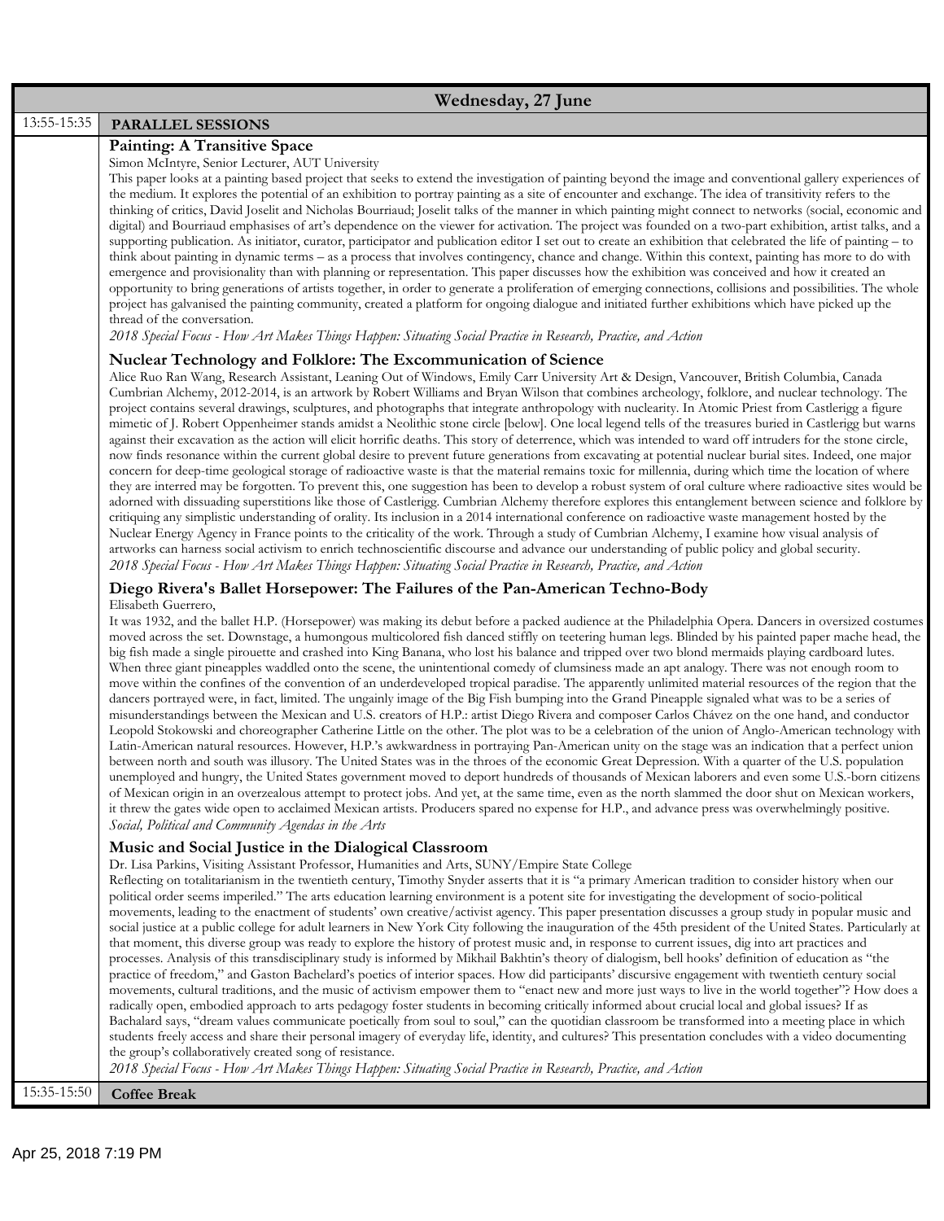## Wednesday, 27 June

**13:55-15:35 PARALLEL SESSIONS**

### Painting: A Transitive Space

Simon McIntyre, Senior Lecturer, AUT University

This paper looks at a painting based project that seeks to extend the investigation of painting beyond the image and conventional gallery experiences of the medium. It explores the potential of an exhibition to portray painting as a site of encounter and exchange. The idea of transitivity refers to the thinking of critics, David Joselit and Nicholas Bourriaud; Joselit talks of the manner in which painting might connect to networks (social, economic and digital) and Bourriaud emphasises of art's dependence on the viewer for activation. The project was founded on a two-part exhibition, artist talks, and a supporting publication. As initiator, curator, participator and publication editor I set out to create an exhibition that celebrated the life of painting – to think about painting in dynamic terms – as a process that involves contingency, chance and change. Within this context, painting has more to do with emergence and provisionality than with planning or representation. This paper discusses how the exhibition was conceived and how it created an opportunity to bring generations of artists together, in order to generate a proliferation of emerging connections, collisions and possibilities. The whole project has galvanised the painting community, created a platform for ongoing dialogue and initiated further exhibitions which have picked up the thread of the conversation.

*2018 Special Focus - How Art Makes Things Happen: Situating Social Practice in Research, Practice, and Action*

### Nuclear Technology and Folklore: The Excommunication of Science

Alice Ruo Ran Wang, Research Assistant, Leaning Out of Windows, Emily Carr University Art & Design, Vancouver, British Columbia, Canada

Cumbrian Alchemy, 2012-2014, is an artwork by Robert Williams and Bryan Wilson that combines archeology, folklore, and nuclear technology. The project contains several drawings, sculptures, and photographs that integrate anthropology with nuclearity. In Atomic Priest from Castlerigg a figure mimetic of J. Robert Oppenheimer stands amidst a Neolithic stone circle [below]. One local legend tells of the treasures buried in Castlerigg but warns against their excavation as the action will elicit horrific deaths. This story of deterrence, which was intended to ward off intruders for the stone circle, now finds resonance within the current global desire to prevent future generations from excavating at potential nuclear burial sites. Indeed, one major concern for deep-time geological storage of radioactive waste is that the material remains toxic for millennia, during which time the location of where they are interred may be forgotten. To prevent this, one suggestion has been to develop a robust system of oral culture where radioactive sites would be adorned with dissuading superstitions like those of Castlerigg. Cumbrian Alchemy therefore explores this entanglement between science and folklore by critiquing any simplistic understanding of orality. Its inclusion in a 2014 international conference on radioactive waste management hosted by the Nuclear Energy Agency in France points to the criticality of the work. Through a study of Cumbrian Alchemy, I examine how visual analysis of artworks can harness social activism to enrich technoscientific discourse and advance our understanding of public policy and global security.

*2018 Special Focus - How Art Makes Things Happen: Situating Social Practice in Research, Practice, and Action*

### Diego Rivera's Ballet Horsepower: The Failures of the Pan-American Techno-Body

Elisabeth Guerrero,

It was 1932, and the ballet H.P. (Horsepower) was making its debut before a packed audience at the Philadelphia Opera. Dancers in oversized costumes moved across the set. Downstage, a humongous multicolored fish danced stiffly on teetering human legs. Blinded by his painted paper mache head, the big fish made a single pirouette and crashed into King Banana, who lost his balance and tripped over two blond mermaids playing cardboard lutes. When three giant pineapples waddled onto the scene, the unintentional comedy of clumsiness made an apt analogy. There was not enough room to move within the confines of the convention of an underdeveloped tropical paradise. The apparently unlimited material resources of the region that the dancers portrayed were, in fact, limited. The ungainly image of the Big Fish bumping into the Grand Pineapple signaled what was to be a series of misunderstandings between the Mexican and U.S. creators of H.P.: artist Diego Rivera and composer Carlos Chávez on the one hand, and conductor Leopold Stokowski and choreographer Catherine Little on the other. The plot was to be a celebration of the union of Anglo-American technology with Latin-American natural resources. However, H.P.'s awkwardness in portraying Pan-American unity on the stage was an indication that a perfect union between north and south was illusory. The United States was in the throes of the economic Great Depression. With a quarter of the U.S. population unemployed and hungry, the United States government moved to deport hundreds of thousands of Mexican laborers and even some U.S.-born citizens of Mexican origin in an overzealous attempt to protect jobs. And yet, at the same time, even as the north slammed the door shut on Mexican workers, it threw the gates wide open to acclaimed Mexican artists. Producers spared no expense for H.P., and advance press was overwhelmingly positive.

*Social, Political and Community Agendas in the Arts*

### Music and Social Justice in the Dialogical Classroom

Dr. Lisa Parkins, Visiting Assistant Professor, Humanities and Arts, SUNY/Empire State College

Reflecting on totalitarianism in the twentieth century, Timothy Snyder asserts that it is "a primary American tradition to consider history when our political order seems imperiled." The arts education learning environment is a potent site for investigating the development of socio-political movements, leading to the enactment of students' own creative/activist agency. This paper presentation discusses a group study in popular music and social justice at a public college for adult learners in New York City following the inauguration of the 45th president of the United States. Particularly at that moment, this diverse group was ready to explore the history of protest music and, in response to current issues, dig into art practices and processes. Analysis of this transdisciplinary study is informed by Mikhail Bakhtin's theory of dialogism, bell hooks' definition of education as "the practice of freedom," and Gaston Bachelard's poetics of interior spaces. How did participants' discursive engagement with twentieth century social movements, cultural traditions, and the music of activism empower them to "enact new and more just ways to live in the world together"? How does a radically open, embodied approach to arts pedagogy foster students in becoming critically informed about crucial local and global issues? If as Bachalard says, "dream values communicate poetically from soul to soul," can the quotidian classroom be transformed into a meeting place in which students freely access and share their personal imagery of everyday life, identity, and cultures? This presentation concludes with a video documenting the group's collaboratively created song of resistance.

*2018 Special Focus - How Art Makes Things Happen: Situating Social Practice in Research, Practice, and Action*

**15:35-15:50 Coffee Break**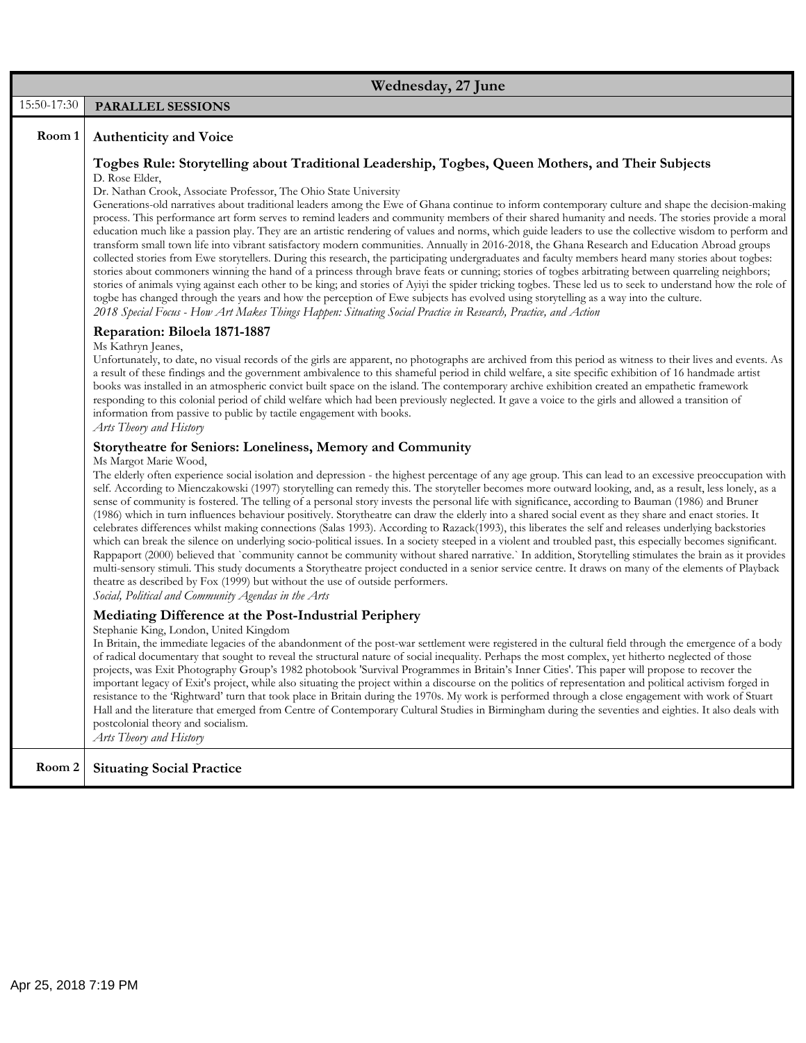## Wednesday, 27 June

**15:50-17:30 PARALLEL SESSIONS**

### Room 1 — Authenticity and Voice

#### Togbes Rule: Storytelling about Traditional Leadership, Togbes, Queen Mothers, and Their Subjects

D. Rose Elder,
Dr. Nathan Crook, Associate Professor, The Ohio State University

Generations-old narratives about traditional leaders among the Ewe of Ghana continue to inform contemporary culture and shape the decision-making process. This performance art form serves to remind leaders and community members of their shared humanity and needs. The stories provide a moral education much like a passion play. They are an artistic rendering of values and norms, which guide leaders to use the collective wisdom to perform and transform small town life into vibrant satisfactory modern communities. Annually in 2016-2018, the Ghana Research and Education Abroad groups collected stories from Ewe storytellers. During this research, the participating undergraduates and faculty members heard many stories about togbes: stories about commoners winning the hand of a princess through brave feats or cunning; stories of togbes arbitrating between quarreling neighbors; stories of animals vying against each other to be king; and stories of Ayiyi the spider tricking togbes. These led us to seek to understand how the role of togbe has changed through the years and how the perception of Ewe subjects has evolved using storytelling as a way into the culture.

*2018 Special Focus - How Art Makes Things Happen: Situating Social Practice in Research, Practice, and Action*

#### Reparation: Biloela 1871-1887

Ms Kathryn Jeanes,

Unfortunately, to date, no visual records of the girls are apparent, no photographs are archived from this period as witness to their lives and events. As a result of these findings and the government ambivalence to this shameful period in child welfare, a site specific exhibition of 16 handmade artist books was installed in an atmospheric convict built space on the island. The contemporary archive exhibition created an empathetic framework responding to this colonial period of child welfare which had been previously neglected. It gave a voice to the girls and allowed a transition of information from passive to public by tactile engagement with books.

*Arts Theory and History*

#### Storytheatre for Seniors: Loneliness, Memory and Community

Ms Margot Marie Wood,

The elderly often experience social isolation and depression - the highest percentage of any age group. This can lead to an excessive preoccupation with self. According to Mienczakowski (1997) storytelling can remedy this. The storyteller becomes more outward looking, and, as a result, less lonely, as a sense of community is fostered. The telling of a personal story invests the personal life with significance, according to Bauman (1986) and Bruner (1986) which in turn influences behaviour positively. Storytheatre can draw the elderly into a shared social event as they share and enact stories. It celebrates differences whilst making connections (Salas 1993). According to Razack(1993), this liberates the self and releases underlying backstories which can break the silence on underlying socio-political issues. In a society steeped in a violent and troubled past, this especially becomes significant. Rappaport (2000) believed that `community cannot be community without shared narrative.` In addition, Storytelling stimulates the brain as it provides multi-sensory stimuli. This study documents a Storytheatre project conducted in a senior service centre. It draws on many of the elements of Playback theatre as described by Fox (1999) but without the use of outside performers.

*Social, Political and Community Agendas in the Arts*

#### Mediating Difference at the Post-Industrial Periphery

Stephanie King, London, United Kingdom

In Britain, the immediate legacies of the abandonment of the post-war settlement were registered in the cultural field through the emergence of a body of radical documentary that sought to reveal the structural nature of social inequality. Perhaps the most complex, yet hitherto neglected of those projects, was Exit Photography Group's 1982 photobook 'Survival Programmes in Britain's Inner Cities'. This paper will propose to recover the important legacy of Exit's project, while also situating the project within a discourse on the politics of representation and political activism forged in resistance to the 'Rightward' turn that took place in Britain during the 1970s. My work is performed through a close engagement with work of Stuart Hall and the literature that emerged from Centre of Contemporary Cultural Studies in Birmingham during the seventies and eighties. It also deals with postcolonial theory and socialism.

*Arts Theory and History*

### Room 2 — Situating Social Practice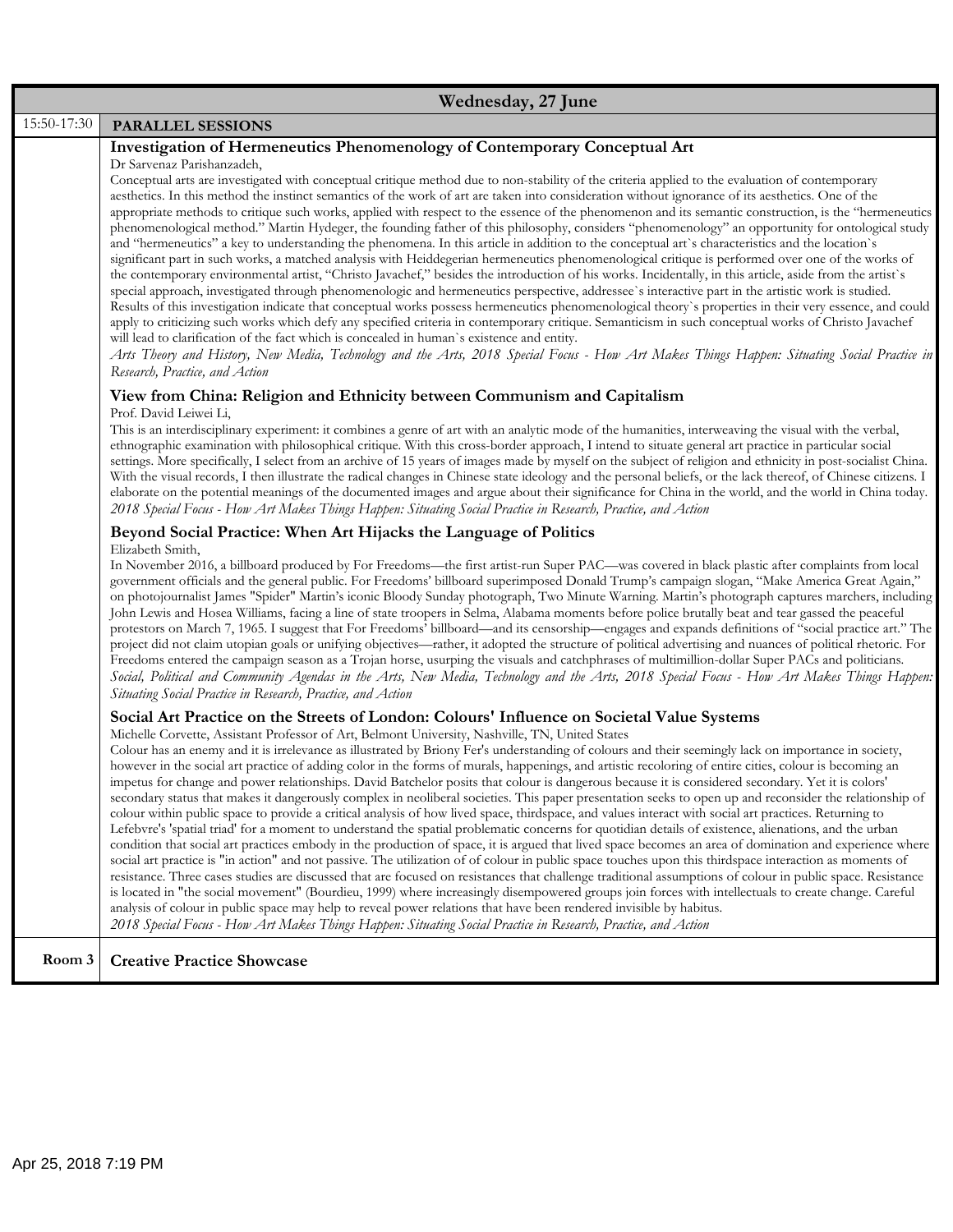**Wednesday, 27 June**

15:50-17:30 **PARALLEL SESSIONS**

### Investigation of Hermeneutics Phenomenology of Contemporary Conceptual Art

Dr Sarvenaz Parishanzadeh,

Conceptual arts are investigated with conceptual critique method due to non-stability of the criteria applied to the evaluation of contemporary aesthetics. In this method the instinct semantics of the work of art are taken into consideration without ignorance of its aesthetics. One of the appropriate methods to critique such works, applied with respect to the essence of the phenomenon and its semantic construction, is the "hermeneutics phenomenological method." Martin Hydeger, the founding father of this philosophy, considers "phenomenology" an opportunity for ontological study and "hermeneutics" a key to understanding the phenomena. In this article in addition to the conceptual art`s characteristics and the location`s significant part in such works, a matched analysis with Heiddegerian hermeneutics phenomenological critique is performed over one of the works of the contemporary environmental artist, "Christo Javachef," besides the introduction of his works. Incidentally, in this article, aside from the artist`s special approach, investigated through phenomenologic and hermeneutics perspective, addressee`s interactive part in the artistic work is studied. Results of this investigation indicate that conceptual works possess hermeneutics phenomenological theory`s properties in their very essence, and could apply to criticizing such works which defy any specified criteria in contemporary critique. Semanticism in such conceptual works of Christo Javachef will lead to clarification of the fact which is concealed in human`s existence and entity.

*Arts Theory and History, New Media, Technology and the Arts, 2018 Special Focus - How Art Makes Things Happen: Situating Social Practice in Research, Practice, and Action*

### View from China: Religion and Ethnicity between Communism and Capitalism

Prof. David Leiwei Li,

This is an interdisciplinary experiment: it combines a genre of art with an analytic mode of the humanities, interweaving the visual with the verbal, ethnographic examination with philosophical critique. With this cross-border approach, I intend to situate general art practice in particular social settings. More specifically, I select from an archive of 15 years of images made by myself on the subject of religion and ethnicity in post-socialist China. With the visual records, I then illustrate the radical changes in Chinese state ideology and the personal beliefs, or the lack thereof, of Chinese citizens. I elaborate on the potential meanings of the documented images and argue about their significance for China in the world, and the world in China today.

*2018 Special Focus - How Art Makes Things Happen: Situating Social Practice in Research, Practice, and Action*

### Beyond Social Practice: When Art Hijacks the Language of Politics

Elizabeth Smith,

In November 2016, a billboard produced by For Freedoms—the first artist-run Super PAC—was covered in black plastic after complaints from local government officials and the general public. For Freedoms' billboard superimposed Donald Trump's campaign slogan, "Make America Great Again," on photojournalist James "Spider" Martin's iconic Bloody Sunday photograph, Two Minute Warning. Martin's photograph captures marchers, including John Lewis and Hosea Williams, facing a line of state troopers in Selma, Alabama moments before police brutally beat and tear gassed the peaceful protestors on March 7, 1965. I suggest that For Freedoms' billboard—and its censorship—engages and expands definitions of "social practice art." The project did not claim utopian goals or unifying objectives—rather, it adopted the structure of political advertising and nuances of political rhetoric. For Freedoms entered the campaign season as a Trojan horse, usurping the visuals and catchphrases of multimillion-dollar Super PACs and politicians.

*Social, Political and Community Agendas in the Arts, New Media, Technology and the Arts, 2018 Special Focus - How Art Makes Things Happen: Situating Social Practice in Research, Practice, and Action*

### Social Art Practice on the Streets of London: Colours' Influence on Societal Value Systems

Michelle Corvette, Assistant Professor of Art, Belmont University, Nashville, TN, United States

Colour has an enemy and it is irrelevance as illustrated by Briony Fer's understanding of colours and their seemingly lack on importance in society, however in the social art practice of adding color in the forms of murals, happenings, and artistic recoloring of entire cities, colour is becoming an impetus for change and power relationships. David Batchelor posits that colour is dangerous because it is considered secondary. Yet it is colors' secondary status that makes it dangerously complex in neoliberal societies. This paper presentation seeks to open up and reconsider the relationship of colour within public space to provide a critical analysis of how lived space, thirdspace, and values interact with social art practices. Returning to Lefebvre's 'spatial triad' for a moment to understand the spatial problematic concerns for quotidian details of existence, alienations, and the urban condition that social art practices embody in the production of space, it is argued that lived space becomes an area of domination and experience where social art practice is "in action" and not passive. The utilization of of colour in public space touches upon this thirdspace interaction as moments of resistance. Three cases studies are discussed that are focused on resistances that challenge traditional assumptions of colour in public space. Resistance is located in "the social movement" (Bourdieu, 1999) where increasingly disempowered groups join forces with intellectuals to create change. Careful analysis of colour in public space may help to reveal power relations that have been rendered invisible by habitus.

*2018 Special Focus - How Art Makes Things Happen: Situating Social Practice in Research, Practice, and Action*

Room 3 **Creative Practice Showcase**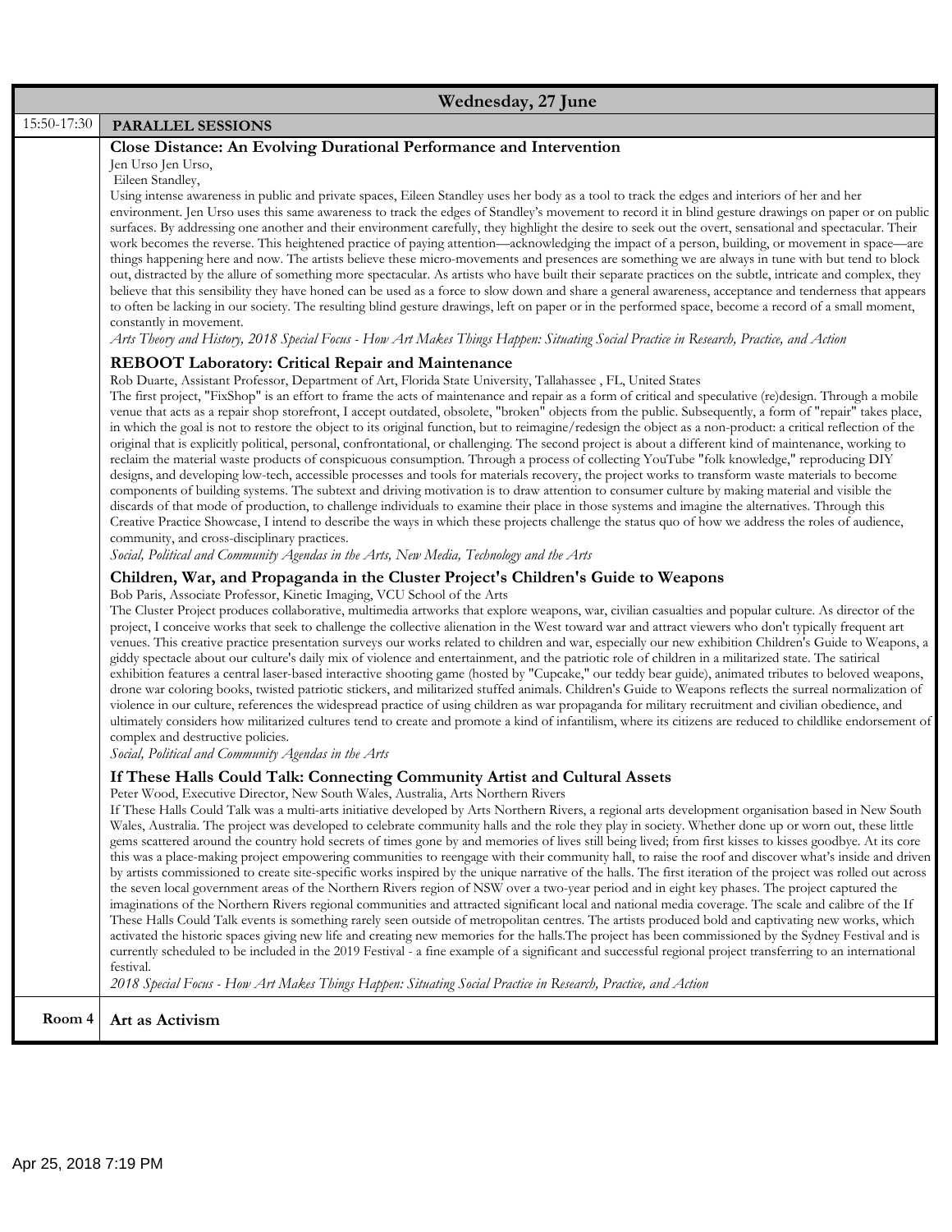**Wednesday, 27 June**

**15:50-17:30 PARALLEL SESSIONS**

### Close Distance: An Evolving Durational Performance and Intervention

Jen Urso Jen Urso,
Eileen Standley,

Using intense awareness in public and private spaces, Eileen Standley uses her body as a tool to track the edges and interiors of her and her environment. Jen Urso uses this same awareness to track the edges of Standley's movement to record it in blind gesture drawings on paper or on public surfaces. By addressing one another and their environment carefully, they highlight the desire to seek out the overt, sensational and spectacular. Their work becomes the reverse. This heightened practice of paying attention—acknowledging the impact of a person, building, or movement in space—are things happening here and now. The artists believe these micro-movements and presences are something we are always in tune with but tend to block out, distracted by the allure of something more spectacular. As artists who have built their separate practices on the subtle, intricate and complex, they believe that this sensibility they have honed can be used as a force to slow down and share a general awareness, acceptance and tenderness that appears to often be lacking in our society. The resulting blind gesture drawings, left on paper or in the performed space, become a record of a small moment, constantly in movement.

*Arts Theory and History, 2018 Special Focus - How Art Makes Things Happen: Situating Social Practice in Research, Practice, and Action*

### REBOOT Laboratory: Critical Repair and Maintenance

Rob Duarte, Assistant Professor, Department of Art, Florida State University, Tallahassee , FL, United States

The first project, "FixShop" is an effort to frame the acts of maintenance and repair as a form of critical and speculative (re)design. Through a mobile venue that acts as a repair shop storefront, I accept outdated, obsolete, "broken" objects from the public. Subsequently, a form of "repair" takes place, in which the goal is not to restore the object to its original function, but to reimagine/redesign the object as a non-product: a critical reflection of the original that is explicitly political, personal, confrontational, or challenging. The second project is about a different kind of maintenance, working to reclaim the material waste products of conspicuous consumption. Through a process of collecting YouTube "folk knowledge," reproducing DIY designs, and developing low-tech, accessible processes and tools for materials recovery, the project works to transform waste materials to become components of building systems. The subtext and driving motivation is to draw attention to consumer culture by making material and visible the discards of that mode of production, to challenge individuals to examine their place in those systems and imagine the alternatives. Through this Creative Practice Showcase, I intend to describe the ways in which these projects challenge the status quo of how we address the roles of audience, community, and cross-disciplinary practices.

*Social, Political and Community Agendas in the Arts, New Media, Technology and the Arts*

### Children, War, and Propaganda in the Cluster Project's Children's Guide to Weapons

Bob Paris, Associate Professor, Kinetic Imaging, VCU School of the Arts

The Cluster Project produces collaborative, multimedia artworks that explore weapons, war, civilian casualties and popular culture. As director of the project, I conceive works that seek to challenge the collective alienation in the West toward war and attract viewers who don't typically frequent art venues. This creative practice presentation surveys our works related to children and war, especially our new exhibition Children's Guide to Weapons, a giddy spectacle about our culture's daily mix of violence and entertainment, and the patriotic role of children in a militarized state. The satirical exhibition features a central laser-based interactive shooting game (hosted by "Cupcake," our teddy bear guide), animated tributes to beloved weapons, drone war coloring books, twisted patriotic stickers, and militarized stuffed animals. Children's Guide to Weapons reflects the surreal normalization of violence in our culture, references the widespread practice of using children as war propaganda for military recruitment and civilian obedience, and ultimately considers how militarized cultures tend to create and promote a kind of infantilism, where its citizens are reduced to childlike endorsement of complex and destructive policies.

*Social, Political and Community Agendas in the Arts*

### If These Halls Could Talk: Connecting Community Artist and Cultural Assets

Peter Wood, Executive Director, New South Wales, Australia, Arts Northern Rivers

If These Halls Could Talk was a multi-arts initiative developed by Arts Northern Rivers, a regional arts development organisation based in New South Wales, Australia. The project was developed to celebrate community halls and the role they play in society. Whether done up or worn out, these little gems scattered around the country hold secrets of times gone by and memories of lives still being lived; from first kisses to kisses goodbye. At its core this was a place-making project empowering communities to reengage with their community hall, to raise the roof and discover what's inside and driven by artists commissioned to create site-specific works inspired by the unique narrative of the halls. The first iteration of the project was rolled out across the seven local government areas of the Northern Rivers region of NSW over a two-year period and in eight key phases. The project captured the imaginations of the Northern Rivers regional communities and attracted significant local and national media coverage. The scale and calibre of the If These Halls Could Talk events is something rarely seen outside of metropolitan centres. The artists produced bold and captivating new works, which activated the historic spaces giving new life and creating new memories for the halls.The project has been commissioned by the Sydney Festival and is currently scheduled to be included in the 2019 Festival - a fine example of a significant and successful regional project transferring to an international festival.

*2018 Special Focus - How Art Makes Things Happen: Situating Social Practice in Research, Practice, and Action*

**Room 4** **Art as Activism**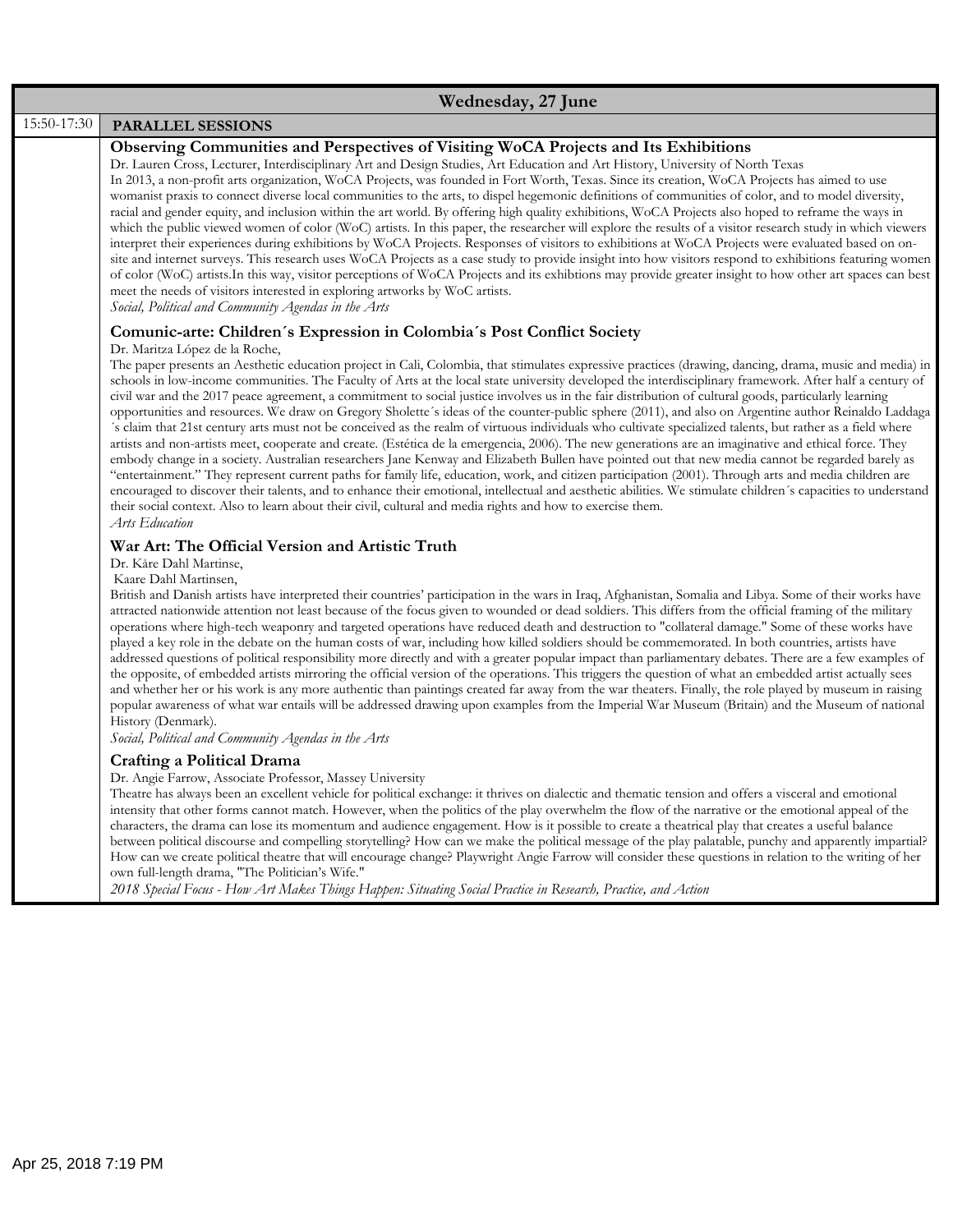## Wednesday, 27 June

**15:50-17:30 PARALLEL SESSIONS**

### Observing Communities and Perspectives of Visiting WoCA Projects and Its Exhibitions

Dr. Lauren Cross, Lecturer, Interdisciplinary Art and Design Studies, Art Education and Art History, University of North Texas

In 2013, a non-profit arts organization, WoCA Projects, was founded in Fort Worth, Texas. Since its creation, WoCA Projects has aimed to use womanist praxis to connect diverse local communities to the arts, to dispel hegemonic definitions of communities of color, and to model diversity, racial and gender equity, and inclusion within the art world. By offering high quality exhibitions, WoCA Projects also hoped to reframe the ways in which the public viewed women of color (WoC) artists. In this paper, the researcher will explore the results of a visitor research study in which viewers interpret their experiences during exhibitions by WoCA Projects. Responses of visitors to exhibitions at WoCA Projects were evaluated based on on-site and internet surveys. This research uses WoCA Projects as a case study to provide insight into how visitors respond to exhibitions featuring women of color (WoC) artists.In this way, visitor perceptions of WoCA Projects and its exhibtions may provide greater insight to how other art spaces can best meet the needs of visitors interested in exploring artworks by WoC artists.

*Social, Political and Community Agendas in the Arts*

### Comunic-arte: Children´s Expression in Colombia´s Post Conflict Society

Dr. Maritza López de la Roche,

The paper presents an Aesthetic education project in Cali, Colombia, that stimulates expressive practices (drawing, dancing, drama, music and media) in schools in low-income communities. The Faculty of Arts at the local state university developed the interdisciplinary framework. After half a century of civil war and the 2017 peace agreement, a commitment to social justice involves us in the fair distribution of cultural goods, particularly learning opportunities and resources. We draw on Gregory Sholette´s ideas of the counter-public sphere (2011), and also on Argentine author Reinaldo Laddaga ´s claim that 21st century arts must not be conceived as the realm of virtuous individuals who cultivate specialized talents, but rather as a field where artists and non-artists meet, cooperate and create. (Estética de la emergencia, 2006). The new generations are an imaginative and ethical force. They embody change in a society. Australian researchers Jane Kenway and Elizabeth Bullen have pointed out that new media cannot be regarded barely as "entertainment." They represent current paths for family life, education, work, and citizen participation (2001). Through arts and media children are encouraged to discover their talents, and to enhance their emotional, intellectual and aesthetic abilities. We stimulate children´s capacities to understand their social context. Also to learn about their civil, cultural and media rights and how to exercise them.

*Arts Education*

### War Art: The Official Version and Artistic Truth

Dr. Kåre Dahl Martinse,

Kaare Dahl Martinsen,

British and Danish artists have interpreted their countries' participation in the wars in Iraq, Afghanistan, Somalia and Libya. Some of their works have attracted nationwide attention not least because of the focus given to wounded or dead soldiers. This differs from the official framing of the military operations where high-tech weaponry and targeted operations have reduced death and destruction to "collateral damage." Some of these works have played a key role in the debate on the human costs of war, including how killed soldiers should be commemorated. In both countries, artists have addressed questions of political responsibility more directly and with a greater popular impact than parliamentary debates. There are a few examples of the opposite, of embedded artists mirroring the official version of the operations. This triggers the question of what an embedded artist actually sees and whether her or his work is any more authentic than paintings created far away from the war theaters. Finally, the role played by museum in raising popular awareness of what war entails will be addressed drawing upon examples from the Imperial War Museum (Britain) and the Museum of national History (Denmark).

*Social, Political and Community Agendas in the Arts*

### Crafting a Political Drama

Dr. Angie Farrow, Associate Professor, Massey University

Theatre has always been an excellent vehicle for political exchange: it thrives on dialectic and thematic tension and offers a visceral and emotional intensity that other forms cannot match. However, when the politics of the play overwhelm the flow of the narrative or the emotional appeal of the characters, the drama can lose its momentum and audience engagement. How is it possible to create a theatrical play that creates a useful balance between political discourse and compelling storytelling? How can we make the political message of the play palatable, punchy and apparently impartial? How can we create political theatre that will encourage change? Playwright Angie Farrow will consider these questions in relation to the writing of her own full-length drama, "The Politician's Wife."

*2018 Special Focus - How Art Makes Things Happen: Situating Social Practice in Research, Practice, and Action*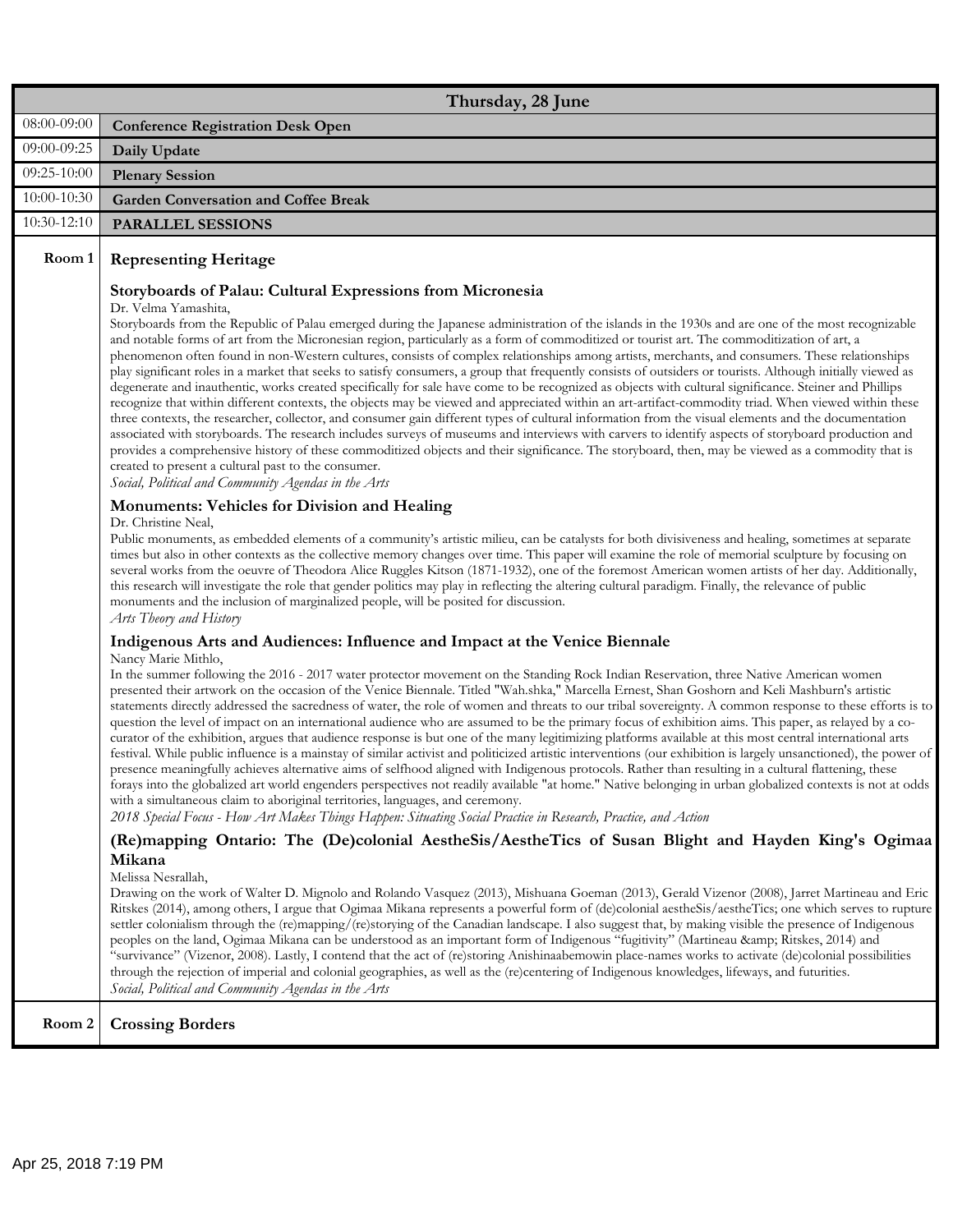## Thursday, 28 June

| | |
|---|---|
| 08:00-09:00 | **Conference Registration Desk Open** |
| 09:00-09:25 | **Daily Update** |
| 09:25-10:00 | **Plenary Session** |
| 10:00-10:30 | **Garden Conversation and Coffee Break** |
| 10:30-12:10 | **PARALLEL SESSIONS** |

### Room 1 — Representing Heritage

**Storyboards of Palau: Cultural Expressions from Micronesia**

Dr. Velma Yamashita,

Storyboards from the Republic of Palau emerged during the Japanese administration of the islands in the 1930s and are one of the most recognizable and notable forms of art from the Micronesian region, particularly as a form of commoditized or tourist art. The commoditization of art, a phenomenon often found in non-Western cultures, consists of complex relationships among artists, merchants, and consumers. These relationships play significant roles in a market that seeks to satisfy consumers, a group that frequently consists of outsiders or tourists. Although initially viewed as degenerate and inauthentic, works created specifically for sale have come to be recognized as objects with cultural significance. Steiner and Phillips recognize that within different contexts, the objects may be viewed and appreciated within an art-artifact-commodity triad. When viewed within these three contexts, the researcher, collector, and consumer gain different types of cultural information from the visual elements and the documentation associated with storyboards. The research includes surveys of museums and interviews with carvers to identify aspects of storyboard production and provides a comprehensive history of these commoditized objects and their significance. The storyboard, then, may be viewed as a commodity that is created to present a cultural past to the consumer.

*Social, Political and Community Agendas in the Arts*

**Monuments: Vehicles for Division and Healing**

Dr. Christine Neal,

Public monuments, as embedded elements of a community's artistic milieu, can be catalysts for both divisiveness and healing, sometimes at separate times but also in other contexts as the collective memory changes over time. This paper will examine the role of memorial sculpture by focusing on several works from the oeuvre of Theodora Alice Ruggles Kitson (1871-1932), one of the foremost American women artists of her day. Additionally, this research will investigate the role that gender politics may play in reflecting the altering cultural paradigm. Finally, the relevance of public monuments and the inclusion of marginalized people, will be posited for discussion.

*Arts Theory and History*

**Indigenous Arts and Audiences: Influence and Impact at the Venice Biennale**

Nancy Marie Mithlo,

In the summer following the 2016 - 2017 water protector movement on the Standing Rock Indian Reservation, three Native American women presented their artwork on the occasion of the Venice Biennale. Titled "Wah.shka," Marcella Ernest, Shan Goshorn and Keli Mashburn's artistic statements directly addressed the sacredness of water, the role of women and threats to our tribal sovereignty. A common response to these efforts is to question the level of impact on an international audience who are assumed to be the primary focus of exhibition aims. This paper, as relayed by a co-curator of the exhibition, argues that audience response is but one of the many legitimizing platforms available at this most central international arts festival. While public influence is a mainstay of similar activist and politicized artistic interventions (our exhibition is largely unsanctioned), the power of presence meaningfully achieves alternative aims of selfhood aligned with Indigenous protocols. Rather than resulting in a cultural flattening, these forays into the globalized art world engenders perspectives not readily available "at home." Native belonging in urban globalized contexts is not at odds with a simultaneous claim to aboriginal territories, languages, and ceremony.

*2018 Special Focus - How Art Makes Things Happen: Situating Social Practice in Research, Practice, and Action*

**(Re)mapping Ontario: The (De)colonial AestheSis/AestheTics of Susan Blight and Hayden King's Ogimaa Mikana**

Melissa Nesrallah,

Drawing on the work of Walter D. Mignolo and Rolando Vasquez (2013), Mishuana Goeman (2013), Gerald Vizenor (2008), Jarret Martineau and Eric Ritskes (2014), among others, I argue that Ogimaa Mikana represents a powerful form of (de)colonial aestheSis/aestheTics; one which serves to rupture settler colonialism through the (re)mapping/(re)storying of the Canadian landscape. I also suggest that, by making visible the presence of Indigenous peoples on the land, Ogimaa Mikana can be understood as an important form of Indigenous "fugitivity" (Martineau &amp; Ritskes, 2014) and "survivance" (Vizenor, 2008). Lastly, I contend that the act of (re)storing Anishinaabemowin place-names works to activate (de)colonial possibilities through the rejection of imperial and colonial geographies, as well as the (re)centering of Indigenous knowledges, lifeways, and futurities.

*Social, Political and Community Agendas in the Arts*

### Room 2 — Crossing Borders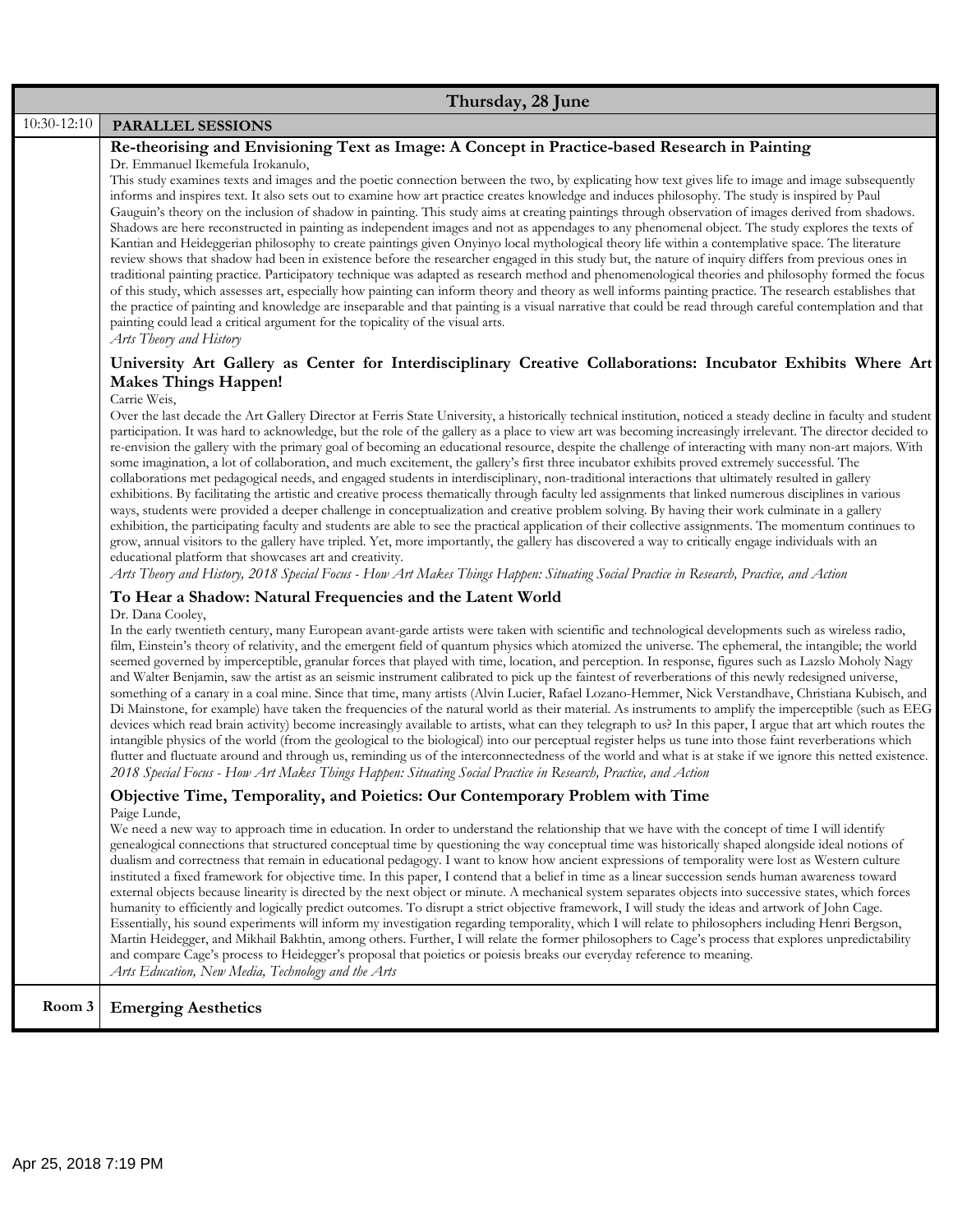## Thursday, 28 June

**10:30-12:10 PARALLEL SESSIONS**

### Re-theorising and Envisioning Text as Image: A Concept in Practice-based Research in Painting

Dr. Emmanuel Ikemefula Irokanulo,

This study examines texts and images and the poetic connection between the two, by explicating how text gives life to image and image subsequently informs and inspires text. It also sets out to examine how art practice creates knowledge and induces philosophy. The study is inspired by Paul Gauguin's theory on the inclusion of shadow in painting. This study aims at creating paintings through observation of images derived from shadows. Shadows are here reconstructed in painting as independent images and not as appendages to any phenomenal object. The study explores the texts of Kantian and Heideggerian philosophy to create paintings given Onyinyo local mythological theory life within a contemplative space. The literature review shows that shadow had been in existence before the researcher engaged in this study but, the nature of inquiry differs from previous ones in traditional painting practice. Participatory technique was adapted as research method and phenomenological theories and philosophy formed the focus of this study, which assesses art, especially how painting can inform theory and theory as well informs painting practice. The research establishes that the practice of painting and knowledge are inseparable and that painting is a visual narrative that could be read through careful contemplation and that painting could lead a critical argument for the topicality of the visual arts.

*Arts Theory and History*

### University Art Gallery as Center for Interdisciplinary Creative Collaborations: Incubator Exhibits Where Art Makes Things Happen!

Carrie Weis,

Over the last decade the Art Gallery Director at Ferris State University, a historically technical institution, noticed a steady decline in faculty and student participation. It was hard to acknowledge, but the role of the gallery as a place to view art was becoming increasingly irrelevant. The director decided to re-envision the gallery with the primary goal of becoming an educational resource, despite the challenge of interacting with many non-art majors. With some imagination, a lot of collaboration, and much excitement, the gallery's first three incubator exhibits proved extremely successful. The collaborations met pedagogical needs, and engaged students in interdisciplinary, non-traditional interactions that ultimately resulted in gallery exhibitions. By facilitating the artistic and creative process thematically through faculty led assignments that linked numerous disciplines in various ways, students were provided a deeper challenge in conceptualization and creative problem solving. By having their work culminate in a gallery exhibition, the participating faculty and students are able to see the practical application of their collective assignments. The momentum continues to grow, annual visitors to the gallery have tripled. Yet, more importantly, the gallery has discovered a way to critically engage individuals with an educational platform that showcases art and creativity.

*Arts Theory and History, 2018 Special Focus - How Art Makes Things Happen: Situating Social Practice in Research, Practice, and Action*

### To Hear a Shadow: Natural Frequencies and the Latent World

Dr. Dana Cooley,

In the early twentieth century, many European avant-garde artists were taken with scientific and technological developments such as wireless radio, film, Einstein's theory of relativity, and the emergent field of quantum physics which atomized the universe. The ephemeral, the intangible; the world seemed governed by imperceptible, granular forces that played with time, location, and perception. In response, figures such as Lazslo Moholy Nagy and Walter Benjamin, saw the artist as an seismic instrument calibrated to pick up the faintest of reverberations of this newly redesigned universe, something of a canary in a coal mine. Since that time, many artists (Alvin Lucier, Rafael Lozano-Hemmer, Nick Verstandhave, Christiana Kubisch, and Di Mainstone, for example) have taken the frequencies of the natural world as their material. As instruments to amplify the imperceptible (such as EEG devices which read brain activity) become increasingly available to artists, what can they telegraph to us? In this paper, I argue that art which routes the intangible physics of the world (from the geological to the biological) into our perceptual register helps us tune into those faint reverberations which flutter and fluctuate around and through us, reminding us of the interconnectedness of the world and what is at stake if we ignore this netted existence.

*2018 Special Focus - How Art Makes Things Happen: Situating Social Practice in Research, Practice, and Action*

### Objective Time, Temporality, and Poietics: Our Contemporary Problem with Time

Paige Lunde,

We need a new way to approach time in education. In order to understand the relationship that we have with the concept of time I will identify genealogical connections that structured conceptual time by questioning the way conceptual time was historically shaped alongside ideal notions of dualism and correctness that remain in educational pedagogy. I want to know how ancient expressions of temporality were lost as Western culture instituted a fixed framework for objective time. In this paper, I contend that a belief in time as a linear succession sends human awareness toward external objects because linearity is directed by the next object or minute. A mechanical system separates objects into successive states, which forces humanity to efficiently and logically predict outcomes. To disrupt a strict objective framework, I will study the ideas and artwork of John Cage. Essentially, his sound experiments will inform my investigation regarding temporality, which I will relate to philosophers including Henri Bergson, Martin Heidegger, and Mikhail Bakhtin, among others. Further, I will relate the former philosophers to Cage's process that explores unpredictability and compare Cage's process to Heidegger's proposal that poietics or poiesis breaks our everyday reference to meaning.

*Arts Education, New Media, Technology and the Arts*

**Room 3 Emerging Aesthetics**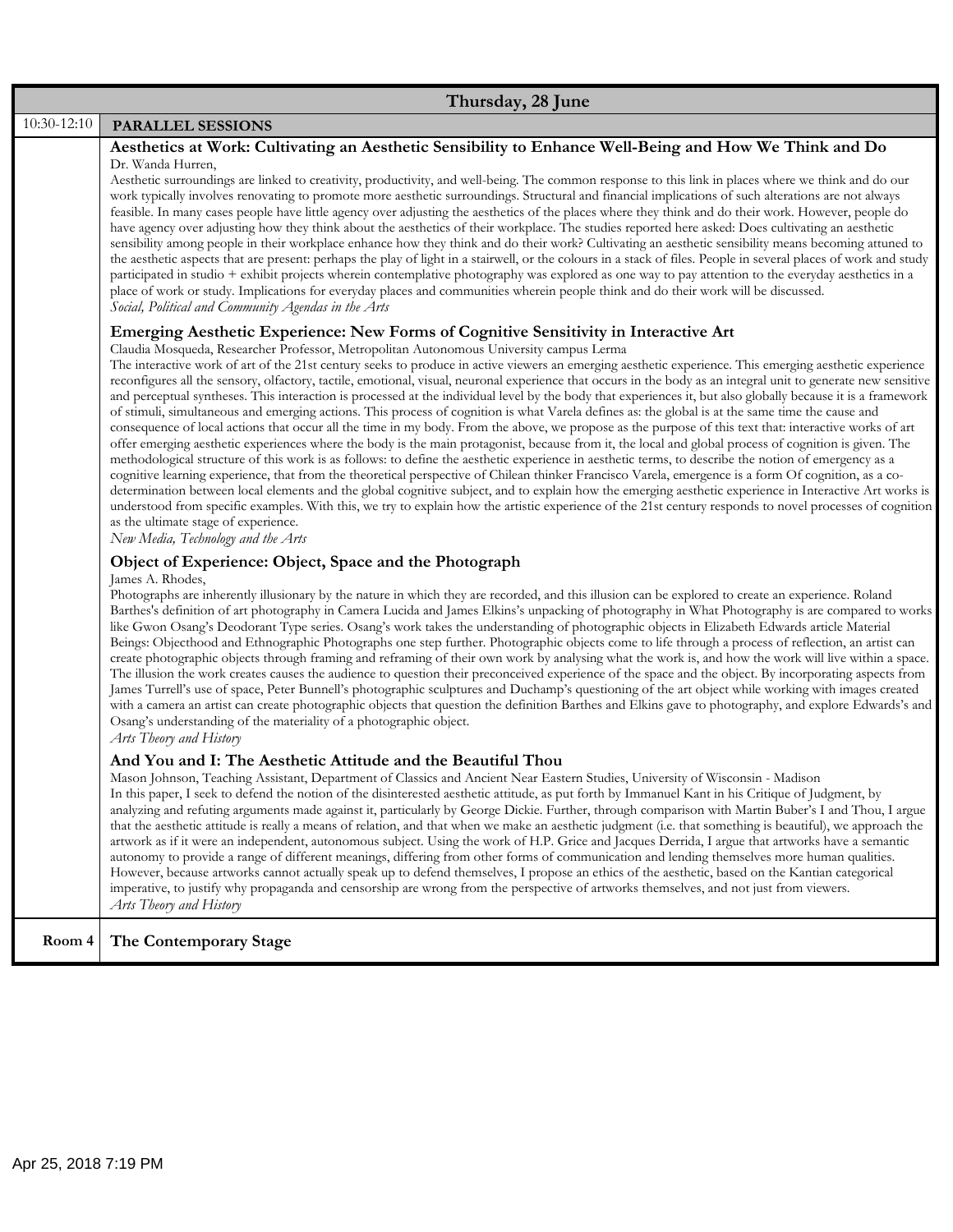## Thursday, 28 June

**10:30-12:10** **PARALLEL SESSIONS**

### Aesthetics at Work: Cultivating an Aesthetic Sensibility to Enhance Well-Being and How We Think and Do

Dr. Wanda Hurren,

Aesthetic surroundings are linked to creativity, productivity, and well-being. The common response to this link in places where we think and do our work typically involves renovating to promote more aesthetic surroundings. Structural and financial implications of such alterations are not always feasible. In many cases people have little agency over adjusting the aesthetics of the places where they think and do their work. However, people do have agency over adjusting how they think about the aesthetics of their workplace. The studies reported here asked: Does cultivating an aesthetic sensibility among people in their workplace enhance how they think and do their work? Cultivating an aesthetic sensibility means becoming attuned to the aesthetic aspects that are present: perhaps the play of light in a stairwell, or the colours in a stack of files. People in several places of work and study participated in studio + exhibit projects wherein contemplative photography was explored as one way to pay attention to the everyday aesthetics in a place of work or study. Implications for everyday places and communities wherein people think and do their work will be discussed.

*Social, Political and Community Agendas in the Arts*

### Emerging Aesthetic Experience: New Forms of Cognitive Sensitivity in Interactive Art

Claudia Mosqueda, Researcher Professor, Metropolitan Autonomous University campus Lerma

The interactive work of art of the 21st century seeks to produce in active viewers an emerging aesthetic experience. This emerging aesthetic experience reconfigures all the sensory, olfactory, tactile, emotional, visual, neuronal experience that occurs in the body as an integral unit to generate new sensitive and perceptual syntheses. This interaction is processed at the individual level by the body that experiences it, but also globally because it is a framework of stimuli, simultaneous and emerging actions. This process of cognition is what Varela defines as: the global is at the same time the cause and consequence of local actions that occur all the time in my body. From the above, we propose as the purpose of this text that: interactive works of art offer emerging aesthetic experiences where the body is the main protagonist, because from it, the local and global process of cognition is given. The methodological structure of this work is as follows: to define the aesthetic experience in aesthetic terms, to describe the notion of emergency as a cognitive learning experience, that from the theoretical perspective of Chilean thinker Francisco Varela, emergence is a form Of cognition, as a co-determination between local elements and the global cognitive subject, and to explain how the emerging aesthetic experience in Interactive Art works is understood from specific examples. With this, we try to explain how the artistic experience of the 21st century responds to novel processes of cognition as the ultimate stage of experience.

*New Media, Technology and the Arts*

### Object of Experience: Object, Space and the Photograph

James A. Rhodes,

Photographs are inherently illusionary by the nature in which they are recorded, and this illusion can be explored to create an experience. Roland Barthes's definition of art photography in Camera Lucida and James Elkins's unpacking of photography in What Photography is are compared to works like Gwon Osang's Deodorant Type series. Osang's work takes the understanding of photographic objects in Elizabeth Edwards article Material Beings: Objecthood and Ethnographic Photographs one step further. Photographic objects come to life through a process of reflection, an artist can create photographic objects through framing and reframing of their own work by analysing what the work is, and how the work will live within a space. The illusion the work creates causes the audience to question their preconceived experience of the space and the object. By incorporating aspects from James Turrell's use of space, Peter Bunnell's photographic sculptures and Duchamp's questioning of the art object while working with images created with a camera an artist can create photographic objects that question the definition Barthes and Elkins gave to photography, and explore Edwards's and Osang's understanding of the materiality of a photographic object.

*Arts Theory and History*

### And You and I: The Aesthetic Attitude and the Beautiful Thou

Mason Johnson, Teaching Assistant, Department of Classics and Ancient Near Eastern Studies, University of Wisconsin - Madison

In this paper, I seek to defend the notion of the disinterested aesthetic attitude, as put forth by Immanuel Kant in his Critique of Judgment, by analyzing and refuting arguments made against it, particularly by George Dickie. Further, through comparison with Martin Buber's I and Thou, I argue that the aesthetic attitude is really a means of relation, and that when we make an aesthetic judgment (i.e. that something is beautiful), we approach the artwork as if it were an independent, autonomous subject. Using the work of H.P. Grice and Jacques Derrida, I argue that artworks have a semantic autonomy to provide a range of different meanings, differing from other forms of communication and lending themselves more human qualities. However, because artworks cannot actually speak up to defend themselves, I propose an ethics of the aesthetic, based on the Kantian categorical imperative, to justify why propaganda and censorship are wrong from the perspective of artworks themselves, and not just from viewers.

*Arts Theory and History*

**Room 4** **The Contemporary Stage**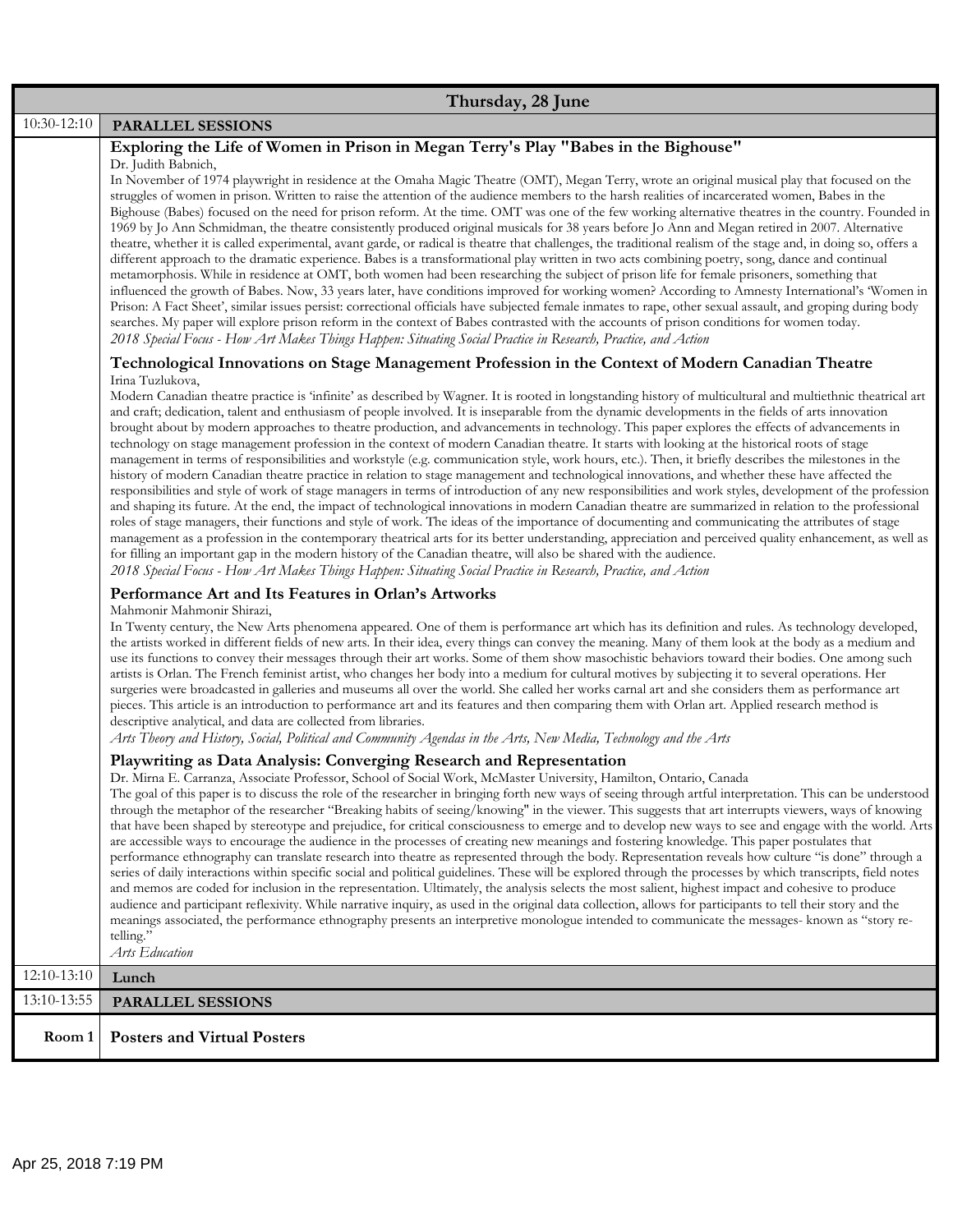**Thursday, 28 June**

**10:30-12:10 PARALLEL SESSIONS**

### Exploring the Life of Women in Prison in Megan Terry's Play "Babes in the Bighouse"

Dr. Judith Babnich,

In November of 1974 playwright in residence at the Omaha Magic Theatre (OMT), Megan Terry, wrote an original musical play that focused on the struggles of women in prison. Written to raise the attention of the audience members to the harsh realities of incarcerated women, Babes in the Bighouse (Babes) focused on the need for prison reform. At the time. OMT was one of the few working alternative theatres in the country. Founded in 1969 by Jo Ann Schmidman, the theatre consistently produced original musicals for 38 years before Jo Ann and Megan retired in 2007. Alternative theatre, whether it is called experimental, avant garde, or radical is theatre that challenges, the traditional realism of the stage and, in doing so, offers a different approach to the dramatic experience. Babes is a transformational play written in two acts combining poetry, song, dance and continual metamorphosis. While in residence at OMT, both women had been researching the subject of prison life for female prisoners, something that influenced the growth of Babes. Now, 33 years later, have conditions improved for working women? According to Amnesty International's 'Women in Prison: A Fact Sheet', similar issues persist: correctional officials have subjected female inmates to rape, other sexual assault, and groping during body searches. My paper will explore prison reform in the context of Babes contrasted with the accounts of prison conditions for women today.

*2018 Special Focus - How Art Makes Things Happen: Situating Social Practice in Research, Practice, and Action*

### Technological Innovations on Stage Management Profession in the Context of Modern Canadian Theatre

Irina Tuzlukova,

Modern Canadian theatre practice is 'infinite' as described by Wagner. It is rooted in longstanding history of multicultural and multiethnic theatrical art and craft; dedication, talent and enthusiasm of people involved. It is inseparable from the dynamic developments in the fields of arts innovation brought about by modern approaches to theatre production, and advancements in technology. This paper explores the effects of advancements in technology on stage management profession in the context of modern Canadian theatre. It starts with looking at the historical roots of stage management in terms of responsibilities and workstyle (e.g. communication style, work hours, etc.). Then, it briefly describes the milestones in the history of modern Canadian theatre practice in relation to stage management and technological innovations, and whether these have affected the responsibilities and style of work of stage managers in terms of introduction of any new responsibilities and work styles, development of the profession and shaping its future. At the end, the impact of technological innovations in modern Canadian theatre are summarized in relation to the professional roles of stage managers, their functions and style of work. The ideas of the importance of documenting and communicating the attributes of stage management as a profession in the contemporary theatrical arts for its better understanding, appreciation and perceived quality enhancement, as well as for filling an important gap in the modern history of the Canadian theatre, will also be shared with the audience.

*2018 Special Focus - How Art Makes Things Happen: Situating Social Practice in Research, Practice, and Action*

### Performance Art and Its Features in Orlan's Artworks

Mahmonir Mahmonir Shirazi,

In Twenty century, the New Arts phenomena appeared. One of them is performance art which has its definition and rules. As technology developed, the artists worked in different fields of new arts. In their idea, every things can convey the meaning. Many of them look at the body as a medium and use its functions to convey their messages through their art works. Some of them show masochistic behaviors toward their bodies. One among such artists is Orlan. The French feminist artist, who changes her body into a medium for cultural motives by subjecting it to several operations. Her surgeries were broadcasted in galleries and museums all over the world. She called her works carnal art and she considers them as performance art pieces. This article is an introduction to performance art and its features and then comparing them with Orlan art. Applied research method is descriptive analytical, and data are collected from libraries.

*Arts Theory and History, Social, Political and Community Agendas in the Arts, New Media, Technology and the Arts*

### Playwriting as Data Analysis: Converging Research and Representation

Dr. Mirna E. Carranza, Associate Professor, School of Social Work, McMaster University, Hamilton, Ontario, Canada

The goal of this paper is to discuss the role of the researcher in bringing forth new ways of seeing through artful interpretation. This can be understood through the metaphor of the researcher "Breaking habits of seeing/knowing" in the viewer. This suggests that art interrupts viewers, ways of knowing that have been shaped by stereotype and prejudice, for critical consciousness to emerge and to develop new ways to see and engage with the world. Arts are accessible ways to encourage the audience in the processes of creating new meanings and fostering knowledge. This paper postulates that performance ethnography can translate research into theatre as represented through the body. Representation reveals how culture "is done" through a series of daily interactions within specific social and political guidelines. These will be explored through the processes by which transcripts, field notes and memos are coded for inclusion in the representation. Ultimately, the analysis selects the most salient, highest impact and cohesive to produce audience and participant reflexivity. While narrative inquiry, as used in the original data collection, allows for participants to tell their story and the meanings associated, the performance ethnography presents an interpretive monologue intended to communicate the messages- known as "story re-telling."

*Arts Education*

**12:10-13:10 Lunch**

**13:10-13:55 PARALLEL SESSIONS**

**Room 1 Posters and Virtual Posters**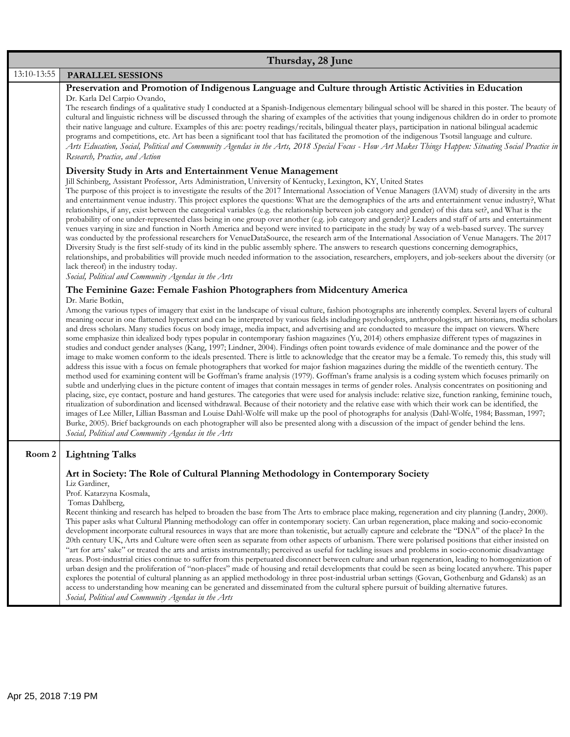## Thursday, 28 June

**13:10-13:55** **PARALLEL SESSIONS**

### Preservation and Promotion of Indigenous Language and Culture through Artistic Activities in Education

Dr. Karla Del Carpio Ovando,

The research findings of a qualitative study I conducted at a Spanish-Indigenous elementary bilingual school will be shared in this poster. The beauty of cultural and linguistic richness will be discussed through the sharing of examples of the activities that young indigenous children do in order to promote their native language and culture. Examples of this are: poetry readings/recitals, bilingual theater plays, participation in national bilingual academic programs and competitions, etc. Art has been a significant tool that has facilitated the promotion of the indigenous Tsotsil language and culture.

*Arts Education, Social, Political and Community Agendas in the Arts, 2018 Special Focus - How Art Makes Things Happen: Situating Social Practice in Research, Practice, and Action*

### Diversity Study in Arts and Entertainment Venue Management

Jill Schinberg, Assistant Professor, Arts Administration, University of Kentucky, Lexington, KY, United States

The purpose of this project is to investigate the results of the 2017 International Association of Venue Managers (IAVM) study of diversity in the arts and entertainment venue industry. This project explores the questions: What are the demographics of the arts and entertainment venue industry?, What relationships, if any, exist between the categorical variables (e.g. the relationship between job category and gender) of this data set?, and What is the probability of one under-represented class being in one group over another (e.g. job category and gender)? Leaders and staff of arts and entertainment venues varying in size and function in North America and beyond were invited to participate in the study by way of a web-based survey. The survey was conducted by the professional researchers for VenueDataSource, the research arm of the International Association of Venue Managers. The 2017 Diversity Study is the first self-study of its kind in the public assembly sphere. The answers to research questions concerning demographics, relationships, and probabilities will provide much needed information to the association, researchers, employers, and job-seekers about the diversity (or lack thereof) in the industry today.

*Social, Political and Community Agendas in the Arts*

### The Feminine Gaze: Female Fashion Photographers from Midcentury America

Dr. Marie Botkin,

Among the various types of imagery that exist in the landscape of visual culture, fashion photographs are inherently complex. Several layers of cultural meaning occur in one flattened hypertext and can be interpreted by various fields including psychologists, anthropologists, art historians, media scholars and dress scholars. Many studies focus on body image, media impact, and advertising and are conducted to measure the impact on viewers. Where some emphasize thin idealized body types popular in contemporary fashion magazines (Yu, 2014) others emphasize different types of magazines in studies and conduct gender analyses (Kang, 1997; Lindner, 2004). Findings often point towards evidence of male dominance and the power of the image to make women conform to the ideals presented. There is little to acknowledge that the creator may be a female. To remedy this, this study will address this issue with a focus on female photographers that worked for major fashion magazines during the middle of the twentieth century. The method used for examining content will be Goffman's frame analysis (1979). Goffman's frame analysis is a coding system which focuses primarily on subtle and underlying clues in the picture content of images that contain messages in terms of gender roles. Analysis concentrates on positioning and placing, size, eye contact, posture and hand gestures. The categories that were used for analysis include: relative size, function ranking, feminine touch, ritualization of subordination and licensed withdrawal. Because of their notoriety and the relative ease with which their work can be identified, the images of Lee Miller, Lillian Bassman and Louise Dahl-Wolfe will make up the pool of photographs for analysis (Dahl-Wolfe, 1984; Bassman, 1997; Burke, 2005). Brief backgrounds on each photographer will also be presented along with a discussion of the impact of gender behind the lens.

*Social, Political and Community Agendas in the Arts*

**Room 2** **Lightning Talks**

### Art in Society: The Role of Cultural Planning Methodology in Contemporary Society

Liz Gardiner,
Prof. Katarzyna Kosmala,
Tomas Dahlberg,

Recent thinking and research has helped to broaden the base from The Arts to embrace place making, regeneration and city planning (Landry, 2000). This paper asks what Cultural Planning methodology can offer in contemporary society. Can urban regeneration, place making and socio-economic development incorporate cultural resources in ways that are more than tokenistic, but actually capture and celebrate the "DNA" of the place? In the 20th century UK, Arts and Culture were often seen as separate from other aspects of urbanism. There were polarised positions that either insisted on "art for arts' sake" or treated the arts and artists instrumentally; perceived as useful for tackling issues and problems in socio-economic disadvantage areas. Post-industrial cities continue to suffer from this perpetuated disconnect between culture and urban regeneration, leading to homogenization of urban design and the proliferation of "non-places" made of housing and retail developments that could be seen as being located anywhere. This paper explores the potential of cultural planning as an applied methodology in three post-industrial urban settings (Govan, Gothenburg and Gdansk) as an access to understanding how meaning can be generated and disseminated from the cultural sphere pursuit of building alternative futures.

*Social, Political and Community Agendas in the Arts*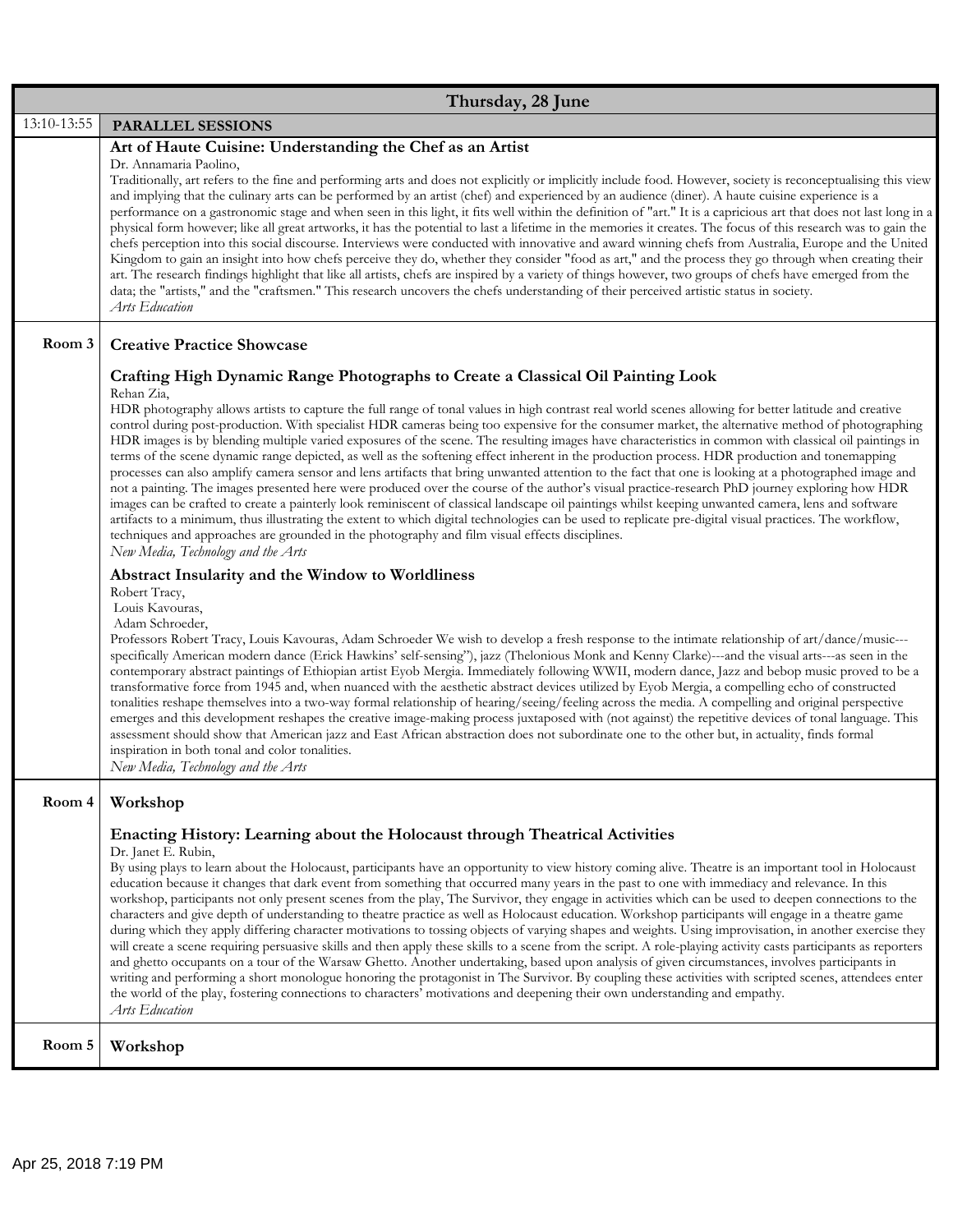## Thursday, 28 June

**13:10-13:55 PARALLEL SESSIONS**

### Art of Haute Cuisine: Understanding the Chef as an Artist

Dr. Annamaria Paolino,

Traditionally, art refers to the fine and performing arts and does not explicitly or implicitly include food. However, society is reconceptualising this view and implying that the culinary arts can be performed by an artist (chef) and experienced by an audience (diner). A haute cuisine experience is a performance on a gastronomic stage and when seen in this light, it fits well within the definition of "art." It is a capricious art that does not last long in a physical form however; like all great artworks, it has the potential to last a lifetime in the memories it creates. The focus of this research was to gain the chefs perception into this social discourse. Interviews were conducted with innovative and award winning chefs from Australia, Europe and the United Kingdom to gain an insight into how chefs perceive they do, whether they consider "food as art," and the process they go through when creating their art. The research findings highlight that like all artists, chefs are inspired by a variety of things however, two groups of chefs have emerged from the data; the "artists," and the "craftsmen." This research uncovers the chefs understanding of their perceived artistic status in society.

*Arts Education*

---

**Room 3** — **Creative Practice Showcase**

### Crafting High Dynamic Range Photographs to Create a Classical Oil Painting Look

Rehan Zia,

HDR photography allows artists to capture the full range of tonal values in high contrast real world scenes allowing for better latitude and creative control during post-production. With specialist HDR cameras being too expensive for the consumer market, the alternative method of photographing HDR images is by blending multiple varied exposures of the scene. The resulting images have characteristics in common with classical oil paintings in terms of the scene dynamic range depicted, as well as the softening effect inherent in the production process. HDR production and tonemapping processes can also amplify camera sensor and lens artifacts that bring unwanted attention to the fact that one is looking at a photographed image and not a painting. The images presented here were produced over the course of the author's visual practice-research PhD journey exploring how HDR images can be crafted to create a painterly look reminiscent of classical landscape oil paintings whilst keeping unwanted camera, lens and software artifacts to a minimum, thus illustrating the extent to which digital technologies can be used to replicate pre-digital visual practices. The workflow, techniques and approaches are grounded in the photography and film visual effects disciplines.

*New Media, Technology and the Arts*

### Abstract Insularity and the Window to Worldliness

Robert Tracy,
Louis Kavouras,
Adam Schroeder,

Professors Robert Tracy, Louis Kavouras, Adam Schroeder We wish to develop a fresh response to the intimate relationship of art/dance/music---specifically American modern dance (Erick Hawkins' self-sensing"), jazz (Thelonious Monk and Kenny Clarke)---and the visual arts---as seen in the contemporary abstract paintings of Ethiopian artist Eyob Mergia. Immediately following WWII, modern dance, Jazz and bebop music proved to be a transformative force from 1945 and, when nuanced with the aesthetic abstract devices utilized by Eyob Mergia, a compelling echo of constructed tonalities reshape themselves into a two-way formal relationship of hearing/seeing/feeling across the media. A compelling and original perspective emerges and this development reshapes the creative image-making process juxtaposed with (not against) the repetitive devices of tonal language. This assessment should show that American jazz and East African abstraction does not subordinate one to the other but, in actuality, finds formal inspiration in both tonal and color tonalities.

*New Media, Technology and the Arts*

---

**Room 4** — **Workshop**

### Enacting History: Learning about the Holocaust through Theatrical Activities

Dr. Janet E. Rubin,

By using plays to learn about the Holocaust, participants have an opportunity to view history coming alive. Theatre is an important tool in Holocaust education because it changes that dark event from something that occurred many years in the past to one with immediacy and relevance. In this workshop, participants not only present scenes from the play, The Survivor, they engage in activities which can be used to deepen connections to the characters and give depth of understanding to theatre practice as well as Holocaust education. Workshop participants will engage in a theatre game during which they apply differing character motivations to tossing objects of varying shapes and weights. Using improvisation, in another exercise they will create a scene requiring persuasive skills and then apply these skills to a scene from the script. A role-playing activity casts participants as reporters and ghetto occupants on a tour of the Warsaw Ghetto. Another undertaking, based upon analysis of given circumstances, involves participants in writing and performing a short monologue honoring the protagonist in The Survivor. By coupling these activities with scripted scenes, attendees enter the world of the play, fostering connections to characters' motivations and deepening their own understanding and empathy.

*Arts Education*

---

**Room 5** — **Workshop**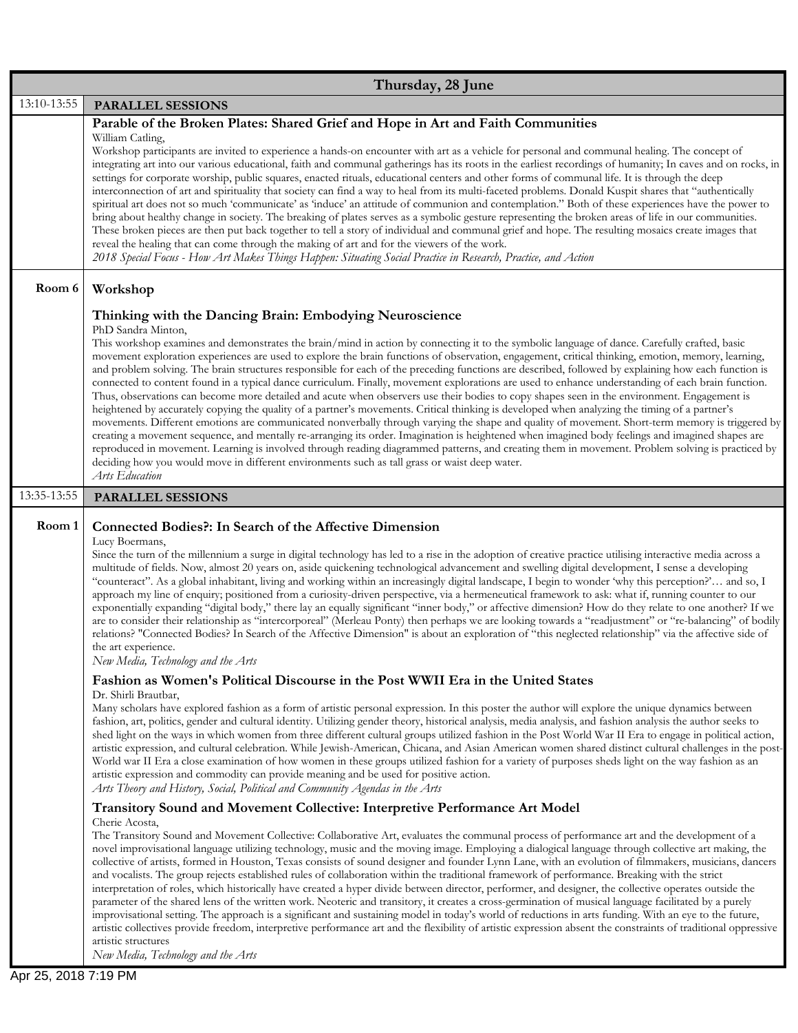## Thursday, 28 June

**13:10-13:55 PARALLEL SESSIONS**

### Parable of the Broken Plates: Shared Grief and Hope in Art and Faith Communities

William Catling,

Workshop participants are invited to experience a hands-on encounter with art as a vehicle for personal and communal healing. The concept of integrating art into our various educational, faith and communal gatherings has its roots in the earliest recordings of humanity; In caves and on rocks, in settings for corporate worship, public squares, enacted rituals, educational centers and other forms of communal life. It is through the deep interconnection of art and spirituality that society can find a way to heal from its multi-faceted problems. Donald Kuspit shares that "authentically spiritual art does not so much 'communicate' as 'induce' an attitude of communion and contemplation." Both of these experiences have the power to bring about healthy change in society. The breaking of plates serves as a symbolic gesture representing the broken areas of life in our communities. These broken pieces are then put back together to tell a story of individual and communal grief and hope. The resulting mosaics create images that reveal the healing that can come through the making of art and for the viewers of the work.

*2018 Special Focus - How Art Makes Things Happen: Situating Social Practice in Research, Practice, and Action*

**Room 6**

### Workshop

### Thinking with the Dancing Brain: Embodying Neuroscience

PhD Sandra Minton,

This workshop examines and demonstrates the brain/mind in action by connecting it to the symbolic language of dance. Carefully crafted, basic movement exploration experiences are used to explore the brain functions of observation, engagement, critical thinking, emotion, memory, learning, and problem solving. The brain structures responsible for each of the preceding functions are described, followed by explaining how each function is connected to content found in a typical dance curriculum. Finally, movement explorations are used to enhance understanding of each brain function. Thus, observations can become more detailed and acute when observers use their bodies to copy shapes seen in the environment. Engagement is heightened by accurately copying the quality of a partner's movements. Critical thinking is developed when analyzing the timing of a partner's movements. Different emotions are communicated nonverbally through varying the shape and quality of movement. Short-term memory is triggered by creating a movement sequence, and mentally re-arranging its order. Imagination is heightened when imagined body feelings and imagined shapes are reproduced in movement. Learning is involved through reading diagrammed patterns, and creating them in movement. Problem solving is practiced by deciding how you would move in different environments such as tall grass or waist deep water.

*Arts Education*

**13:35-13:55 PARALLEL SESSIONS**

**Room 1**

### Connected Bodies?: In Search of the Affective Dimension

Lucy Boermans,

Since the turn of the millennium a surge in digital technology has led to a rise in the adoption of creative practice utilising interactive media across a multitude of fields. Now, almost 20 years on, aside quickening technological advancement and swelling digital development, I sense a developing "counteract". As a global inhabitant, living and working within an increasingly digital landscape, I begin to wonder 'why this perception?'… and so, I approach my line of enquiry; positioned from a curiosity-driven perspective, via a hermeneutical framework to ask: what if, running counter to our exponentially expanding "digital body," there lay an equally significant "inner body," or affective dimension? How do they relate to one another? If we are to consider their relationship as "intercorporeal" (Merleau Ponty) then perhaps we are looking towards a "readjustment" or "re-balancing" of bodily relations? "Connected Bodies? In Search of the Affective Dimension" is about an exploration of "this neglected relationship" via the affective side of the art experience.

*New Media, Technology and the Arts*

### Fashion as Women's Political Discourse in the Post WWII Era in the United States

Dr. Shirli Brautbar,

Many scholars have explored fashion as a form of artistic personal expression. In this poster the author will explore the unique dynamics between fashion, art, politics, gender and cultural identity. Utilizing gender theory, historical analysis, media analysis, and fashion analysis the author seeks to shed light on the ways in which women from three different cultural groups utilized fashion in the Post World War II Era to engage in political action, artistic expression, and cultural celebration. While Jewish-American, Chicana, and Asian American women shared distinct cultural challenges in the post-World war II Era a close examination of how women in these groups utilized fashion for a variety of purposes sheds light on the way fashion as an artistic expression and commodity can provide meaning and be used for positive action.

*Arts Theory and History, Social, Political and Community Agendas in the Arts*

### Transitory Sound and Movement Collective: Interpretive Performance Art Model

Cherie Acosta,

The Transitory Sound and Movement Collective: Collaborative Art, evaluates the communal process of performance art and the development of a novel improvisational language utilizing technology, music and the moving image. Employing a dialogical language through collective art making, the collective of artists, formed in Houston, Texas consists of sound designer and founder Lynn Lane, with an evolution of filmmakers, musicians, dancers and vocalists. The group rejects established rules of collaboration within the traditional framework of performance. Breaking with the strict interpretation of roles, which historically have created a hyper divide between director, performer, and designer, the collective operates outside the parameter of the shared lens of the written work. Neoteric and transitory, it creates a cross-germination of musical language facilitated by a purely improvisational setting. The approach is a significant and sustaining model in today's world of reductions in arts funding. With an eye to the future, artistic collectives provide freedom, interpretive performance art and the flexibility of artistic expression absent the constraints of traditional oppressive artistic structures

*New Media, Technology and the Arts*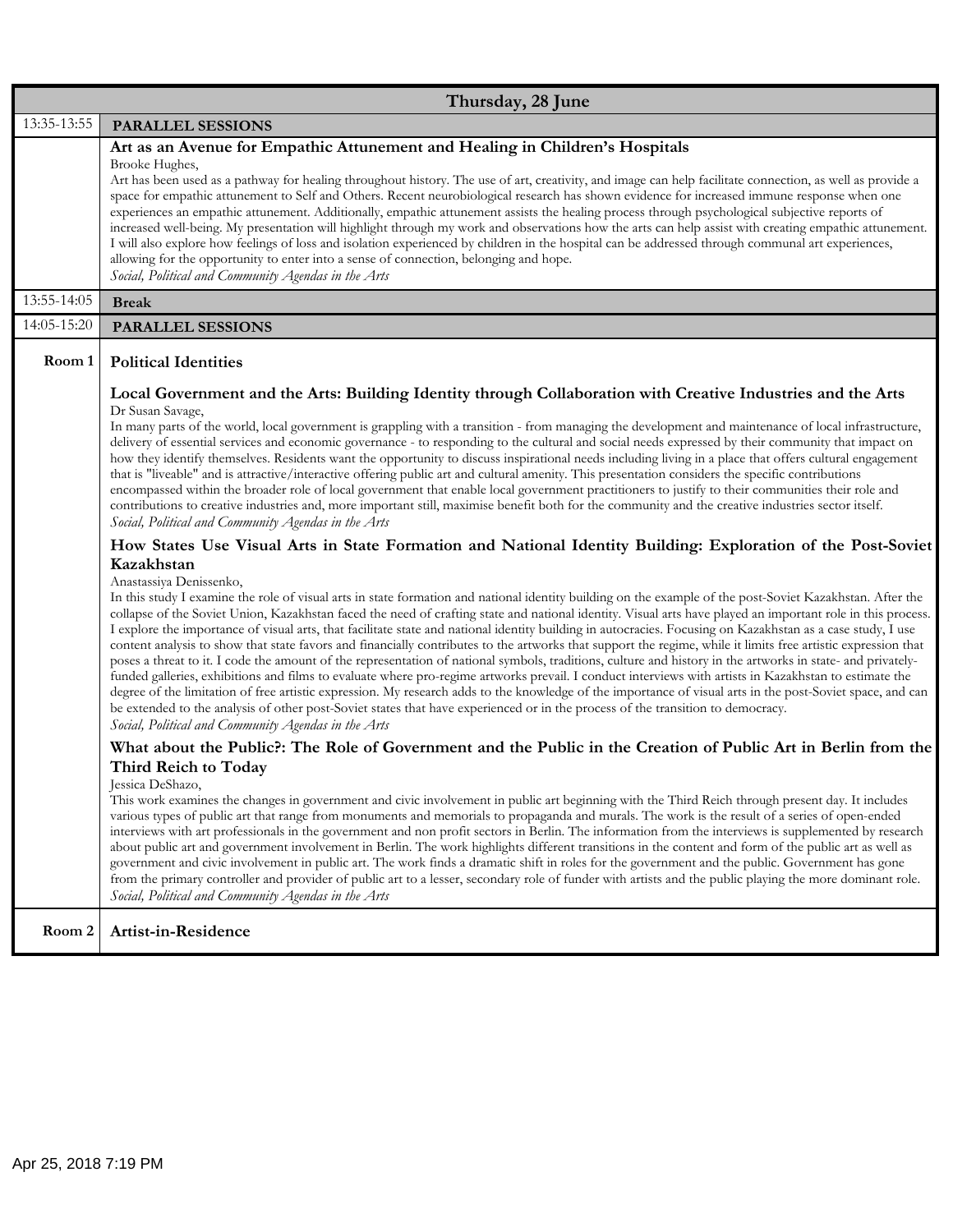## Thursday, 28 June

**13:35-13:55 PARALLEL SESSIONS**

### Art as an Avenue for Empathic Attunement and Healing in Children's Hospitals

Brooke Hughes,

Art has been used as a pathway for healing throughout history. The use of art, creativity, and image can help facilitate connection, as well as provide a space for empathic attunement to Self and Others. Recent neurobiological research has shown evidence for increased immune response when one experiences an empathic attunement. Additionally, empathic attunement assists the healing process through psychological subjective reports of increased well-being. My presentation will highlight through my work and observations how the arts can help assist with creating empathic attunement. I will also explore how feelings of loss and isolation experienced by children in the hospital can be addressed through communal art experiences, allowing for the opportunity to enter into a sense of connection, belonging and hope.

*Social, Political and Community Agendas in the Arts*

**13:55-14:05 Break**

**14:05-15:20 PARALLEL SESSIONS**

**Room 1 — Political Identities**

### Local Government and the Arts: Building Identity through Collaboration with Creative Industries and the Arts

Dr Susan Savage,

In many parts of the world, local government is grappling with a transition - from managing the development and maintenance of local infrastructure, delivery of essential services and economic governance - to responding to the cultural and social needs expressed by their community that impact on how they identify themselves. Residents want the opportunity to discuss inspirational needs including living in a place that offers cultural engagement that is "liveable" and is attractive/interactive offering public art and cultural amenity. This presentation considers the specific contributions encompassed within the broader role of local government that enable local government practitioners to justify to their communities their role and contributions to creative industries and, more important still, maximise benefit both for the community and the creative industries sector itself.

*Social, Political and Community Agendas in the Arts*

### How States Use Visual Arts in State Formation and National Identity Building: Exploration of the Post-Soviet Kazakhstan

Anastassiya Denissenko,

In this study I examine the role of visual arts in state formation and national identity building on the example of the post-Soviet Kazakhstan. After the collapse of the Soviet Union, Kazakhstan faced the need of crafting state and national identity. Visual arts have played an important role in this process. I explore the importance of visual arts, that facilitate state and national identity building in autocracies. Focusing on Kazakhstan as a case study, I use content analysis to show that state favors and financially contributes to the artworks that support the regime, while it limits free artistic expression that poses a threat to it. I code the amount of the representation of national symbols, traditions, culture and history in the artworks in state- and privately-funded galleries, exhibitions and films to evaluate where pro-regime artworks prevail. I conduct interviews with artists in Kazakhstan to estimate the degree of the limitation of free artistic expression. My research adds to the knowledge of the importance of visual arts in the post-Soviet space, and can be extended to the analysis of other post-Soviet states that have experienced or in the process of the transition to democracy.

*Social, Political and Community Agendas in the Arts*

### What about the Public?: The Role of Government and the Public in the Creation of Public Art in Berlin from the Third Reich to Today

Jessica DeShazo,

This work examines the changes in government and civic involvement in public art beginning with the Third Reich through present day. It includes various types of public art that range from monuments and memorials to propaganda and murals. The work is the result of a series of open-ended interviews with art professionals in the government and non profit sectors in Berlin. The information from the interviews is supplemented by research about public art and government involvement in Berlin. The work highlights different transitions in the content and form of the public art as well as government and civic involvement in public art. The work finds a dramatic shift in roles for the government and the public. Government has gone from the primary controller and provider of public art to a lesser, secondary role of funder with artists and the public playing the more dominant role.

*Social, Political and Community Agendas in the Arts*

**Room 2 — Artist-in-Residence**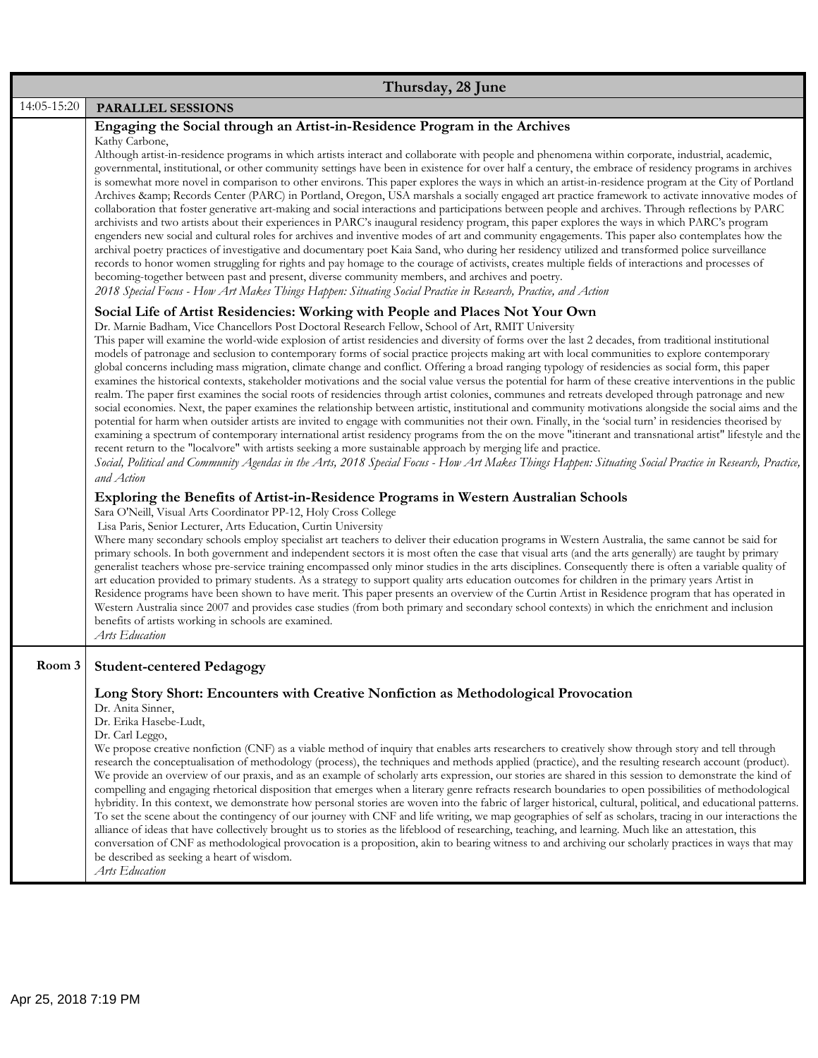## Thursday, 28 June

**14:05-15:20 PARALLEL SESSIONS**

### Engaging the Social through an Artist-in-Residence Program in the Archives

Kathy Carbone,

Although artist-in-residence programs in which artists interact and collaborate with people and phenomena within corporate, industrial, academic, governmental, institutional, or other community settings have been in existence for over half a century, the embrace of residency programs in archives is somewhat more novel in comparison to other environs. This paper explores the ways in which an artist-in-residence program at the City of Portland Archives &amp; Records Center (PARC) in Portland, Oregon, USA marshals a socially engaged art practice framework to activate innovative modes of collaboration that foster generative art-making and social interactions and participations between people and archives. Through reflections by PARC archivists and two artists about their experiences in PARC's inaugural residency program, this paper explores the ways in which PARC's program engenders new social and cultural roles for archives and inventive modes of art and community engagements. This paper also contemplates how the archival poetry practices of investigative and documentary poet Kaia Sand, who during her residency utilized and transformed police surveillance records to honor women struggling for rights and pay homage to the courage of activists, creates multiple fields of interactions and processes of becoming-together between past and present, diverse community members, and archives and poetry.

*2018 Special Focus - How Art Makes Things Happen: Situating Social Practice in Research, Practice, and Action*

### Social Life of Artist Residencies: Working with People and Places Not Your Own

Dr. Marnie Badham, Vice Chancellors Post Doctoral Research Fellow, School of Art, RMIT University

This paper will examine the world-wide explosion of artist residencies and diversity of forms over the last 2 decades, from traditional institutional models of patronage and seclusion to contemporary forms of social practice projects making art with local communities to explore contemporary global concerns including mass migration, climate change and conflict. Offering a broad ranging typology of residencies as social form, this paper examines the historical contexts, stakeholder motivations and the social value versus the potential for harm of these creative interventions in the public realm. The paper first examines the social roots of residencies through artist colonies, communes and retreats developed through patronage and new social economies. Next, the paper examines the relationship between artistic, institutional and community motivations alongside the social aims and the potential for harm when outsider artists are invited to engage with communities not their own. Finally, in the 'social turn' in residencies theorised by examining a spectrum of contemporary international artist residency programs from the on the move "itinerant and transnational artist" lifestyle and the recent return to the "localvore" with artists seeking a more sustainable approach by merging life and practice.

*Social, Political and Community Agendas in the Arts, 2018 Special Focus - How Art Makes Things Happen: Situating Social Practice in Research, Practice, and Action*

### Exploring the Benefits of Artist-in-Residence Programs in Western Australian Schools

Sara O'Neill, Visual Arts Coordinator PP-12, Holy Cross College

Lisa Paris, Senior Lecturer, Arts Education, Curtin University

Where many secondary schools employ specialist art teachers to deliver their education programs in Western Australia, the same cannot be said for primary schools. In both government and independent sectors it is most often the case that visual arts (and the arts generally) are taught by primary generalist teachers whose pre-service training encompassed only minor studies in the arts disciplines. Consequently there is often a variable quality of art education provided to primary students. As a strategy to support quality arts education outcomes for children in the primary years Artist in Residence programs have been shown to have merit. This paper presents an overview of the Curtin Artist in Residence program that has operated in Western Australia since 2007 and provides case studies (from both primary and secondary school contexts) in which the enrichment and inclusion benefits of artists working in schools are examined.

*Arts Education*

**Room 3 Student-centered Pedagogy**

### Long Story Short: Encounters with Creative Nonfiction as Methodological Provocation

Dr. Anita Sinner,
Dr. Erika Hasebe-Ludt,
Dr. Carl Leggo,

We propose creative nonfiction (CNF) as a viable method of inquiry that enables arts researchers to creatively show through story and tell through research the conceptualisation of methodology (process), the techniques and methods applied (practice), and the resulting research account (product). We provide an overview of our praxis, and as an example of scholarly arts expression, our stories are shared in this session to demonstrate the kind of compelling and engaging rhetorical disposition that emerges when a literary genre refracts research boundaries to open possibilities of methodological hybridity. In this context, we demonstrate how personal stories are woven into the fabric of larger historical, cultural, political, and educational patterns. To set the scene about the contingency of our journey with CNF and life writing, we map geographies of self as scholars, tracing in our interactions the alliance of ideas that have collectively brought us to stories as the lifeblood of researching, teaching, and learning. Much like an attestation, this conversation of CNF as methodological provocation is a proposition, akin to bearing witness to and archiving our scholarly practices in ways that may be described as seeking a heart of wisdom.

*Arts Education*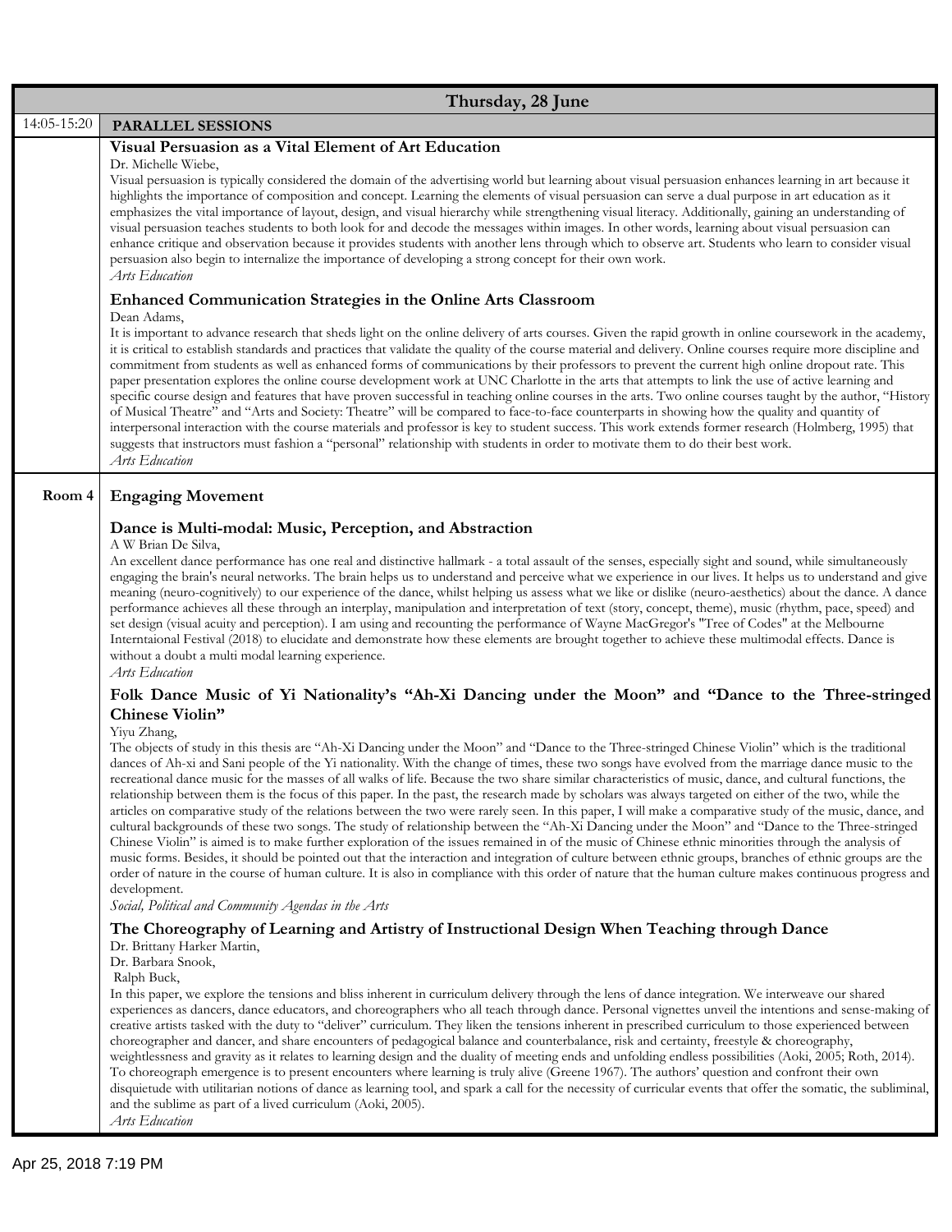## Thursday, 28 June

**14:05-15:20 PARALLEL SESSIONS**

### Visual Persuasion as a Vital Element of Art Education

Dr. Michelle Wiebe,

Visual persuasion is typically considered the domain of the advertising world but learning about visual persuasion enhances learning in art because it highlights the importance of composition and concept. Learning the elements of visual persuasion can serve a dual purpose in art education as it emphasizes the vital importance of layout, design, and visual hierarchy while strengthening visual literacy. Additionally, gaining an understanding of visual persuasion teaches students to both look for and decode the messages within images. In other words, learning about visual persuasion can enhance critique and observation because it provides students with another lens through which to observe art. Students who learn to consider visual persuasion also begin to internalize the importance of developing a strong concept for their own work.

*Arts Education*

### Enhanced Communication Strategies in the Online Arts Classroom

Dean Adams,

It is important to advance research that sheds light on the online delivery of arts courses. Given the rapid growth in online coursework in the academy, it is critical to establish standards and practices that validate the quality of the course material and delivery. Online courses require more discipline and commitment from students as well as enhanced forms of communications by their professors to prevent the current high online dropout rate. This paper presentation explores the online course development work at UNC Charlotte in the arts that attempts to link the use of active learning and specific course design and features that have proven successful in teaching online courses in the arts. Two online courses taught by the author, "History of Musical Theatre" and "Arts and Society: Theatre" will be compared to face-to-face counterparts in showing how the quality and quantity of interpersonal interaction with the course materials and professor is key to student success. This work extends former research (Holmberg, 1995) that suggests that instructors must fashion a "personal" relationship with students in order to motivate them to do their best work.

*Arts Education*

---

**Room 4**

## Engaging Movement

### Dance is Multi-modal: Music, Perception, and Abstraction

A W Brian De Silva,

An excellent dance performance has one real and distinctive hallmark - a total assault of the senses, especially sight and sound, while simultaneously engaging the brain's neural networks. The brain helps us to understand and perceive what we experience in our lives. It helps us to understand and give meaning (neuro-cognitively) to our experience of the dance, whilst helping us assess what we like or dislike (neuro-aesthetics) about the dance. A dance performance achieves all these through an interplay, manipulation and interpretation of text (story, concept, theme), music (rhythm, pace, speed) and set design (visual acuity and perception). I am using and recounting the performance of Wayne MacGregor's "Tree of Codes" at the Melbourne Interntaional Festival (2018) to elucidate and demonstrate how these elements are brought together to achieve these multimodal effects. Dance is without a doubt a multi modal learning experience.

*Arts Education*

### Folk Dance Music of Yi Nationality's "Ah-Xi Dancing under the Moon" and "Dance to the Three-stringed Chinese Violin"

Yiyu Zhang,

The objects of study in this thesis are "Ah-Xi Dancing under the Moon" and "Dance to the Three-stringed Chinese Violin" which is the traditional dances of Ah-xi and Sani people of the Yi nationality. With the change of times, these two songs have evolved from the marriage dance music to the recreational dance music for the masses of all walks of life. Because the two share similar characteristics of music, dance, and cultural functions, the relationship between them is the focus of this paper. In the past, the research made by scholars was always targeted on either of the two, while the articles on comparative study of the relations between the two were rarely seen. In this paper, I will make a comparative study of the music, dance, and cultural backgrounds of these two songs. The study of relationship between the "Ah-Xi Dancing under the Moon" and "Dance to the Three-stringed Chinese Violin" is aimed is to make further exploration of the issues remained in of the music of Chinese ethnic minorities through the analysis of music forms. Besides, it should be pointed out that the interaction and integration of culture between ethnic groups, branches of ethnic groups are the order of nature in the course of human culture. It is also in compliance with this order of nature that the human culture makes continuous progress and development.

*Social, Political and Community Agendas in the Arts*

### The Choreography of Learning and Artistry of Instructional Design When Teaching through Dance

Dr. Brittany Harker Martin,
Dr. Barbara Snook,
Ralph Buck,

In this paper, we explore the tensions and bliss inherent in curriculum delivery through the lens of dance integration. We interweave our shared experiences as dancers, dance educators, and choreographers who all teach through dance. Personal vignettes unveil the intentions and sense-making of creative artists tasked with the duty to "deliver" curriculum. They liken the tensions inherent in prescribed curriculum to those experienced between choreographer and dancer, and share encounters of pedagogical balance and counterbalance, risk and certainty, freestyle & choreography, weightlessness and gravity as it relates to learning design and the duality of meeting ends and unfolding endless possibilities (Aoki, 2005; Roth, 2014). To choreograph emergence is to present encounters where learning is truly alive (Greene 1967). The authors' question and confront their own disquietude with utilitarian notions of dance as learning tool, and spark a call for the necessity of curricular events that offer the somatic, the subliminal, and the sublime as part of a lived curriculum (Aoki, 2005).

*Arts Education*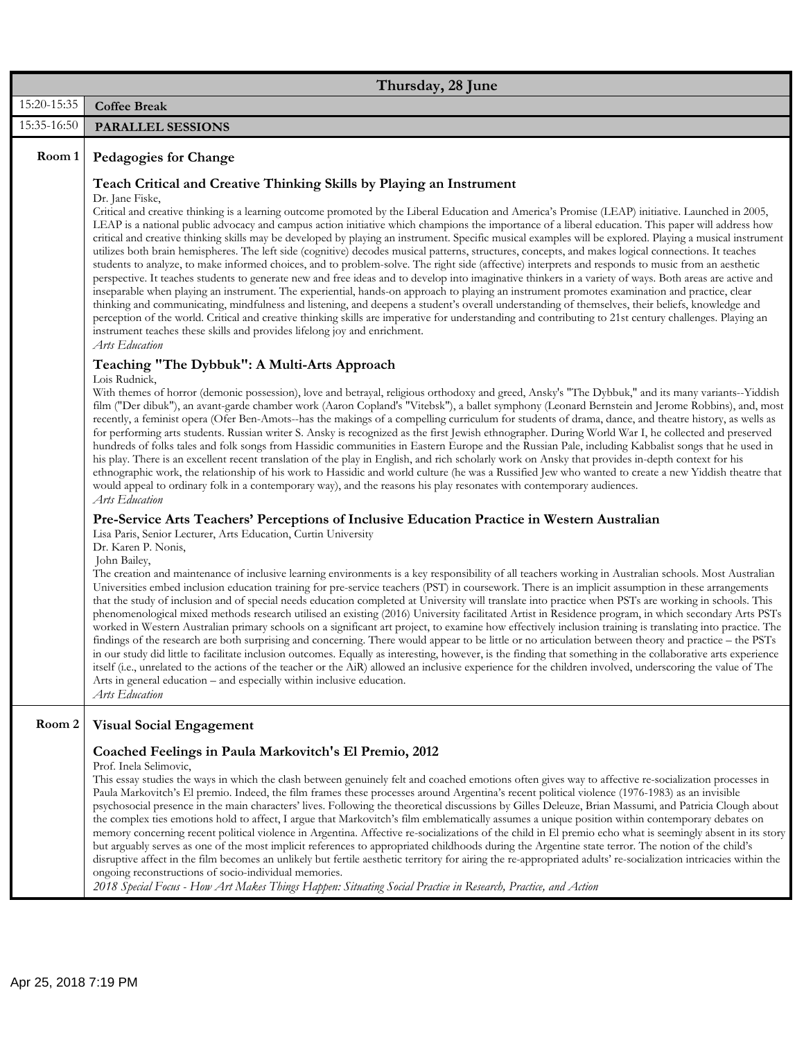## Thursday, 28 June

| | |
|---|---|
| 15:20-15:35 | **Coffee Break** |
| 15:35-16:50 | **PARALLEL SESSIONS** |

**Room 1**

### Pedagogies for Change

#### Teach Critical and Creative Thinking Skills by Playing an Instrument

Dr. Jane Fiske,

Critical and creative thinking is a learning outcome promoted by the Liberal Education and America's Promise (LEAP) initiative. Launched in 2005, LEAP is a national public advocacy and campus action initiative which champions the importance of a liberal education. This paper will address how critical and creative thinking skills may be developed by playing an instrument. Specific musical examples will be explored. Playing a musical instrument utilizes both brain hemispheres. The left side (cognitive) decodes musical patterns, structures, concepts, and makes logical connections. It teaches students to analyze, to make informed choices, and to problem-solve. The right side (affective) interprets and responds to music from an aesthetic perspective. It teaches students to generate new and free ideas and to develop into imaginative thinkers in a variety of ways. Both areas are active and inseparable when playing an instrument. The experiential, hands-on approach to playing an instrument promotes examination and practice, clear thinking and communicating, mindfulness and listening, and deepens a student's overall understanding of themselves, their beliefs, knowledge and perception of the world. Critical and creative thinking skills are imperative for understanding and contributing to 21st century challenges. Playing an instrument teaches these skills and provides lifelong joy and enrichment.

*Arts Education*

#### Teaching "The Dybbuk": A Multi-Arts Approach

Lois Rudnick,

With themes of horror (demonic possession), love and betrayal, religious orthodoxy and greed, Ansky's "The Dybbuk," and its many variants--Yiddish film ("Der dibuk"), an avant-garde chamber work (Aaron Copland's "Vitebsk"), a ballet symphony (Leonard Bernstein and Jerome Robbins), and, most recently, a feminist opera (Ofer Ben-Amots--has the makings of a compelling curriculum for students of drama, dance, and theatre history, as wells as for performing arts students. Russian writer S. Ansky is recognized as the first Jewish ethnographer. During World War I, he collected and preserved hundreds of folks tales and folk songs from Hassidic communities in Eastern Europe and the Russian Pale, including Kabbalist songs that he used in his play. There is an excellent recent translation of the play in English, and rich scholarly work on Ansky that provides in-depth context for his ethnographic work, the relationship of his work to Hassidic and world culture (he was a Russified Jew who wanted to create a new Yiddish theatre that would appeal to ordinary folk in a contemporary way), and the reasons his play resonates with contemporary audiences.

*Arts Education*

#### Pre-Service Arts Teachers' Perceptions of Inclusive Education Practice in Western Australian

Lisa Paris, Senior Lecturer, Arts Education, Curtin University
Dr. Karen P. Nonis,
John Bailey,

The creation and maintenance of inclusive learning environments is a key responsibility of all teachers working in Australian schools. Most Australian Universities embed inclusion education training for pre-service teachers (PST) in coursework. There is an implicit assumption in these arrangements that the study of inclusion and of special needs education completed at University will translate into practice when PSTs are working in schools. This phenomenological mixed methods research utilised an existing (2016) University facilitated Artist in Residence program, in which secondary Arts PSTs worked in Western Australian primary schools on a significant art project, to examine how effectively inclusion training is translating into practice. The findings of the research are both surprising and concerning. There would appear to be little or no articulation between theory and practice – the PSTs in our study did little to facilitate inclusion outcomes. Equally as interesting, however, is the finding that something in the collaborative arts experience itself (i.e., unrelated to the actions of the teacher or the AiR) allowed an inclusive experience for the children involved, underscoring the value of The Arts in general education – and especially within inclusive education.

*Arts Education*

**Room 2**

### Visual Social Engagement

#### Coached Feelings in Paula Markovitch's El Premio, 2012

Prof. Inela Selimovic,

This essay studies the ways in which the clash between genuinely felt and coached emotions often gives way to affective re-socialization processes in Paula Markovitch's El premio. Indeed, the film frames these processes around Argentina's recent political violence (1976-1983) as an invisible psychosocial presence in the main characters' lives. Following the theoretical discussions by Gilles Deleuze, Brian Massumi, and Patricia Clough about the complex ties emotions hold to affect, I argue that Markovitch's film emblematically assumes a unique position within contemporary debates on memory concerning recent political violence in Argentina. Affective re-socializations of the child in El premio echo what is seemingly absent in its story but arguably serves as one of the most implicit references to appropriated childhoods during the Argentine state terror. The notion of the child's disruptive affect in the film becomes an unlikely but fertile aesthetic territory for airing the re-appropriated adults' re-socialization intricacies within the ongoing reconstructions of socio-individual memories.

*2018 Special Focus - How Art Makes Things Happen: Situating Social Practice in Research, Practice, and Action*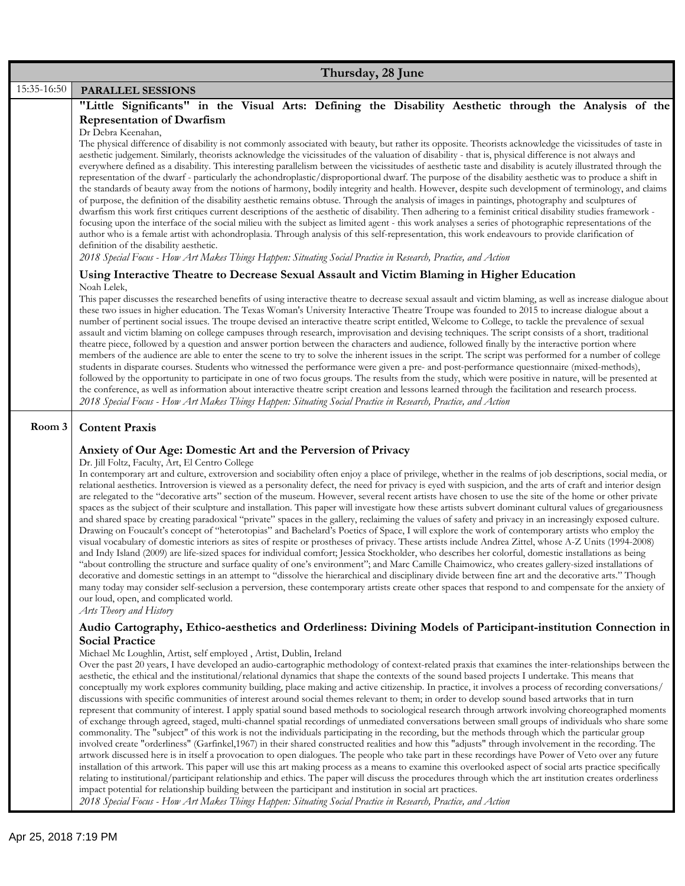**Thursday, 28 June**

15:35-16:50 **PARALLEL SESSIONS**

### "Little Significants" in the Visual Arts: Defining the Disability Aesthetic through the Analysis of the Representation of Dwarfism

Dr Debra Keenahan,

The physical difference of disability is not commonly associated with beauty, but rather its opposite. Theorists acknowledge the vicissitudes of taste in aesthetic judgement. Similarly, theorists acknowledge the vicissitudes of the valuation of disability - that is, physical difference is not always and everywhere defined as a disability. This interesting parallelism between the vicissitudes of aesthetic taste and disability is acutely illustrated through the representation of the dwarf - particularly the achondroplastic/disproportional dwarf. The purpose of the disability aesthetic was to produce a shift in the standards of beauty away from the notions of harmony, bodily integrity and health. However, despite such development of terminology, and claims of purpose, the definition of the disability aesthetic remains obtuse. Through the analysis of images in paintings, photography and sculptures of dwarfism this work first critiques current descriptions of the aesthetic of disability. Then adhering to a feminist critical disability studies framework - focusing upon the interface of the social milieu with the subject as limited agent - this work analyses a series of photographic representations of the author who is a female artist with achondroplasia. Through analysis of this self-representation, this work endeavours to provide clarification of definition of the disability aesthetic.

*2018 Special Focus - How Art Makes Things Happen: Situating Social Practice in Research, Practice, and Action*

### Using Interactive Theatre to Decrease Sexual Assault and Victim Blaming in Higher Education

Noah Lelek,

This paper discusses the researched benefits of using interactive theatre to decrease sexual assault and victim blaming, as well as increase dialogue about these two issues in higher education. The Texas Woman's University Interactive Theatre Troupe was founded to 2015 to increase dialogue about a number of pertinent social issues. The troupe devised an interactive theatre script entitled, Welcome to College, to tackle the prevalence of sexual assault and victim blaming on college campuses through research, improvisation and devising techniques. The script consists of a short, traditional theatre piece, followed by a question and answer portion between the characters and audience, followed finally by the interactive portion where members of the audience are able to enter the scene to try to solve the inherent issues in the script. The script was performed for a number of college students in disparate courses. Students who witnessed the performance were given a pre- and post-performance questionnaire (mixed-methods), followed by the opportunity to participate in one of two focus groups. The results from the study, which were positive in nature, will be presented at the conference, as well as information about interactive theatre script creation and lessons learned through the facilitation and research process.

*2018 Special Focus - How Art Makes Things Happen: Situating Social Practice in Research, Practice, and Action*

## Room 3 — Content Praxis

### Anxiety of Our Age: Domestic Art and the Perversion of Privacy

Dr. Jill Foltz, Faculty, Art, El Centro College

In contemporary art and culture, extroversion and sociability often enjoy a place of privilege, whether in the realms of job descriptions, social media, or relational aesthetics. Introversion is viewed as a personality defect, the need for privacy is eyed with suspicion, and the arts of craft and interior design are relegated to the "decorative arts" section of the museum. However, several recent artists have chosen to use the site of the home or other private spaces as the subject of their sculpture and installation. This paper will investigate how these artists subvert dominant cultural values of gregariousness and shared space by creating paradoxical "private" spaces in the gallery, reclaiming the values of safety and privacy in an increasingly exposed culture. Drawing on Foucault's concept of "heterotopias" and Bachelard's Poetics of Space, I will explore the work of contemporary artists who employ the visual vocabulary of domestic interiors as sites of respite or prostheses of privacy. These artists include Andrea Zittel, whose A-Z Units (1994-2008) and Indy Island (2009) are life-sized spaces for individual comfort; Jessica Stockholder, who describes her colorful, domestic installations as being "about controlling the structure and surface quality of one's environment"; and Marc Camille Chaimowicz, who creates gallery-sized installations of decorative and domestic settings in an attempt to "dissolve the hierarchical and disciplinary divide between fine art and the decorative arts." Though many today may consider self-seclusion a perversion, these contemporary artists create other spaces that respond to and compensate for the anxiety of our loud, open, and complicated world.

*Arts Theory and History*

### Audio Cartography, Ethico-aesthetics and Orderliness: Divining Models of Participant-institution Connection in Social Practice

Michael Mc Loughlin, Artist, self employed , Artist, Dublin, Ireland

Over the past 20 years, I have developed an audio-cartographic methodology of context-related praxis that examines the inter-relationships between the aesthetic, the ethical and the institutional/relational dynamics that shape the contexts of the sound based projects I undertake. This means that conceptually my work explores community building, place making and active citizenship. In practice, it involves a process of recording conversations/ discussions with specific communities of interest around social themes relevant to them; in order to develop sound based artworks that in turn represent that community of interest. I apply spatial sound based methods to sociological research through artwork involving choreographed moments of exchange through agreed, staged, multi-channel spatial recordings of unmediated conversations between small groups of individuals who share some commonality. The "subject" of this work is not the individuals participating in the recording, but the methods through which the particular group involved create "orderliness" (Garfinkel,1967) in their shared constructed realities and how this "adjusts" through involvement in the recording. The artwork discussed here is in itself a provocation to open dialogues. The people who take part in these recordings have Power of Veto over any future installation of this artwork. This paper will use this art making process as a means to examine this overlooked aspect of social arts practice specifically relating to institutional/participant relationship and ethics. The paper will discuss the procedures through which the art institution creates orderliness impact potential for relationship building between the participant and institution in social art practices.

*2018 Special Focus - How Art Makes Things Happen: Situating Social Practice in Research, Practice, and Action*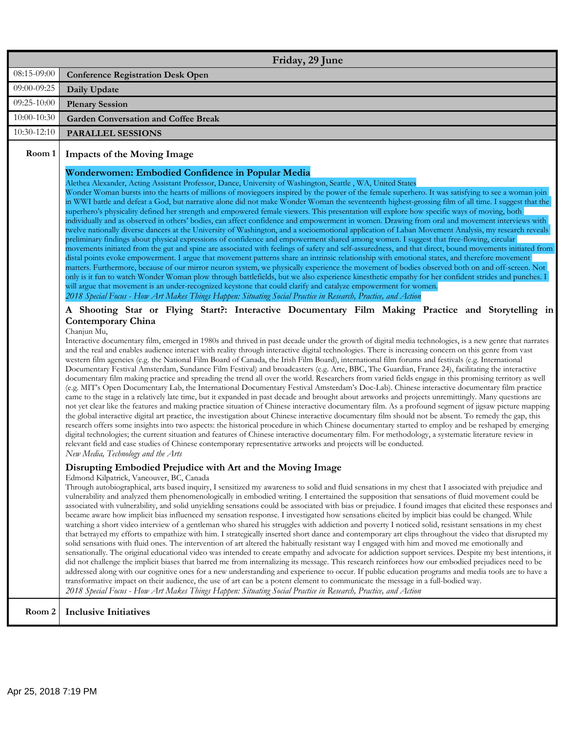| Friday, 29 June | |
|---|---|
| 08:15-09:00 | **Conference Registration Desk Open** |
| 09:00-09:25 | **Daily Update** |
| 09:25-10:00 | **Plenary Session** |
| 10:00-10:30 | **Garden Conversation and Coffee Break** |
| 10:30-12:10 | **PARALLEL SESSIONS** |

**Room 1** — **Impacts of the Moving Image**

### Wonderwomen: Embodied Confidence in Popular Media

Alethea Alexander, Acting Assistant Professor, Dance, University of Washington, Seattle , WA, United States

Wonder Woman bursts into the hearts of millions of moviegoers inspired by the power of the female superhero. It was satisfying to see a woman join in WWI battle and defeat a God, but narrative alone did not make Wonder Woman the seventeenth highest-grossing film of all time. I suggest that the superhero's physicality defined her strength and empowered female viewers. This presentation will explore how specific ways of moving, both individually and as observed in others' bodies, can affect confidence and empowerment in women. Drawing from oral and movement interviews with twelve nationally diverse dancers at the University of Washington, and a socioemotional application of Laban Movement Analysis, my research reveals preliminary findings about physical expressions of confidence and empowerment shared among women. I suggest that free-flowing, circular movements initiated from the gut and spine are associated with feelings of safety and self-assuredness, and that direct, bound movements initiated from distal points evoke empowerment. I argue that movement patterns share an intrinsic relationship with emotional states, and therefore movement matters. Furthermore, because of our mirror neuron system, we physically experience the movement of bodies observed both on and off-screen. Not only is it fun to watch Wonder Woman plow through battlefields, but we also experience kinesthetic empathy for her confident strides and punches. I will argue that movement is an under-recognized keystone that could clarify and catalyze empowerment for women.

*2018 Special Focus - How Art Makes Things Happen: Situating Social Practice in Research, Practice, and Action*

### A Shooting Star or Flying Start?: Interactive Documentary Film Making Practice and Storytelling in Contemporary China

Chanjun Mu,

Interactive documentary film, emerged in 1980s and thrived in past decade under the growth of digital media technologies, is a new genre that narrates and the real and enables audience interact with reality through interactive digital technologies. There is increasing concern on this genre from vast western film agencies (e.g. the National Film Board of Canada, the Irish Film Board), international film forums and festivals (e.g. International Documentary Festival Amsterdam, Sundance Film Festival) and broadcasters (e.g. Arte, BBC, The Guardian, France 24), facilitating the interactive documentary film making practice and spreading the trend all over the world. Researchers from varied fields engage in this promising territory as well (e.g. MIT's Open Documentary Lab, the International Documentary Festival Amsterdam's Doc-Lab). Chinese interactive documentary film practice came to the stage in a relatively late time, but it expanded in past decade and brought about artworks and projects unremittingly. Many questions are not yet clear like the features and making practice situation of Chinese interactive documentary film. As a profound segment of jigsaw picture mapping the global interactive digital art practice, the investigation about Chinese interactive documentary film should not be absent. To remedy the gap, this research offers some insights into two aspects: the historical procedure in which Chinese documentary started to employ and be reshaped by emerging digital technologies; the current situation and features of Chinese interactive documentary film. For methodology, a systematic literature review in relevant field and case studies of Chinese contemporary representative artworks and projects will be conducted.

*New Media, Technology and the Arts*

### Disrupting Embodied Prejudice with Art and the Moving Image

Edmond Kilpatrick, Vancouver, BC, Canada

Through autobiographical, arts based inquiry, I sensitized my awareness to solid and fluid sensations in my chest that I associated with prejudice and vulnerability and analyzed them phenomenologically in embodied writing. I entertained the supposition that sensations of fluid movement could be associated with vulnerability, and solid unyielding sensations could be associated with bias or prejudice. I found images that elicited these responses and became aware how implicit bias influenced my sensation response. I investigated how sensations elicited by implicit bias could be changed. While watching a short video interview of a gentleman who shared his struggles with addiction and poverty I noticed solid, resistant sensations in my chest that betrayed my efforts to empathize with him. I strategically inserted short dance and contemporary art clips throughout the video that disrupted my solid sensations with fluid ones. The intervention of art altered the habitually resistant way I engaged with him and moved me emotionally and sensationally. The original educational video was intended to create empathy and advocate for addiction support services. Despite my best intentions, it did not challenge the implicit biases that barred me from internalizing its message. This research reinforces how our embodied prejudices need to be addressed along with our cognitive ones for a new understanding and experience to occur. If public education programs and media tools are to have a transformative impact on their audience, the use of art can be a potent element to communicate the message in a full-bodied way.

*2018 Special Focus - How Art Makes Things Happen: Situating Social Practice in Research, Practice, and Action*

**Room 2** — **Inclusive Initiatives**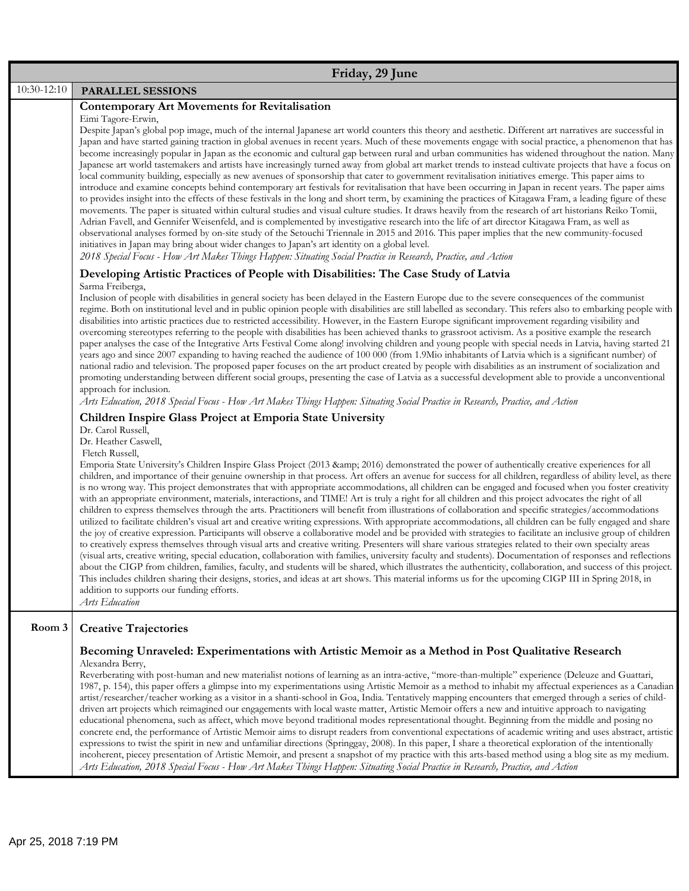## Friday, 29 June

**10:30-12:10** **PARALLEL SESSIONS**

### Contemporary Art Movements for Revitalisation

Eimi Tagore-Erwin,

Despite Japan's global pop image, much of the internal Japanese art world counters this theory and aesthetic. Different art narratives are successful in Japan and have started gaining traction in global avenues in recent years. Much of these movements engage with social practice, a phenomenon that has become increasingly popular in Japan as the economic and cultural gap between rural and urban communities has widened throughout the nation. Many Japanese art world tastemakers and artists have increasingly turned away from global art market trends to instead cultivate projects that have a focus on local community building, especially as new avenues of sponsorship that cater to government revitalisation initiatives emerge. This paper aims to introduce and examine concepts behind contemporary art festivals for revitalisation that have been occurring in Japan in recent years. The paper aims to provides insight into the effects of these festivals in the long and short term, by examining the practices of Kitagawa Fram, a leading figure of these movements. The paper is situated within cultural studies and visual culture studies. It draws heavily from the research of art historians Reiko Tomii, Adrian Favell, and Gennifer Weisenfeld, and is complemented by investigative research into the life of art director Kitagawa Fram, as well as observational analyses formed by on-site study of the Setouchi Triennale in 2015 and 2016. This paper implies that the new community-focused initiatives in Japan may bring about wider changes to Japan's art identity on a global level.

*2018 Special Focus - How Art Makes Things Happen: Situating Social Practice in Research, Practice, and Action*

### Developing Artistic Practices of People with Disabilities: The Case Study of Latvia

Sarma Freiberga,

Inclusion of people with disabilities in general society has been delayed in the Eastern Europe due to the severe consequences of the communist regime. Both on institutional level and in public opinion people with disabilities are still labelled as secondary. This refers also to embarking people with disabilities into artistic practices due to restricted accessibility. However, in the Eastern Europe significant improvement regarding visibility and overcoming stereotypes referring to the people with disabilities has been achieved thanks to grassroot activism. As a positive example the research paper analyses the case of the Integrative Arts Festival Come along! involving children and young people with special needs in Latvia, having started 21 years ago and since 2007 expanding to having reached the audience of 100 000 (from 1.9Mio inhabitants of Latvia which is a significant number) of national radio and television. The proposed paper focuses on the art product created by people with disabilities as an instrument of socialization and promoting understanding between different social groups, presenting the case of Latvia as a successful development able to provide a unconventional approach for inclusion.

*Arts Education, 2018 Special Focus - How Art Makes Things Happen: Situating Social Practice in Research, Practice, and Action*

### Children Inspire Glass Project at Emporia State University

Dr. Carol Russell,
Dr. Heather Caswell,
Fletch Russell,

Emporia State University's Children Inspire Glass Project (2013 &amp; 2016) demonstrated the power of authentically creative experiences for all children, and importance of their genuine ownership in that process. Art offers an avenue for success for all children, regardless of ability level, as there is no wrong way. This project demonstrates that with appropriate accommodations, all children can be engaged and focused when you foster creativity with an appropriate environment, materials, interactions, and TIME! Art is truly a right for all children and this project advocates the right of all children to express themselves through the arts. Practitioners will benefit from illustrations of collaboration and specific strategies/accommodations utilized to facilitate children's visual art and creative writing expressions. With appropriate accommodations, all children can be fully engaged and share the joy of creative expression. Participants will observe a collaborative model and be provided with strategies to facilitate an inclusive group of children to creatively express themselves through visual arts and creative writing. Presenters will share various strategies related to their own specialty areas (visual arts, creative writing, special education, collaboration with families, university faculty and students). Documentation of responses and reflections about the CIGP from children, families, faculty, and students will be shared, which illustrates the authenticity, collaboration, and success of this project. This includes children sharing their designs, stories, and ideas at art shows. This material informs us for the upcoming CIGP III in Spring 2018, in addition to supports our funding efforts.

*Arts Education*

**Room 3** **Creative Trajectories**

### Becoming Unraveled: Experimentations with Artistic Memoir as a Method in Post Qualitative Research

Alexandra Berry,

Reverberating with post-human and new materialist notions of learning as an intra-active, "more-than-multiple" experience (Deleuze and Guattari, 1987, p. 154), this paper offers a glimpse into my experimentations using Artistic Memoir as a method to inhabit my affectual experiences as a Canadian artist/researcher/teacher working as a visitor in a shanti-school in Goa, India. Tentatively mapping encounters that emerged through a series of child-driven art projects which reimagined our engagements with local waste matter, Artistic Memoir offers a new and intuitive approach to navigating educational phenomena, such as affect, which move beyond traditional modes representational thought. Beginning from the middle and posing no concrete end, the performance of Artistic Memoir aims to disrupt readers from conventional expectations of academic writing and uses abstract, artistic expressions to twist the spirit in new and unfamiliar directions (Springgay, 2008). In this paper, I share a theoretical exploration of the intentionally incoherent, piecey presentation of Artistic Memoir, and present a snapshot of my practice with this arts-based method using a blog site as my medium.

*Arts Education, 2018 Special Focus - How Art Makes Things Happen: Situating Social Practice in Research, Practice, and Action*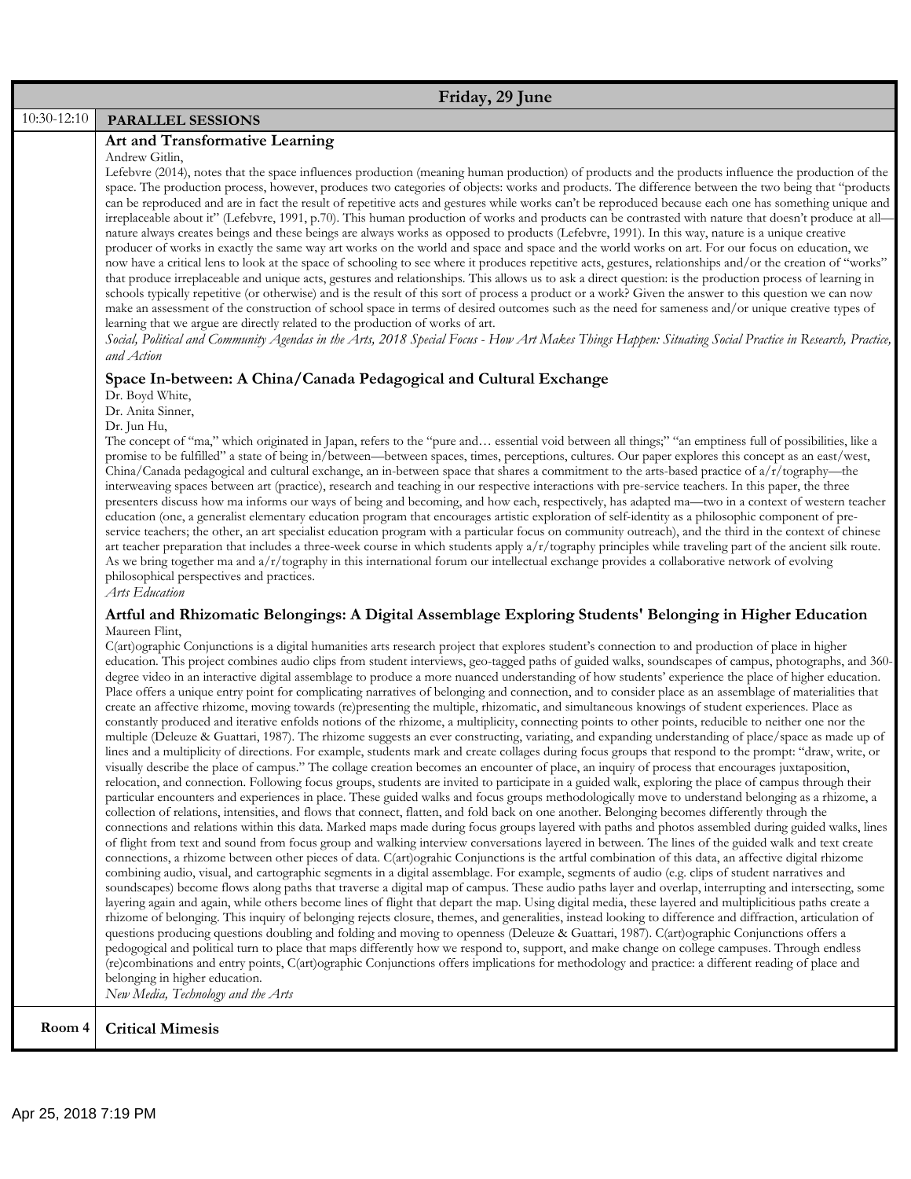## Friday, 29 June

**10:30-12:10 PARALLEL SESSIONS**

### Art and Transformative Learning

Andrew Gitlin,

Lefebvre (2014), notes that the space influences production (meaning human production) of products and the products influence the production of the space. The production process, however, produces two categories of objects: works and products. The difference between the two being that "products can be reproduced and are in fact the result of repetitive acts and gestures while works can't be reproduced because each one has something unique and irreplaceable about it" (Lefebvre, 1991, p.70). This human production of works and products can be contrasted with nature that doesn't produce at all—nature always creates beings and these beings are always works as opposed to products (Lefebvre, 1991). In this way, nature is a unique creative producer of works in exactly the same way art works on the world and space and space and the world works on art. For our focus on education, we now have a critical lens to look at the space of schooling to see where it produces repetitive acts, gestures, relationships and/or the creation of "works" that produce irreplaceable and unique acts, gestures and relationships. This allows us to ask a direct question: is the production process of learning in schools typically repetitive (or otherwise) and is the result of this sort of process a product or a work? Given the answer to this question we can now make an assessment of the construction of school space in terms of desired outcomes such as the need for sameness and/or unique creative types of learning that we argue are directly related to the production of works of art.

*Social, Political and Community Agendas in the Arts, 2018 Special Focus - How Art Makes Things Happen: Situating Social Practice in Research, Practice, and Action*

### Space In-between: A China/Canada Pedagogical and Cultural Exchange

Dr. Boyd White,
Dr. Anita Sinner,
Dr. Jun Hu,

The concept of "ma," which originated in Japan, refers to the "pure and… essential void between all things;" "an emptiness full of possibilities, like a promise to be fulfilled" a state of being in/between—between spaces, times, perceptions, cultures. Our paper explores this concept as an east/west, China/Canada pedagogical and cultural exchange, an in-between space that shares a commitment to the arts-based practice of a/r/tography—the interweaving spaces between art (practice), research and teaching in our respective interactions with pre-service teachers. In this paper, the three presenters discuss how ma informs our ways of being and becoming, and how each, respectively, has adapted ma—two in a context of western teacher education (one, a generalist elementary education program that encourages artistic exploration of self-identity as a philosophic component of pre-service teachers; the other, an art specialist education program with a particular focus on community outreach), and the third in the context of chinese art teacher preparation that includes a three-week course in which students apply a/r/tography principles while traveling part of the ancient silk route. As we bring together ma and a/r/tography in this international forum our intellectual exchange provides a collaborative network of evolving philosophical perspectives and practices.

*Arts Education*

### Artful and Rhizomatic Belongings: A Digital Assemblage Exploring Students' Belonging in Higher Education

Maureen Flint,

C(art)ographic Conjunctions is a digital humanities arts research project that explores student's connection to and production of place in higher education. This project combines audio clips from student interviews, geo-tagged paths of guided walks, soundscapes of campus, photographs, and 360-degree video in an interactive digital assemblage to produce a more nuanced understanding of how students' experience the place of higher education. Place offers a unique entry point for complicating narratives of belonging and connection, and to consider place as an assemblage of materialities that create an affective rhizome, moving towards (re)presenting the multiple, rhizomatic, and simultaneous knowings of student experiences. Place as constantly produced and iterative enfolds notions of the rhizome, a multiplicity, connecting points to other points, reducible to neither one nor the multiple (Deleuze & Guattari, 1987). The rhizome suggests an ever constructing, variating, and expanding understanding of place/space as made up of lines and a multiplicity of directions. For example, students mark and create collages during focus groups that respond to the prompt: "draw, write, or visually describe the place of campus." The collage creation becomes an encounter of place, an inquiry of process that encourages juxtaposition, relocation, and connection. Following focus groups, students are invited to participate in a guided walk, exploring the place of campus through their particular encounters and experiences in place. These guided walks and focus groups methodologically move to understand belonging as a rhizome, a collection of relations, intensities, and flows that connect, flatten, and fold back on one another. Belonging becomes differently through the connections and relations within this data. Marked maps made during focus groups layered with paths and photos assembled during guided walks, lines of flight from text and sound from focus group and walking interview conversations layered in between. The lines of the guided walk and text create connections, a rhizome between other pieces of data. C(art)ograhic Conjunctions is the artful combination of this data, an affective digital rhizome combining audio, visual, and cartographic segments in a digital assemblage. For example, segments of audio (e.g. clips of student narratives and soundscapes) become flows along paths that traverse a digital map of campus. These audio paths layer and overlap, interrupting and intersecting, some layering again and again, while others become lines of flight that depart the map. Using digital media, these layered and multiplicitious paths create a rhizome of belonging. This inquiry of belonging rejects closure, themes, and generalities, instead looking to difference and diffraction, articulation of questions producing questions doubling and folding and moving to openness (Deleuze & Guattari, 1987). C(art)ographic Conjunctions offers a pedogogical and political turn to place that maps differently how we respond to, support, and make change on college campuses. Through endless (re)combinations and entry points, C(art)ographic Conjunctions offers implications for methodology and practice: a different reading of place and belonging in higher education.

*New Media, Technology and the Arts*

**Room 4 — Critical Mimesis**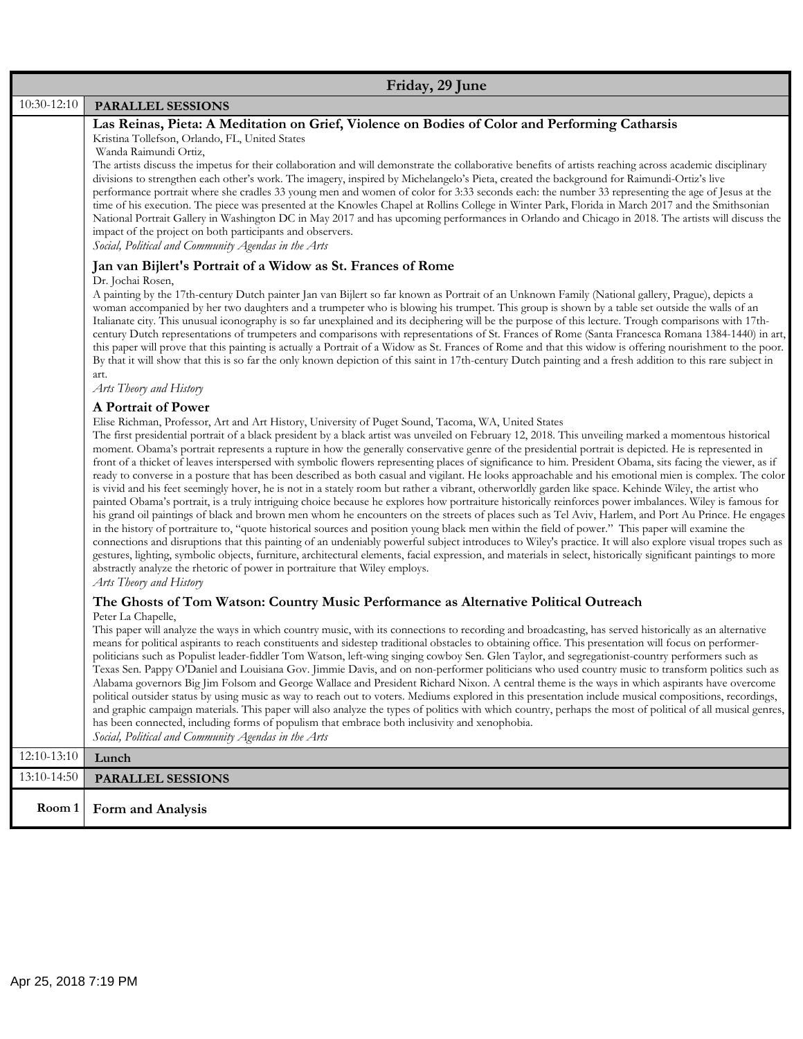## Friday, 29 June

**10:30-12:10 PARALLEL SESSIONS**

### Las Reinas, Pieta: A Meditation on Grief, Violence on Bodies of Color and Performing Catharsis

Kristina Tollefson, Orlando, FL, United States
Wanda Raimundi Ortiz,

The artists discuss the impetus for their collaboration and will demonstrate the collaborative benefits of artists reaching across academic disciplinary divisions to strengthen each other's work. The imagery, inspired by Michelangelo's Pieta, created the background for Raimundi-Ortiz's live performance portrait where she cradles 33 young men and women of color for 3:33 seconds each: the number 33 representing the age of Jesus at the time of his execution. The piece was presented at the Knowles Chapel at Rollins College in Winter Park, Florida in March 2017 and the Smithsonian National Portrait Gallery in Washington DC in May 2017 and has upcoming performances in Orlando and Chicago in 2018. The artists will discuss the impact of the project on both participants and observers.

*Social, Political and Community Agendas in the Arts*

### Jan van Bijlert's Portrait of a Widow as St. Frances of Rome

Dr. Jochai Rosen,

A painting by the 17th-century Dutch painter Jan van Bijlert so far known as Portrait of an Unknown Family (National gallery, Prague), depicts a woman accompanied by her two daughters and a trumpeter who is blowing his trumpet. This group is shown by a table set outside the walls of an Italianate city. This unusual iconography is so far unexplained and its deciphering will be the purpose of this lecture. Trough comparisons with 17th-century Dutch representations of trumpeters and comparisons with representations of St. Frances of Rome (Santa Francesca Romana 1384-1440) in art, this paper will prove that this painting is actually a Portrait of a Widow as St. Frances of Rome and that this widow is offering nourishment to the poor. By that it will show that this is so far the only known depiction of this saint in 17th-century Dutch painting and a fresh addition to this rare subject in art.

*Arts Theory and History*

### A Portrait of Power

Elise Richman, Professor, Art and Art History, University of Puget Sound, Tacoma, WA, United States

The first presidential portrait of a black president by a black artist was unveiled on February 12, 2018. This unveiling marked a momentous historical moment. Obama's portrait represents a rupture in how the generally conservative genre of the presidential portrait is depicted. He is represented in front of a thicket of leaves interspersed with symbolic flowers representing places of significance to him. President Obama, sits facing the viewer, as if ready to converse in a posture that has been described as both casual and vigilant. He looks approachable and his emotional mien is complex. The color is vivid and his feet seemingly hover, he is not in a stately room but rather a vibrant, otherworldly garden like space. Kehinde Wiley, the artist who painted Obama's portrait, is a truly intriguing choice because he explores how portraiture historically reinforces power imbalances. Wiley is famous for his grand oil paintings of black and brown men whom he encounters on the streets of places such as Tel Aviv, Harlem, and Port Au Prince. He engages in the history of portraiture to, "quote historical sources and position young black men within the field of power." This paper will examine the connections and disruptions that this painting of an undeniably powerful subject introduces to Wiley's practice. It will also explore visual tropes such as gestures, lighting, symbolic objects, furniture, architectural elements, facial expression, and materials in select, historically significant paintings to more abstractly analyze the rhetoric of power in portraiture that Wiley employs.

*Arts Theory and History*

### The Ghosts of Tom Watson: Country Music Performance as Alternative Political Outreach

Peter La Chapelle,

This paper will analyze the ways in which country music, with its connections to recording and broadcasting, has served historically as an alternative means for political aspirants to reach constituents and sidestep traditional obstacles to obtaining office. This presentation will focus on performer-politicians such as Populist leader-fiddler Tom Watson, left-wing singing cowboy Sen. Glen Taylor, and segregationist-country performers such as Texas Sen. Pappy O'Daniel and Louisiana Gov. Jimmie Davis, and on non-performer politicians who used country music to transform politics such as Alabama governors Big Jim Folsom and George Wallace and President Richard Nixon. A central theme is the ways in which aspirants have overcome political outsider status by using music as way to reach out to voters. Mediums explored in this presentation include musical compositions, recordings, and graphic campaign materials. This paper will also analyze the types of politics with which country, perhaps the most of political of all musical genres, has been connected, including forms of populism that embrace both inclusivity and xenophobia.

*Social, Political and Community Agendas in the Arts*

**12:10-13:10 Lunch**

**13:10-14:50 PARALLEL SESSIONS**

**Room 1 — Form and Analysis**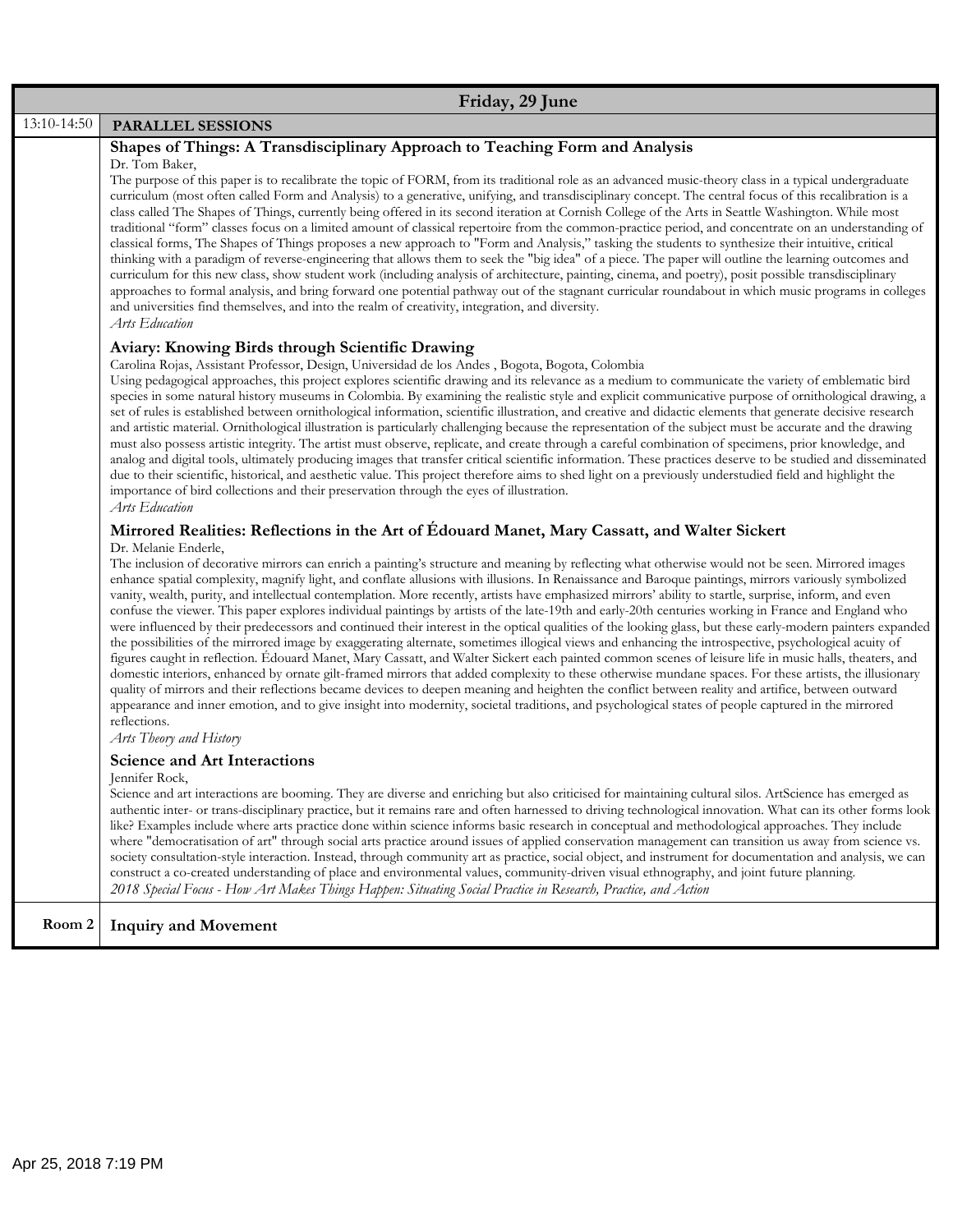## Friday, 29 June

**13:10-14:50** **PARALLEL SESSIONS**

### Shapes of Things: A Transdisciplinary Approach to Teaching Form and Analysis

Dr. Tom Baker,

The purpose of this paper is to recalibrate the topic of FORM, from its traditional role as an advanced music-theory class in a typical undergraduate curriculum (most often called Form and Analysis) to a generative, unifying, and transdisciplinary concept. The central focus of this recalibration is a class called The Shapes of Things, currently being offered in its second iteration at Cornish College of the Arts in Seattle Washington. While most traditional "form" classes focus on a limited amount of classical repertoire from the common-practice period, and concentrate on an understanding of classical forms, The Shapes of Things proposes a new approach to "Form and Analysis," tasking the students to synthesize their intuitive, critical thinking with a paradigm of reverse-engineering that allows them to seek the "big idea" of a piece. The paper will outline the learning outcomes and curriculum for this new class, show student work (including analysis of architecture, painting, cinema, and poetry), posit possible transdisciplinary approaches to formal analysis, and bring forward one potential pathway out of the stagnant curricular roundabout in which music programs in colleges and universities find themselves, and into the realm of creativity, integration, and diversity.

*Arts Education*

### Aviary: Knowing Birds through Scientific Drawing

Carolina Rojas, Assistant Professor, Design, Universidad de los Andes , Bogota, Bogota, Colombia

Using pedagogical approaches, this project explores scientific drawing and its relevance as a medium to communicate the variety of emblematic bird species in some natural history museums in Colombia. By examining the realistic style and explicit communicative purpose of ornithological drawing, a set of rules is established between ornithological information, scientific illustration, and creative and didactic elements that generate decisive research and artistic material. Ornithological illustration is particularly challenging because the representation of the subject must be accurate and the drawing must also possess artistic integrity. The artist must observe, replicate, and create through a careful combination of specimens, prior knowledge, and analog and digital tools, ultimately producing images that transfer critical scientific information. These practices deserve to be studied and disseminated due to their scientific, historical, and aesthetic value. This project therefore aims to shed light on a previously understudied field and highlight the importance of bird collections and their preservation through the eyes of illustration.

*Arts Education*

### Mirrored Realities: Reflections in the Art of Édouard Manet, Mary Cassatt, and Walter Sickert

Dr. Melanie Enderle,

The inclusion of decorative mirrors can enrich a painting's structure and meaning by reflecting what otherwise would not be seen. Mirrored images enhance spatial complexity, magnify light, and conflate allusions with illusions. In Renaissance and Baroque paintings, mirrors variously symbolized vanity, wealth, purity, and intellectual contemplation. More recently, artists have emphasized mirrors' ability to startle, surprise, inform, and even confuse the viewer. This paper explores individual paintings by artists of the late-19th and early-20th centuries working in France and England who were influenced by their predecessors and continued their interest in the optical qualities of the looking glass, but these early-modern painters expanded the possibilities of the mirrored image by exaggerating alternate, sometimes illogical views and enhancing the introspective, psychological acuity of figures caught in reflection. Édouard Manet, Mary Cassatt, and Walter Sickert each painted common scenes of leisure life in music halls, theaters, and domestic interiors, enhanced by ornate gilt-framed mirrors that added complexity to these otherwise mundane spaces. For these artists, the illusionary quality of mirrors and their reflections became devices to deepen meaning and heighten the conflict between reality and artifice, between outward appearance and inner emotion, and to give insight into modernity, societal traditions, and psychological states of people captured in the mirrored reflections.

*Arts Theory and History*

### Science and Art Interactions

Jennifer Rock,

Science and art interactions are booming. They are diverse and enriching but also criticised for maintaining cultural silos. ArtScience has emerged as authentic inter- or trans-disciplinary practice, but it remains rare and often harnessed to driving technological innovation. What can its other forms look like? Examples include where arts practice done within science informs basic research in conceptual and methodological approaches. They include where "democratisation of art" through social arts practice around issues of applied conservation management can transition us away from science vs. society consultation-style interaction. Instead, through community art as practice, social object, and instrument for documentation and analysis, we can construct a co-created understanding of place and environmental values, community-driven visual ethnography, and joint future planning.

*2018 Special Focus - How Art Makes Things Happen: Situating Social Practice in Research, Practice, and Action*

**Room 2** **Inquiry and Movement**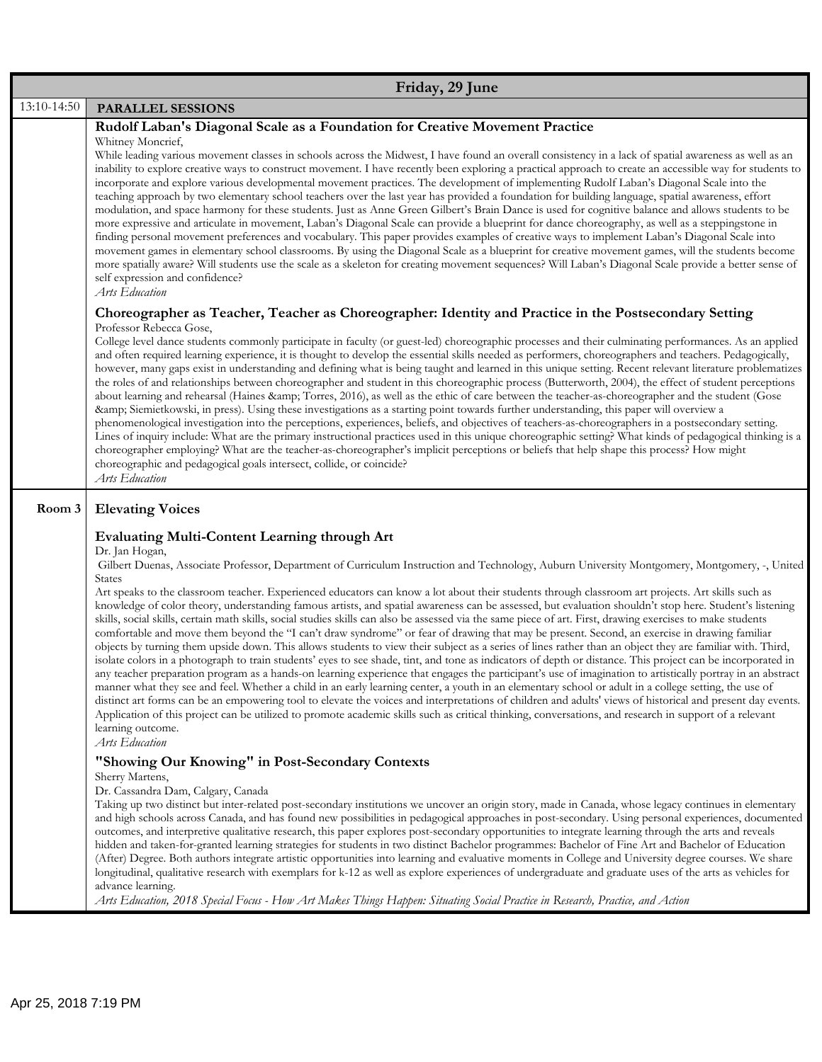## Friday, 29 June

**13:10-14:50 PARALLEL SESSIONS**

### Rudolf Laban's Diagonal Scale as a Foundation for Creative Movement Practice

Whitney Moncrief,

While leading various movement classes in schools across the Midwest, I have found an overall consistency in a lack of spatial awareness as well as an inability to explore creative ways to construct movement. I have recently been exploring a practical approach to create an accessible way for students to incorporate and explore various developmental movement practices. The development of implementing Rudolf Laban's Diagonal Scale into the teaching approach by two elementary school teachers over the last year has provided a foundation for building language, spatial awareness, effort modulation, and space harmony for these students. Just as Anne Green Gilbert's Brain Dance is used for cognitive balance and allows students to be more expressive and articulate in movement, Laban's Diagonal Scale can provide a blueprint for dance choreography, as well as a steppingstone in finding personal movement preferences and vocabulary. This paper provides examples of creative ways to implement Laban's Diagonal Scale into movement games in elementary school classrooms. By using the Diagonal Scale as a blueprint for creative movement games, will the students become more spatially aware? Will students use the scale as a skeleton for creating movement sequences? Will Laban's Diagonal Scale provide a better sense of self expression and confidence?

*Arts Education*

### Choreographer as Teacher, Teacher as Choreographer: Identity and Practice in the Postsecondary Setting

Professor Rebecca Gose,

College level dance students commonly participate in faculty (or guest-led) choreographic processes and their culminating performances. As an applied and often required learning experience, it is thought to develop the essential skills needed as performers, choreographers and teachers. Pedagogically, however, many gaps exist in understanding and defining what is being taught and learned in this unique setting. Recent relevant literature problematizes the roles of and relationships between choreographer and student in this choreographic process (Butterworth, 2004), the effect of student perceptions about learning and rehearsal (Haines &amp; Torres, 2016), as well as the ethic of care between the teacher-as-choreographer and the student (Gose &amp; Siemietkowski, in press). Using these investigations as a starting point towards further understanding, this paper will overview a phenomenological investigation into the perceptions, experiences, beliefs, and objectives of teachers-as-choreographers in a postsecondary setting. Lines of inquiry include: What are the primary instructional practices used in this unique choreographic setting? What kinds of pedagogical thinking is a choreographer employing? What are the teacher-as-choreographer's implicit perceptions or beliefs that help shape this process? How might choreographic and pedagogical goals intersect, collide, or coincide?

*Arts Education*

**Room 3**

## Elevating Voices

### Evaluating Multi-Content Learning through Art

Dr. Jan Hogan,

Gilbert Duenas, Associate Professor, Department of Curriculum Instruction and Technology, Auburn University Montgomery, Montgomery, -, United States

Art speaks to the classroom teacher. Experienced educators can know a lot about their students through classroom art projects. Art skills such as knowledge of color theory, understanding famous artists, and spatial awareness can be assessed, but evaluation shouldn't stop here. Student's listening skills, social skills, certain math skills, social studies skills can also be assessed via the same piece of art. First, drawing exercises to make students comfortable and move them beyond the "I can't draw syndrome" or fear of drawing that may be present. Second, an exercise in drawing familiar objects by turning them upside down. This allows students to view their subject as a series of lines rather than an object they are familiar with. Third, isolate colors in a photograph to train students' eyes to see shade, tint, and tone as indicators of depth or distance. This project can be incorporated in any teacher preparation program as a hands-on learning experience that engages the participant's use of imagination to artistically portray in an abstract manner what they see and feel. Whether a child in an early learning center, a youth in an elementary school or adult in a college setting, the use of distinct art forms can be an empowering tool to elevate the voices and interpretations of children and adults' views of historical and present day events. Application of this project can be utilized to promote academic skills such as critical thinking, conversations, and research in support of a relevant learning outcome.

*Arts Education*

### "Showing Our Knowing" in Post-Secondary Contexts

Sherry Martens,

Dr. Cassandra Dam, Calgary, Canada

Taking up two distinct but inter-related post-secondary institutions we uncover an origin story, made in Canada, whose legacy continues in elementary and high schools across Canada, and has found new possibilities in pedagogical approaches in post-secondary. Using personal experiences, documented outcomes, and interpretive qualitative research, this paper explores post-secondary opportunities to integrate learning through the arts and reveals hidden and taken-for-granted learning strategies for students in two distinct Bachelor programmes: Bachelor of Fine Art and Bachelor of Education (After) Degree. Both authors integrate artistic opportunities into learning and evaluative moments in College and University degree courses. We share longitudinal, qualitative research with exemplars for k-12 as well as explore experiences of undergraduate and graduate uses of the arts as vehicles for advance learning.

*Arts Education, 2018 Special Focus - How Art Makes Things Happen: Situating Social Practice in Research, Practice, and Action*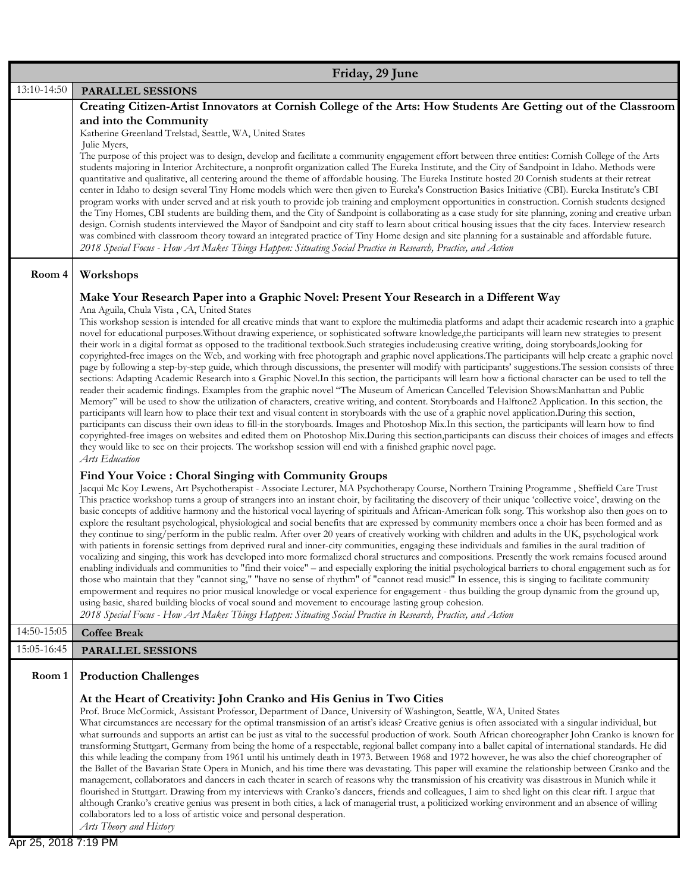## Friday, 29 June

**13:10-14:50 — PARALLEL SESSIONS**

### Creating Citizen-Artist Innovators at Cornish College of the Arts: How Students Are Getting out of the Classroom and into the Community

Katherine Greenland Trelstad, Seattle, WA, United States
Julie Myers,

The purpose of this project was to design, develop and facilitate a community engagement effort between three entities: Cornish College of the Arts students majoring in Interior Architecture, a nonprofit organization called The Eureka Institute, and the City of Sandpoint in Idaho. Methods were quantitative and qualitative, all centering around the theme of affordable housing. The Eureka Institute hosted 20 Cornish students at their retreat center in Idaho to design several Tiny Home models which were then given to Eureka's Construction Basics Initiative (CBI). Eureka Institute's CBI program works with under served and at risk youth to provide job training and employment opportunities in construction. Cornish students designed the Tiny Homes, CBI students are building them, and the City of Sandpoint is collaborating as a case study for site planning, zoning and creative urban design. Cornish students interviewed the Mayor of Sandpoint and city staff to learn about critical housing issues that the city faces. Interview research was combined with classroom theory toward an integrated practice of Tiny Home design and site planning for a sustainable and affordable future.

*2018 Special Focus - How Art Makes Things Happen: Situating Social Practice in Research, Practice, and Action*

**Room 4 — Workshops**

### Make Your Research Paper into a Graphic Novel: Present Your Research in a Different Way

Ana Aguila, Chula Vista , CA, United States

This workshop session is intended for all creative minds that want to explore the multimedia platforms and adapt their academic research into a graphic novel for educational purposes.Without drawing experience, or sophisticated software knowledge,the participants will learn new strategies to present their work in a digital format as opposed to the traditional textbook.Such strategies include:using creative writing, doing storyboards,looking for copyrighted-free images on the Web, and working with free photograph and graphic novel applications.The participants will help create a graphic novel page by following a step-by-step guide, which through discussions, the presenter will modify with participants' suggestions.The session consists of three sections: Adapting Academic Research into a Graphic Novel.In this section, the participants will learn how a fictional character can be used to tell the reader their academic findings. Examples from the graphic novel "The Museum of American Cancelled Television Shows:Manhattan and Public Memory" will be used to show the utilization of characters, creative writing, and content. Storyboards and Halftone2 Application. In this section, the participants will learn how to place their text and visual content in storyboards with the use of a graphic novel application.During this section, participants can discuss their own ideas to fill-in the storyboards. Images and Photoshop Mix.In this section, the participants will learn how to find copyrighted-free images on websites and edited them on Photoshop Mix.During this section,participants can discuss their choices of images and effects they would like to see on their projects. The workshop session will end with a finished graphic novel page.

*Arts Education*

### Find Your Voice : Choral Singing with Community Groups

Jacqui Mc Koy Lewens, Art Psychotherapist - Associate Lecturer, MA Psychotherapy Course, Northern Training Programme , Sheffield Care Trust

This practice workshop turns a group of strangers into an instant choir, by facilitating the discovery of their unique 'collective voice', drawing on the basic concepts of additive harmony and the historical vocal layering of spirituals and African-American folk song. This workshop also then goes on to explore the resultant psychological, physiological and social benefits that are expressed by community members once a choir has been formed and as they continue to sing/perform in the public realm. After over 20 years of creatively working with children and adults in the UK, psychological work with patients in forensic settings from deprived rural and inner-city communities, engaging these individuals and families in the aural tradition of vocalizing and singing, this work has developed into more formalized choral structures and compositions. Presently the work remains focused around enabling individuals and communities to "find their voice" – and especially exploring the initial psychological barriers to choral engagement such as for those who maintain that they "cannot sing," "have no sense of rhythm" of "cannot read music!" In essence, this is singing to facilitate community empowerment and requires no prior musical knowledge or vocal experience for engagement - thus building the group dynamic from the ground up, using basic, shared building blocks of vocal sound and movement to encourage lasting group cohesion.

*2018 Special Focus - How Art Makes Things Happen: Situating Social Practice in Research, Practice, and Action*

**14:50-15:05 — Coffee Break**

**15:05-16:45 — PARALLEL SESSIONS**

**Room 1 — Production Challenges**

### At the Heart of Creativity: John Cranko and His Genius in Two Cities

Prof. Bruce McCormick, Assistant Professor, Department of Dance, University of Washington, Seattle, WA, United States

What circumstances are necessary for the optimal transmission of an artist's ideas? Creative genius is often associated with a singular individual, but what surrounds and supports an artist can be just as vital to the successful production of work. South African choreographer John Cranko is known for transforming Stuttgart, Germany from being the home of a respectable, regional ballet company into a ballet capital of international standards. He did this while leading the company from 1961 until his untimely death in 1973. Between 1968 and 1972 however, he was also the chief choreographer of the Ballet of the Bavarian State Opera in Munich, and his time there was devastating. This paper will examine the relationship between Cranko and the management, collaborators and dancers in each theater in search of reasons why the transmission of his creativity was disastrous in Munich while it flourished in Stuttgart. Drawing from my interviews with Cranko's dancers, friends and colleagues, I aim to shed light on this clear rift. I argue that although Cranko's creative genius was present in both cities, a lack of managerial trust, a politicized working environment and an absence of willing collaborators led to a loss of artistic voice and personal desperation.

*Arts Theory and History*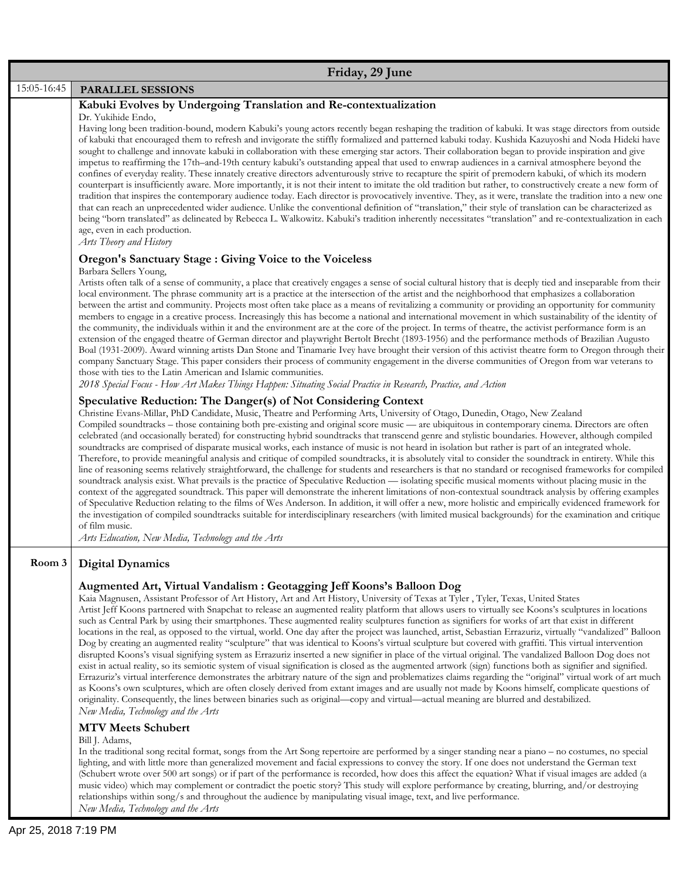## Friday, 29 June

15:05-16:45 **PARALLEL SESSIONS**

### Kabuki Evolves by Undergoing Translation and Re-contextualization

Dr. Yukihide Endo,

Having long been tradition-bound, modern Kabuki's young actors recently began reshaping the tradition of kabuki. It was stage directors from outside of kabuki that encouraged them to refresh and invigorate the stiffly formalized and patterned kabuki today. Kushida Kazuyoshi and Noda Hideki have sought to challenge and innovate kabuki in collaboration with these emerging star actors. Their collaboration began to provide inspiration and give impetus to reaffirming the 17th–and-19th century kabuki's outstanding appeal that used to enwrap audiences in a carnival atmosphere beyond the confines of everyday reality. These innately creative directors adventurously strive to recapture the spirit of premodern kabuki, of which its modern counterpart is insufficiently aware. More importantly, it is not their intent to imitate the old tradition but rather, to constructively create a new form of tradition that inspires the contemporary audience today. Each director is provocatively inventive. They, as it were, translate the tradition into a new one that can reach an unprecedented wider audience. Unlike the conventional definition of "translation," their style of translation can be characterized as being "born translated" as delineated by Rebecca L. Walkowitz. Kabuki's tradition inherently necessitates "translation" and re-contextualization in each age, even in each production.

*Arts Theory and History*

### Oregon's Sanctuary Stage : Giving Voice to the Voiceless

Barbara Sellers Young,

Artists often talk of a sense of community, a place that creatively engages a sense of social cultural history that is deeply tied and inseparable from their local environment. The phrase community art is a practice at the intersection of the artist and the neighborhood that emphasizes a collaboration between the artist and community. Projects most often take place as a means of revitalizing a community or providing an opportunity for community members to engage in a creative process. Increasingly this has become a national and international movement in which sustainability of the identity of the community, the individuals within it and the environment are at the core of the project. In terms of theatre, the activist performance form is an extension of the engaged theatre of German director and playwright Bertolt Brecht (1893-1956) and the performance methods of Brazilian Augusto Boal (1931-2009). Award winning artists Dan Stone and Tinamarie Ivey have brought their version of this activist theatre form to Oregon through their company Sanctuary Stage. This paper considers their process of community engagement in the diverse communities of Oregon from war veterans to those with ties to the Latin American and Islamic communities.

*2018 Special Focus - How Art Makes Things Happen: Situating Social Practice in Research, Practice, and Action*

### Speculative Reduction: The Danger(s) of Not Considering Context

Christine Evans-Millar, PhD Candidate, Music, Theatre and Performing Arts, University of Otago, Dunedin, Otago, New Zealand

Compiled soundtracks – those containing both pre-existing and original score music — are ubiquitous in contemporary cinema. Directors are often celebrated (and occasionally berated) for constructing hybrid soundtracks that transcend genre and stylistic boundaries. However, although compiled soundtracks are comprised of disparate musical works, each instance of music is not heard in isolation but rather is part of an integrated whole. Therefore, to provide meaningful analysis and critique of compiled soundtracks, it is absolutely vital to consider the soundtrack in entirety. While this line of reasoning seems relatively straightforward, the challenge for students and researchers is that no standard or recognised frameworks for compiled soundtrack analysis exist. What prevails is the practice of Speculative Reduction — isolating specific musical moments without placing music in the context of the aggregated soundtrack. This paper will demonstrate the inherent limitations of non-contextual soundtrack analysis by offering examples of Speculative Reduction relating to the films of Wes Anderson. In addition, it will offer a new, more holistic and empirically evidenced framework for the investigation of compiled soundtracks suitable for interdisciplinary researchers (with limited musical backgrounds) for the examination and critique of film music.

*Arts Education, New Media, Technology and the Arts*

**Room 3** **Digital Dynamics**

### Augmented Art, Virtual Vandalism : Geotagging Jeff Koons's Balloon Dog

Kaia Magnusen, Assistant Professor of Art History, Art and Art History, University of Texas at Tyler , Tyler, Texas, United States

Artist Jeff Koons partnered with Snapchat to release an augmented reality platform that allows users to virtually see Koons's sculptures in locations such as Central Park by using their smartphones. These augmented reality sculptures function as signifiers for works of art that exist in different locations in the real, as opposed to the virtual, world. One day after the project was launched, artist, Sebastian Errazuriz, virtually "vandalized" Balloon Dog by creating an augmented reality "sculpture" that was identical to Koons's virtual sculpture but covered with graffiti. This virtual intervention disrupted Koons's visual signifying system as Errazuriz inserted a new signifier in place of the virtual original. The vandalized Balloon Dog does not exist in actual reality, so its semiotic system of visual signification is closed as the augmented artwork (sign) functions both as signifier and signified. Errazuriz's virtual interference demonstrates the arbitrary nature of the sign and problematizes claims regarding the "original" virtual work of art much as Koons's own sculptures, which are often closely derived from extant images and are usually not made by Koons himself, complicate questions of originality. Consequently, the lines between binaries such as original—copy and virtual—actual meaning are blurred and destabilized.

*New Media, Technology and the Arts*

### MTV Meets Schubert

Bill J. Adams,

In the traditional song recital format, songs from the Art Song repertoire are performed by a singer standing near a piano – no costumes, no special lighting, and with little more than generalized movement and facial expressions to convey the story. If one does not understand the German text (Schubert wrote over 500 art songs) or if part of the performance is recorded, how does this affect the equation? What if visual images are added (a music video) which may complement or contradict the poetic story? This study will explore performance by creating, blurring, and/or destroying relationships within song/s and throughout the audience by manipulating visual image, text, and live performance.

*New Media, Technology and the Arts*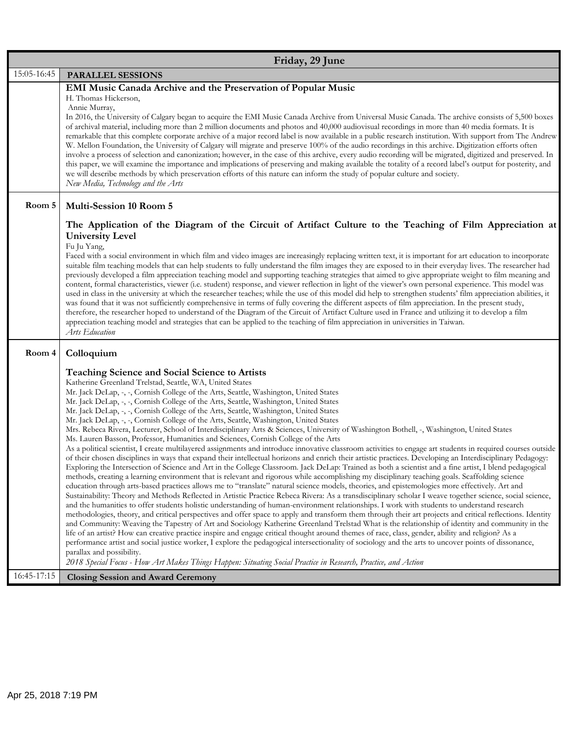## Friday, 29 June

**15:05-16:45** **PARALLEL SESSIONS**

### EMI Music Canada Archive and the Preservation of Popular Music

H. Thomas Hickerson,
Annie Murray,

In 2016, the University of Calgary began to acquire the EMI Music Canada Archive from Universal Music Canada. The archive consists of 5,500 boxes of archival material, including more than 2 million documents and photos and 40,000 audiovisual recordings in more than 40 media formats. It is remarkable that this complete corporate archive of a major record label is now available in a public research institution. With support from The Andrew W. Mellon Foundation, the University of Calgary will migrate and preserve 100% of the audio recordings in this archive. Digitization efforts often involve a process of selection and canonization; however, in the case of this archive, every audio recording will be migrated, digitized and preserved. In this paper, we will examine the importance and implications of preserving and making available the totality of a record label's output for posterity, and we will describe methods by which preservation efforts of this nature can inform the study of popular culture and society.

*New Media, Technology and the Arts*

**Room 5** **Multi-Session 10 Room 5**

### The Application of the Diagram of the Circuit of Artifact Culture to the Teaching of Film Appreciation at University Level

Fu Ju Yang,

Faced with a social environment in which film and video images are increasingly replacing written text, it is important for art education to incorporate suitable film teaching models that can help students to fully understand the film images they are exposed to in their everyday lives. The researcher had previously developed a film appreciation teaching model and supporting teaching strategies that aimed to give appropriate weight to film meaning and content, formal characteristics, viewer (i.e. student) response, and viewer reflection in light of the viewer's own personal experience. This model was used in class in the university at which the researcher teaches; while the use of this model did help to strengthen students' film appreciation abilities, it was found that it was not sufficiently comprehensive in terms of fully covering the different aspects of film appreciation. In the present study, therefore, the researcher hoped to understand of the Diagram of the Circuit of Artifact Culture used in France and utilizing it to develop a film appreciation teaching model and strategies that can be applied to the teaching of film appreciation in universities in Taiwan.

*Arts Education*

**Room 4** **Colloquium**

### Teaching Science and Social Science to Artists

Katherine Greenland Trelstad, Seattle, WA, United States
Mr. Jack DeLap, -, -, Cornish College of the Arts, Seattle, Washington, United States
Mr. Jack DeLap, -, -, Cornish College of the Arts, Seattle, Washington, United States
Mr. Jack DeLap, -, -, Cornish College of the Arts, Seattle, Washington, United States
Mr. Jack DeLap, -, -, Cornish College of the Arts, Seattle, Washington, United States
Mrs. Rebeca Rivera, Lecturer, School of Interdisciplinary Arts & Sciences, University of Washington Bothell, -, Washington, United States
Ms. Lauren Basson, Professor, Humanities and Sciences, Cornish College of the Arts

As a political scientist, I create multilayered assignments and introduce innovative classroom activities to engage art students in required courses outside of their chosen disciplines in ways that expand their intellectual horizons and enrich their artistic practices. Developing an Interdisciplinary Pedagogy: Exploring the Intersection of Science and Art in the College Classroom. Jack DeLap: Trained as both a scientist and a fine artist, I blend pedagogical methods, creating a learning environment that is relevant and rigorous while accomplishing my disciplinary teaching goals. Scaffolding science education through arts-based practices allows me to "translate" natural science models, theories, and epistemologies more effectively. Art and Sustainability: Theory and Methods Reflected in Artistic Practice Rebeca Rivera: As a transdisciplinary scholar I weave together science, social science, and the humanities to offer students holistic understanding of human-environment relationships. I work with students to understand research methodologies, theory, and critical perspectives and offer space to apply and transform them through their art projects and critical reflections. Identity and Community: Weaving the Tapestry of Art and Sociology Katherine Greenland Trelstad What is the relationship of identity and community in the life of an artist? How can creative practice inspire and engage critical thought around themes of race, class, gender, ability and religion? As a performance artist and social justice worker, I explore the pedagogical intersectionality of sociology and the arts to uncover points of dissonance, parallax and possibility.

*2018 Special Focus - How Art Makes Things Happen: Situating Social Practice in Research, Practice, and Action*

**16:45-17:15** **Closing Session and Award Ceremony**